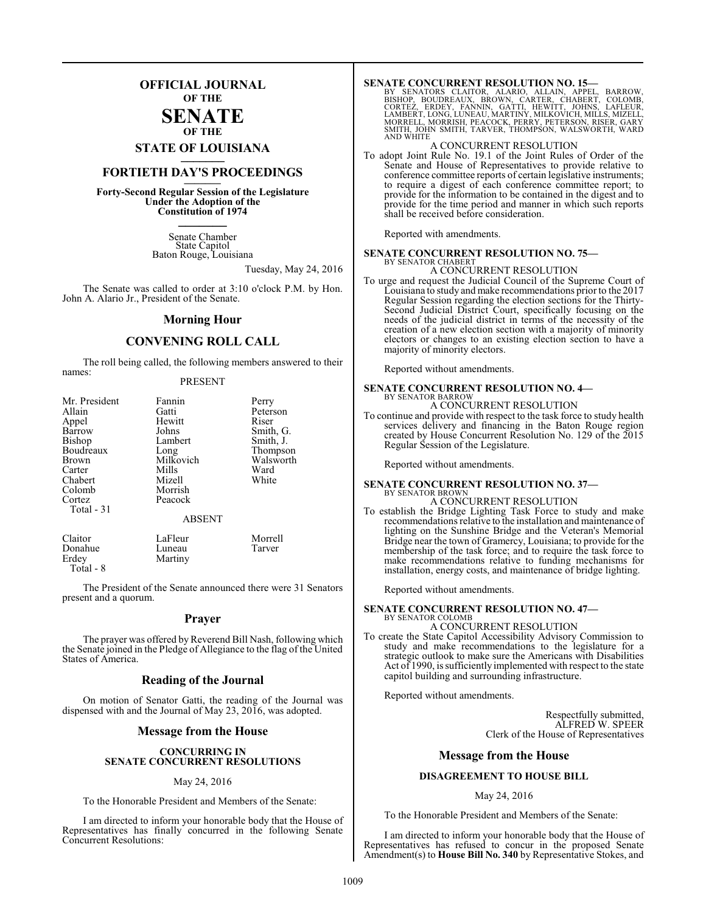# OFFICIAL JOURNAL
## OF THE
# SENATE
## OF THE
## STATE OF LOUISIANA

# FORTIETH DAY'S PROCEEDINGS

**Forty-Second Regular Session of the Legislature Under the Adoption of the Constitution of 1974**

Senate Chamber
State Capitol
Baton Rouge, Louisiana

Tuesday, May 24, 2016

The Senate was called to order at 3:10 o'clock P.M. by Hon. John A. Alario Jr., President of the Senate.

## Morning Hour

## CONVENING ROLL CALL

The roll being called, the following members answered to their names:

PRESENT

| | | |
|---|---|---|
| Mr. President | Fannin | Perry |
| Allain | Gatti | Peterson |
| Appel | Hewitt | Riser |
| Barrow | Johns | Smith, G. |
| Bishop | Lambert | Smith, J. |
| Boudreaux | Long | Thompson |
| Brown | Milkovich | Walsworth |
| Carter | Mills | Ward |
| Chabert | Mizell | White |
| Colomb | Morrish | |
| Cortez | Peacock | |
| Total - 31 | | |

ABSENT

| | | |
|---|---|---|
| Claitor | LaFleur | Morrell |
| Donahue | Luneau | Tarver |
| Erdey | Martiny | |
| Total - 8 | | |

The President of the Senate announced there were 31 Senators present and a quorum.

## Prayer

The prayer was offered by Reverend Bill Nash, following which the Senate joined in the Pledge of Allegiance to the flag of the United States of America.

## Reading of the Journal

On motion of Senator Gatti, the reading of the Journal was dispensed with and the Journal of May 23, 2016, was adopted.

## Message from the House

**CONCURRING IN SENATE CONCURRENT RESOLUTIONS**

May 24, 2016

To the Honorable President and Members of the Senate:

I am directed to inform your honorable body that the House of Representatives has finally concurred in the following Senate Concurrent Resolutions:

**SENATE CONCURRENT RESOLUTION NO. 15—**
BY SENATORS CLAITOR, ALARIO, ALLAIN, APPEL, BARROW, BISHOP, BOUDREAUX, BROWN, CARTER, CHABERT, COLOMB, CORTEZ, ERDEY, FANNIN, GATTI, HEWITT, JOHNS, LAFLEUR, LAMBERT, LONG, LUNEAU, MARTINY, MILKOVICH, MILLS, MIZELL, MORRELL, MORRISH, PEACOCK, PERRY, PETERSON, RISER, GARY SMITH, JOHN SMITH, TARVER, THOMPSON, WALSWORTH, WARD AND WHITE

A CONCURRENT RESOLUTION

To adopt Joint Rule No. 19.1 of the Joint Rules of Order of the Senate and House of Representatives to provide relative to conference committee reports of certain legislative instruments; to require a digest of each conference committee report; to provide for the information to be contained in the digest and to provide for the time period and manner in which such reports shall be received before consideration.

Reported with amendments.

**SENATE CONCURRENT RESOLUTION NO. 75—**
BY SENATOR CHABERT

A CONCURRENT RESOLUTION

To urge and request the Judicial Council of the Supreme Court of Louisiana to study and make recommendations prior to the 2017 Regular Session regarding the election sections for the Thirty-Second Judicial District Court, specifically focusing on the needs of the judicial district in terms of the necessity of the creation of a new election section with a majority of minority electors or changes to an existing election section to have a majority of minority electors.

Reported without amendments.

**SENATE CONCURRENT RESOLUTION NO. 4—**
BY SENATOR BARROW

A CONCURRENT RESOLUTION

To continue and provide with respect to the task force to study health services delivery and financing in the Baton Rouge region created by House Concurrent Resolution No. 129 of the 2015 Regular Session of the Legislature.

Reported without amendments.

**SENATE CONCURRENT RESOLUTION NO. 37—**
BY SENATOR BROWN

A CONCURRENT RESOLUTION

To establish the Bridge Lighting Task Force to study and make recommendations relative to the installation and maintenance of lighting on the Sunshine Bridge and the Veteran's Memorial Bridge near the town of Gramercy, Louisiana; to provide for the membership of the task force; and to require the task force to make recommendations relative to funding mechanisms for installation, energy costs, and maintenance of bridge lighting.

Reported without amendments.

**SENATE CONCURRENT RESOLUTION NO. 47—**
BY SENATOR COLOMB

A CONCURRENT RESOLUTION

To create the State Capitol Accessibility Advisory Commission to study and make recommendations to the legislature for a strategic outlook to make sure the Americans with Disabilities Act of 1990, is sufficiently implemented with respect to the state capitol building and surrounding infrastructure.

Reported without amendments.

Respectfully submitted,
ALFRED W. SPEER
Clerk of the House of Representatives

## Message from the House

**DISAGREEMENT TO HOUSE BILL**

May 24, 2016

To the Honorable President and Members of the Senate:

I am directed to inform your honorable body that the House of Representatives has refused to concur in the proposed Senate Amendment(s) to **House Bill No. 340** by Representative Stokes, and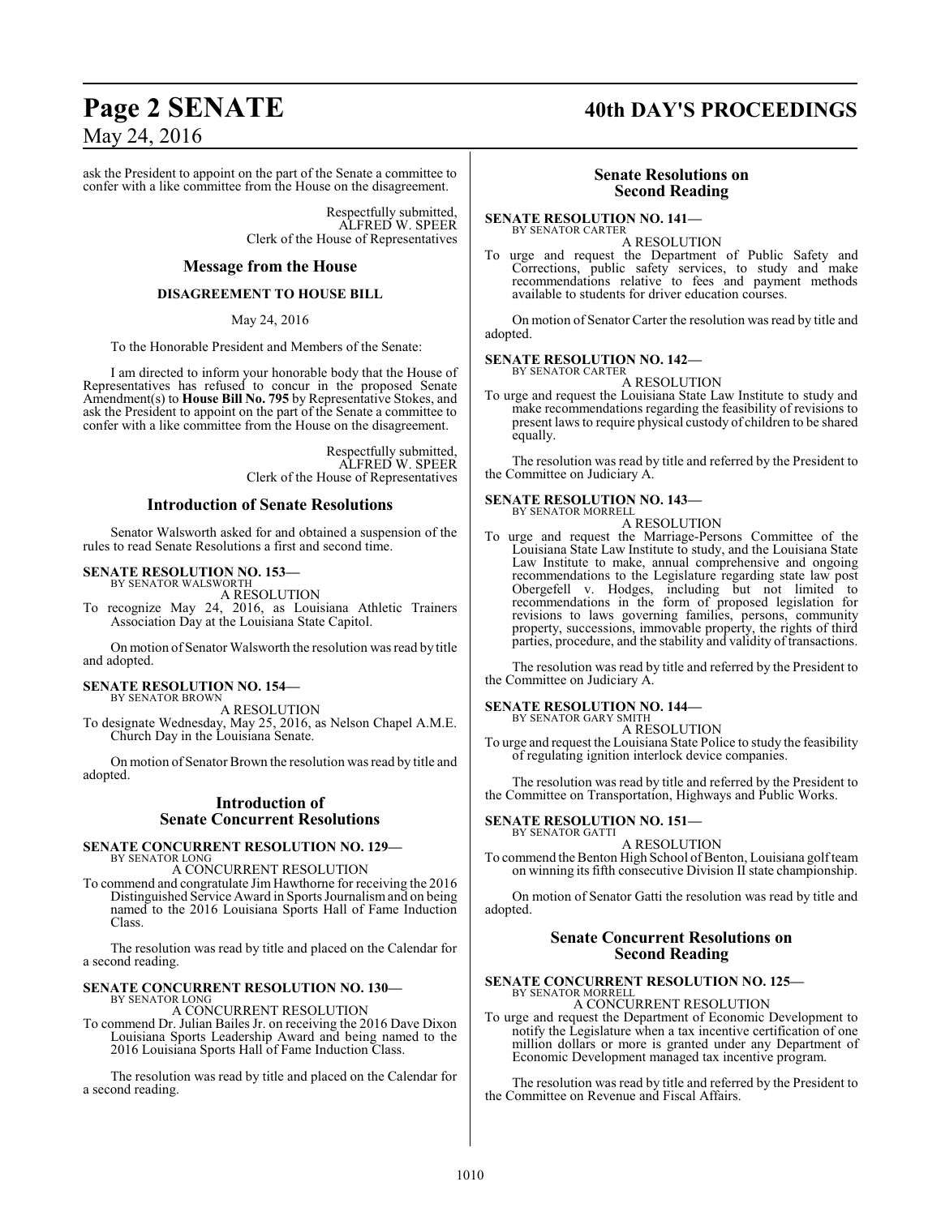ask the President to appoint on the part of the Senate a committee to confer with a like committee from the House on the disagreement.

Respectfully submitted,
ALFRED W. SPEER
Clerk of the House of Representatives

## Message from the House

### DISAGREEMENT TO HOUSE BILL

May 24, 2016

To the Honorable President and Members of the Senate:

I am directed to inform your honorable body that the House of Representatives has refused to concur in the proposed Senate Amendment(s) to **House Bill No. 795** by Representative Stokes, and ask the President to appoint on the part of the Senate a committee to confer with a like committee from the House on the disagreement.

Respectfully submitted,
ALFRED W. SPEER
Clerk of the House of Representatives

## Introduction of Senate Resolutions

Senator Walsworth asked for and obtained a suspension of the rules to read Senate Resolutions a first and second time.

**SENATE RESOLUTION NO. 153—**
BY SENATOR WALSWORTH
A RESOLUTION
To recognize May 24, 2016, as Louisiana Athletic Trainers Association Day at the Louisiana State Capitol.

On motion of Senator Walsworth the resolution was read by title and adopted.

**SENATE RESOLUTION NO. 154—**
BY SENATOR BROWN
A RESOLUTION
To designate Wednesday, May 25, 2016, as Nelson Chapel A.M.E. Church Day in the Louisiana Senate.

On motion of Senator Brown the resolution was read by title and adopted.

## Introduction of Senate Concurrent Resolutions

**SENATE CONCURRENT RESOLUTION NO. 129—**
BY SENATOR LONG
A CONCURRENT RESOLUTION
To commend and congratulate Jim Hawthorne for receiving the 2016 Distinguished Service Award in Sports Journalism and on being named to the 2016 Louisiana Sports Hall of Fame Induction Class.

The resolution was read by title and placed on the Calendar for a second reading.

**SENATE CONCURRENT RESOLUTION NO. 130—**
BY SENATOR LONG
A CONCURRENT RESOLUTION
To commend Dr. Julian Bailes Jr. on receiving the 2016 Dave Dixon Louisiana Sports Leadership Award and being named to the 2016 Louisiana Sports Hall of Fame Induction Class.

The resolution was read by title and placed on the Calendar for a second reading.

## Senate Resolutions on Second Reading

**SENATE RESOLUTION NO. 141—**
BY SENATOR CARTER
A RESOLUTION
To urge and request the Department of Public Safety and Corrections, public safety services, to study and make recommendations relative to fees and payment methods available to students for driver education courses.

On motion of Senator Carter the resolution was read by title and adopted.

**SENATE RESOLUTION NO. 142—**
BY SENATOR CARTER
A RESOLUTION
To urge and request the Louisiana State Law Institute to study and make recommendations regarding the feasibility of revisions to present laws to require physical custody of children to be shared equally.

The resolution was read by title and referred by the President to the Committee on Judiciary A.

**SENATE RESOLUTION NO. 143—**
BY SENATOR MORRELL
A RESOLUTION
To urge and request the Marriage-Persons Committee of the Louisiana State Law Institute to study, and the Louisiana State Law Institute to make, annual comprehensive and ongoing recommendations to the Legislature regarding state law post Obergefell v. Hodges, including but not limited to recommendations in the form of proposed legislation for revisions to laws governing families, persons, community property, successions, immovable property, the rights of third parties, procedure, and the stability and validity of transactions.

The resolution was read by title and referred by the President to the Committee on Judiciary A.

**SENATE RESOLUTION NO. 144—**
BY SENATOR GARY SMITH
A RESOLUTION
To urge and request the Louisiana State Police to study the feasibility of regulating ignition interlock device companies.

The resolution was read by title and referred by the President to the Committee on Transportation, Highways and Public Works.

**SENATE RESOLUTION NO. 151—**
BY SENATOR GATTI
A RESOLUTION
To commend the Benton High School of Benton, Louisiana golf team on winning its fifth consecutive Division II state championship.

On motion of Senator Gatti the resolution was read by title and adopted.

## Senate Concurrent Resolutions on Second Reading

**SENATE CONCURRENT RESOLUTION NO. 125—**
BY SENATOR MORRELL
A CONCURRENT RESOLUTION
To urge and request the Department of Economic Development to notify the Legislature when a tax incentive certification of one million dollars or more is granted under any Department of Economic Development managed tax incentive program.

The resolution was read by title and referred by the President to the Committee on Revenue and Fiscal Affairs.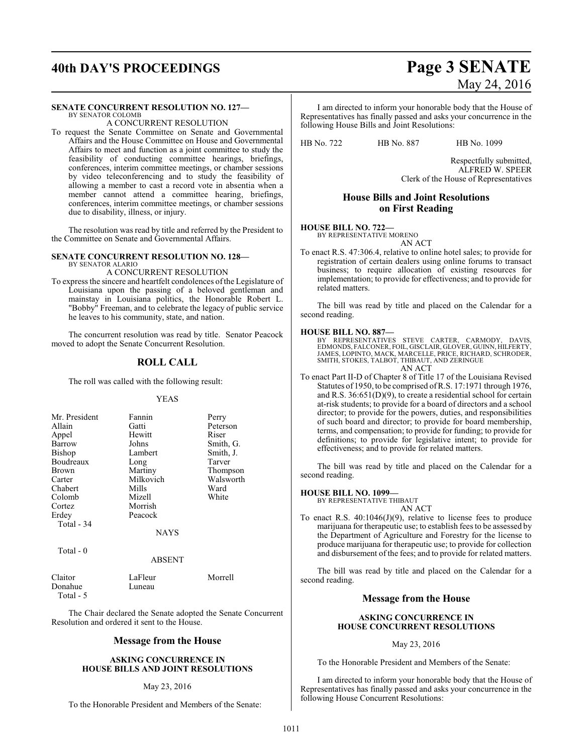**SENATE CONCURRENT RESOLUTION NO. 127—**
BY SENATOR COLOMB

A CONCURRENT RESOLUTION

To request the Senate Committee on Senate and Governmental Affairs and the House Committee on House and Governmental Affairs to meet and function as a joint committee to study the feasibility of conducting committee hearings, briefings, conferences, interim committee meetings, or chamber sessions by video teleconferencing and to study the feasibility of allowing a member to cast a record vote in absentia when a member cannot attend a committee hearing, briefings, conferences, interim committee meetings, or chamber sessions due to disability, illness, or injury.

The resolution was read by title and referred by the President to the Committee on Senate and Governmental Affairs.

**SENATE CONCURRENT RESOLUTION NO. 128—**
BY SENATOR ALARIO

A CONCURRENT RESOLUTION

To express the sincere and heartfelt condolences of the Legislature of Louisiana upon the passing of a beloved gentleman and mainstay in Louisiana politics, the Honorable Robert L. "Bobby" Freeman, and to celebrate the legacy of public service he leaves to his community, state, and nation.

The concurrent resolution was read by title. Senator Peacock moved to adopt the Senate Concurrent Resolution.

## ROLL CALL

The roll was called with the following result:

YEAS

| | | |
|---|---|---|
| Mr. President | Fannin | Perry |
| Allain | Gatti | Peterson |
| Appel | Hewitt | Riser |
| Barrow | Johns | Smith, G. |
| Bishop | Lambert | Smith, J. |
| Boudreaux | Long | Tarver |
| Brown | Martiny | Thompson |
| Carter | Milkovich | Walsworth |
| Chabert | Mills | Ward |
| Colomb | Mizell | White |
| Cortez | Morrish | |
| Erdey | Peacock | |

Total - 34

NAYS

Total - 0

ABSENT

| | | |
|---|---|---|
| Claitor | LaFleur | Morrell |
| Donahue | Luneau | |

Total - 5

The Chair declared the Senate adopted the Senate Concurrent Resolution and ordered it sent to the House.

## Message from the House

**ASKING CONCURRENCE IN HOUSE BILLS AND JOINT RESOLUTIONS**

May 23, 2016

To the Honorable President and Members of the Senate:

I am directed to inform your honorable body that the House of Representatives has finally passed and asks your concurrence in the following House Bills and Joint Resolutions:

HB No. 722 HB No. 887 HB No. 1099

Respectfully submitted,
ALFRED W. SPEER
Clerk of the House of Representatives

## House Bills and Joint Resolutions on First Reading

**HOUSE BILL NO. 722—**
BY REPRESENTATIVE MORENO

AN ACT

To enact R.S. 47:306.4, relative to online hotel sales; to provide for registration of certain dealers using online forums to transact business; to require allocation of existing resources for implementation; to provide for effectiveness; and to provide for related matters.

The bill was read by title and placed on the Calendar for a second reading.

**HOUSE BILL NO. 887—**
BY REPRESENTATIVES STEVE CARTER, CARMODY, DAVIS, EDMONDS, FALCONER, FOIL, GISCLAIR, GLOVER, GUINN, HILFERTY, JAMES, LOPINTO, MACK, MARCELLE, PRICE, RICHARD, SCHRODER, SMITH, STOKES, TALBOT, THIBAUT, AND ZERINGUE

AN ACT

To enact Part II-D of Chapter 8 of Title 17 of the Louisiana Revised Statutes of 1950, to be comprised of R.S. 17:1971 through 1976, and R.S. 36:651(D)(9), to create a residential school for certain at-risk students; to provide for a board of directors and a school director; to provide for the powers, duties, and responsibilities of such board and director; to provide for board membership, terms, and compensation; to provide for funding; to provide for definitions; to provide for legislative intent; to provide for effectiveness; and to provide for related matters.

The bill was read by title and placed on the Calendar for a second reading.

**HOUSE BILL NO. 1099—**
BY REPRESENTATIVE THIBAUT

AN ACT

To enact R.S. 40:1046(J)(9), relative to license fees to produce marijuana for therapeutic use; to establish fees to be assessed by the Department of Agriculture and Forestry for the license to produce marijuana for therapeutic use; to provide for collection and disbursement of the fees; and to provide for related matters.

The bill was read by title and placed on the Calendar for a second reading.

## Message from the House

**ASKING CONCURRENCE IN HOUSE CONCURRENT RESOLUTIONS**

May 23, 2016

To the Honorable President and Members of the Senate:

I am directed to inform your honorable body that the House of Representatives has finally passed and asks your concurrence in the following House Concurrent Resolutions: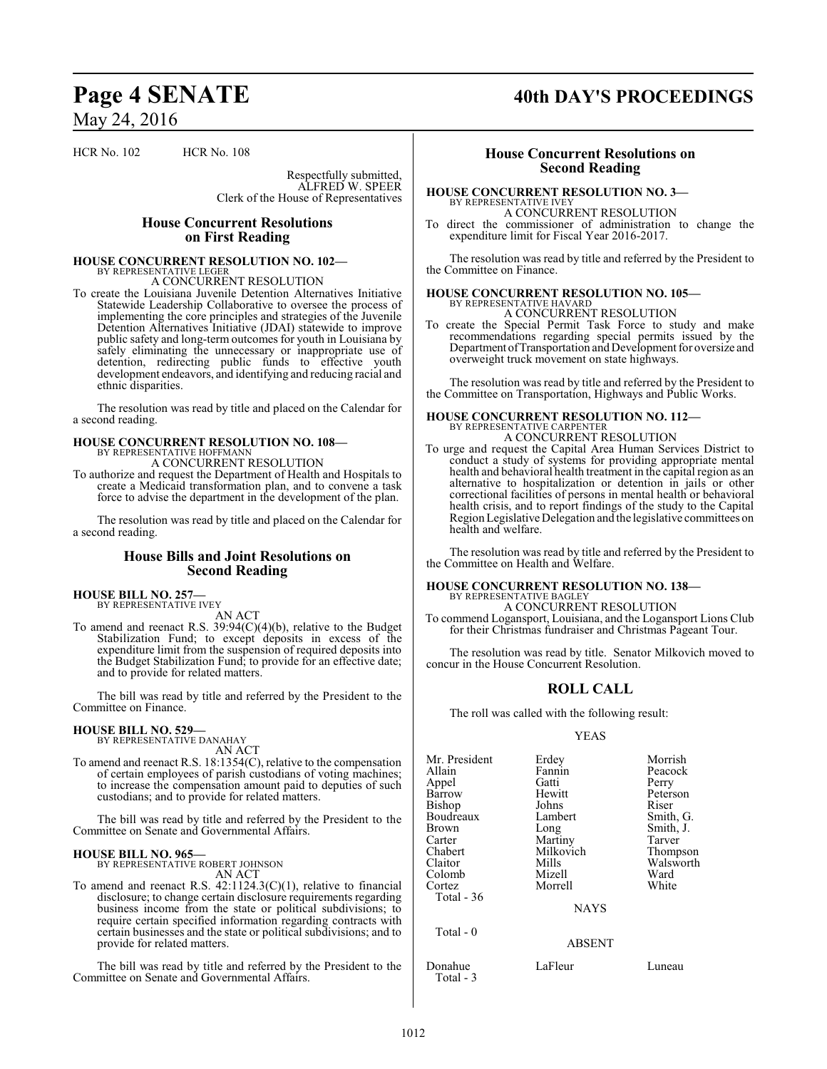HCR No. 102 HCR No. 108

Respectfully submitted,
ALFRED W. SPEER
Clerk of the House of Representatives

## House Concurrent Resolutions on First Reading

**HOUSE CONCURRENT RESOLUTION NO. 102—**
BY REPRESENTATIVE LEGER
A CONCURRENT RESOLUTION

To create the Louisiana Juvenile Detention Alternatives Initiative Statewide Leadership Collaborative to oversee the process of implementing the core principles and strategies of the Juvenile Detention Alternatives Initiative (JDAI) statewide to improve public safety and long-term outcomes for youth in Louisiana by safely eliminating the unnecessary or inappropriate use of detention, redirecting public funds to effective youth development endeavors, and identifying and reducing racial and ethnic disparities.

The resolution was read by title and placed on the Calendar for a second reading.

**HOUSE CONCURRENT RESOLUTION NO. 108—**
BY REPRESENTATIVE HOFFMANN
A CONCURRENT RESOLUTION

To authorize and request the Department of Health and Hospitals to create a Medicaid transformation plan, and to convene a task force to advise the department in the development of the plan.

The resolution was read by title and placed on the Calendar for a second reading.

## House Bills and Joint Resolutions on Second Reading

**HOUSE BILL NO. 257—**
BY REPRESENTATIVE IVEY
AN ACT

To amend and reenact R.S. 39:94(C)(4)(b), relative to the Budget Stabilization Fund; to except deposits in excess of the expenditure limit from the suspension of required deposits into the Budget Stabilization Fund; to provide for an effective date; and to provide for related matters.

The bill was read by title and referred by the President to the Committee on Finance.

**HOUSE BILL NO. 529—**
BY REPRESENTATIVE DANAHAY
AN ACT

To amend and reenact R.S. 18:1354(C), relative to the compensation of certain employees of parish custodians of voting machines; to increase the compensation amount paid to deputies of such custodians; and to provide for related matters.

The bill was read by title and referred by the President to the Committee on Senate and Governmental Affairs.

**HOUSE BILL NO. 965—**
BY REPRESENTATIVE ROBERT JOHNSON
AN ACT

To amend and reenact R.S. 42:1124.3(C)(1), relative to financial disclosure; to change certain disclosure requirements regarding business income from the state or political subdivisions; to require certain specified information regarding contracts with certain businesses and the state or political subdivisions; and to provide for related matters.

The bill was read by title and referred by the President to the Committee on Senate and Governmental Affairs.

## House Concurrent Resolutions on Second Reading

**HOUSE CONCURRENT RESOLUTION NO. 3—**
BY REPRESENTATIVE IVEY
A CONCURRENT RESOLUTION

To direct the commissioner of administration to change the expenditure limit for Fiscal Year 2016-2017.

The resolution was read by title and referred by the President to the Committee on Finance.

**HOUSE CONCURRENT RESOLUTION NO. 105—**
BY REPRESENTATIVE HAVARD
A CONCURRENT RESOLUTION

To create the Special Permit Task Force to study and make recommendations regarding special permits issued by the Department of Transportation and Development for oversize and overweight truck movement on state highways.

The resolution was read by title and referred by the President to the Committee on Transportation, Highways and Public Works.

**HOUSE CONCURRENT RESOLUTION NO. 112—**
BY REPRESENTATIVE CARPENTER
A CONCURRENT RESOLUTION

To urge and request the Capital Area Human Services District to conduct a study of systems for providing appropriate mental health and behavioral health treatment in the capital region as an alternative to hospitalization or detention in jails or other correctional facilities of persons in mental health or behavioral health crisis, and to report findings of the study to the Capital Region Legislative Delegation and the legislative committees on health and welfare.

The resolution was read by title and referred by the President to the Committee on Health and Welfare.

**HOUSE CONCURRENT RESOLUTION NO. 138—**
BY REPRESENTATIVE BAGLEY
A CONCURRENT RESOLUTION

To commend Logansport, Louisiana, and the Logansport Lions Club for their Christmas fundraiser and Christmas Pageant Tour.

The resolution was read by title. Senator Milkovich moved to concur in the House Concurrent Resolution.

## ROLL CALL

The roll was called with the following result:

YEAS

| | | |
|---|---|---|
| Mr. President | Erdey | Morrish |
| Allain | Fannin | Peacock |
| Appel | Gatti | Perry |
| Barrow | Hewitt | Peterson |
| Bishop | Johns | Riser |
| Boudreaux | Lambert | Smith, G. |
| Brown | Long | Smith, J. |
| Carter | Martiny | Tarver |
| Chabert | Milkovich | Thompson |
| Claitor | Mills | Walsworth |
| Colomb | Mizell | Ward |
| Cortez | Morrell | White |

Total - 36

NAYS

Total - 0

ABSENT

| | | |
|---|---|---|
| Donahue | LaFleur | Luneau |

Total - 3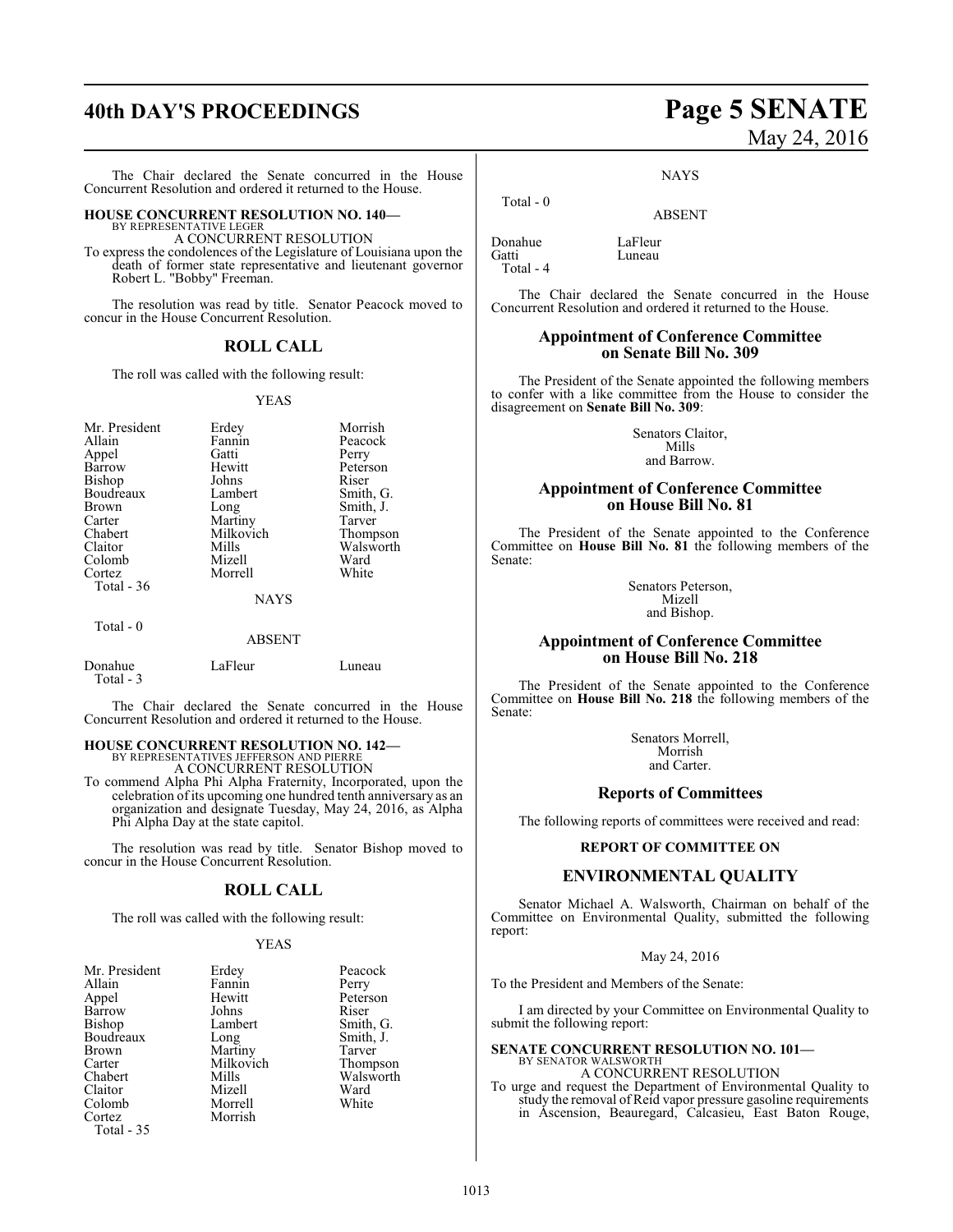The Chair declared the Senate concurred in the House Concurrent Resolution and ordered it returned to the House.

**HOUSE CONCURRENT RESOLUTION NO. 140—**
BY REPRESENTATIVE LEGER
A CONCURRENT RESOLUTION

To express the condolences of the Legislature of Louisiana upon the death of former state representative and lieutenant governor Robert L. "Bobby" Freeman.

The resolution was read by title. Senator Peacock moved to concur in the House Concurrent Resolution.

## ROLL CALL

The roll was called with the following result:

YEAS

| | | |
|---|---|---|
| Mr. President | Erdey | Morrish |
| Allain | Fannin | Peacock |
| Appel | Gatti | Perry |
| Barrow | Hewitt | Peterson |
| Bishop | Johns | Riser |
| Boudreaux | Lambert | Smith, G. |
| Brown | Long | Smith, J. |
| Carter | Martiny | Tarver |
| Chabert | Milkovich | Thompson |
| Claitor | Mills | Walsworth |
| Colomb | Mizell | Ward |
| Cortez | Morrell | White |

Total - 36

NAYS

Total - 0

ABSENT

| | | |
|---|---|---|
| Donahue | LaFleur | Luneau |

Total - 3

The Chair declared the Senate concurred in the House Concurrent Resolution and ordered it returned to the House.

**HOUSE CONCURRENT RESOLUTION NO. 142—**
BY REPRESENTATIVES JEFFERSON AND PIERRE
A CONCURRENT RESOLUTION

To commend Alpha Phi Alpha Fraternity, Incorporated, upon the celebration of its upcoming one hundred tenth anniversary as an organization and designate Tuesday, May 24, 2016, as Alpha Phi Alpha Day at the state capitol.

The resolution was read by title. Senator Bishop moved to concur in the House Concurrent Resolution.

## ROLL CALL

The roll was called with the following result:

YEAS

| | | |
|---|---|---|
| Mr. President | Erdey | Peacock |
| Allain | Fannin | Perry |
| Appel | Hewitt | Peterson |
| Barrow | Johns | Riser |
| Bishop | Lambert | Smith, G. |
| Boudreaux | Long | Smith, J. |
| Brown | Martiny | Tarver |
| Carter | Milkovich | Thompson |
| Chabert | Mills | Walsworth |
| Claitor | Mizell | Ward |
| Colomb | Morrell | White |
| Cortez | Morrish | |

Total - 35

NAYS

Total - 0

ABSENT

| | |
|---|---|
| Donahue | LaFleur |
| Gatti | Luneau |

Total - 4

The Chair declared the Senate concurred in the House Concurrent Resolution and ordered it returned to the House.

## Appointment of Conference Committee on Senate Bill No. 309

The President of the Senate appointed the following members to confer with a like committee from the House to consider the disagreement on **Senate Bill No. 309**:

Senators Claitor,
Mills
and Barrow.

## Appointment of Conference Committee on House Bill No. 81

The President of the Senate appointed to the Conference Committee on **House Bill No. 81** the following members of the Senate:

Senators Peterson,
Mizell
and Bishop.

## Appointment of Conference Committee on House Bill No. 218

The President of the Senate appointed to the Conference Committee on **House Bill No. 218** the following members of the Senate:

Senators Morrell,
Morrish
and Carter.

## Reports of Committees

The following reports of committees were received and read:

**REPORT OF COMMITTEE ON**

## ENVIRONMENTAL QUALITY

Senator Michael A. Walsworth, Chairman on behalf of the Committee on Environmental Quality, submitted the following report:

May 24, 2016

To the President and Members of the Senate:

I am directed by your Committee on Environmental Quality to submit the following report:

**SENATE CONCURRENT RESOLUTION NO. 101—**
BY SENATOR WALSWORTH
A CONCURRENT RESOLUTION

To urge and request the Department of Environmental Quality to study the removal of Reid vapor pressure gasoline requirements in Ascension, Beauregard, Calcasieu, East Baton Rouge,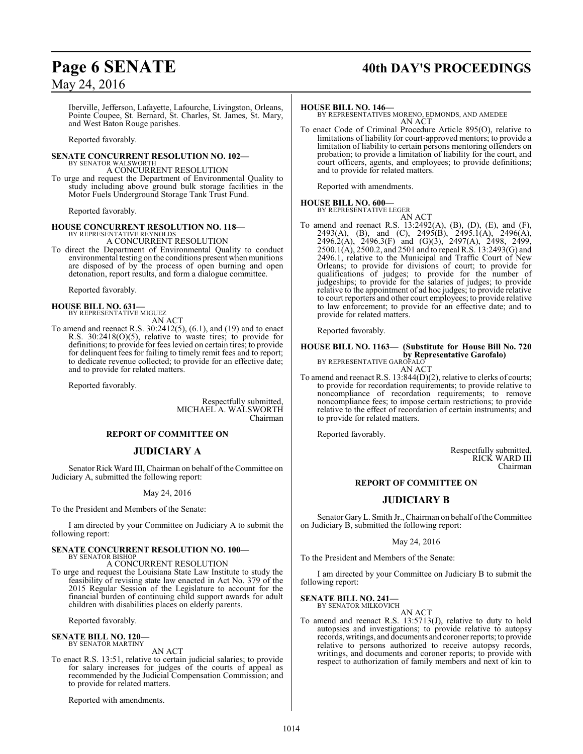Iberville, Jefferson, Lafayette, Lafourche, Livingston, Orleans, Pointe Coupee, St. Bernard, St. Charles, St. James, St. Mary, and West Baton Rouge parishes.

Reported favorably.

**SENATE CONCURRENT RESOLUTION NO. 102—**
BY SENATOR WALSWORTH
A CONCURRENT RESOLUTION
To urge and request the Department of Environmental Quality to study including above ground bulk storage facilities in the Motor Fuels Underground Storage Tank Trust Fund.

Reported favorably.

**HOUSE CONCURRENT RESOLUTION NO. 118—**
BY REPRESENTATIVE REYNOLDS
A CONCURRENT RESOLUTION
To direct the Department of Environmental Quality to conduct environmental testing on the conditions present when munitions are disposed of by the process of open burning and open detonation, report results, and form a dialogue committee.

Reported favorably.

**HOUSE BILL NO. 631—**
BY REPRESENTATIVE MIGUEZ
AN ACT
To amend and reenact R.S. 30:2412(5), (6.1), and (19) and to enact R.S. 30:2418(O)(5), relative to waste tires; to provide for definitions; to provide for fees levied on certain tires; to provide for delinquent fees for failing to timely remit fees and to report; to dedicate revenue collected; to provide for an effective date; and to provide for related matters.

Reported favorably.

Respectfully submitted,
MICHAEL A. WALSWORTH
Chairman

**REPORT OF COMMITTEE ON**

## JUDICIARY A

Senator Rick Ward III, Chairman on behalf of the Committee on Judiciary A, submitted the following report:

May 24, 2016

To the President and Members of the Senate:

I am directed by your Committee on Judiciary A to submit the following report:

**SENATE CONCURRENT RESOLUTION NO. 100—**
BY SENATOR BISHOP
A CONCURRENT RESOLUTION
To urge and request the Louisiana State Law Institute to study the feasibility of revising state law enacted in Act No. 379 of the 2015 Regular Session of the Legislature to account for the financial burden of continuing child support awards for adult children with disabilities places on elderly parents.

Reported favorably.

**SENATE BILL NO. 120—**
BY SENATOR MARTINY
AN ACT
To enact R.S. 13:51, relative to certain judicial salaries; to provide for salary increases for judges of the courts of appeal as recommended by the Judicial Compensation Commission; and to provide for related matters.

Reported with amendments.

**HOUSE BILL NO. 146—**
BY REPRESENTATIVES MORENO, EDMONDS, AND AMEDEE
AN ACT
To enact Code of Criminal Procedure Article 895(O), relative to limitations of liability for court-approved mentors; to provide a limitation of liability to certain persons mentoring offenders on probation; to provide a limitation of liability for the court, and court officers, agents, and employees; to provide definitions; and to provide for related matters.

Reported with amendments.

**HOUSE BILL NO. 600—**
BY REPRESENTATIVE LEGER
AN ACT
To amend and reenact R.S. 13:2492(A), (B), (D), (E), and (F), 2493(A), (B), and (C), 2495(B), 2495.1(A), 2496(A), 2496.2(A), 2496.3(F) and (G)(3), 2497(A), 2498, 2499, 2500.1(A), 2500.2, and 2501 and to repeal R.S. 13:2493(G) and 2496.1, relative to the Municipal and Traffic Court of New Orleans; to provide for divisions of court; to provide for qualifications of judges; to provide for the number of judgeships; to provide for the salaries of judges; to provide relative to the appointment of ad hoc judges; to provide relative to court reporters and other court employees; to provide relative to law enforcement; to provide for an effective date; and to provide for related matters.

Reported favorably.

**HOUSE BILL NO. 1163— (Substitute for House Bill No. 720 by Representative Garofalo)**
BY REPRESENTATIVE GAROFALO
AN ACT
To amend and reenact R.S. 13:844(D)(2), relative to clerks of courts; to provide for recordation requirements; to provide relative to noncompliance of recordation requirements; to remove noncompliance fees; to impose certain restrictions; to provide relative to the effect of recordation of certain instruments; and to provide for related matters.

Reported favorably.

Respectfully submitted,
RICK WARD III
Chairman

**REPORT OF COMMITTEE ON**

## JUDICIARY B

Senator Gary L. Smith Jr., Chairman on behalf of the Committee on Judiciary B, submitted the following report:

May 24, 2016

To the President and Members of the Senate:

I am directed by your Committee on Judiciary B to submit the following report:

**SENATE BILL NO. 241—**
BY SENATOR MILKOVICH
AN ACT
To amend and reenact R.S. 13:5713(J), relative to duty to hold autopsies and investigations; to provide relative to autopsy records, writings, and documents and coroner reports; to provide relative to persons authorized to receive autopsy records, writings, and documents and coroner reports; to provide with respect to authorization of family members and next of kin to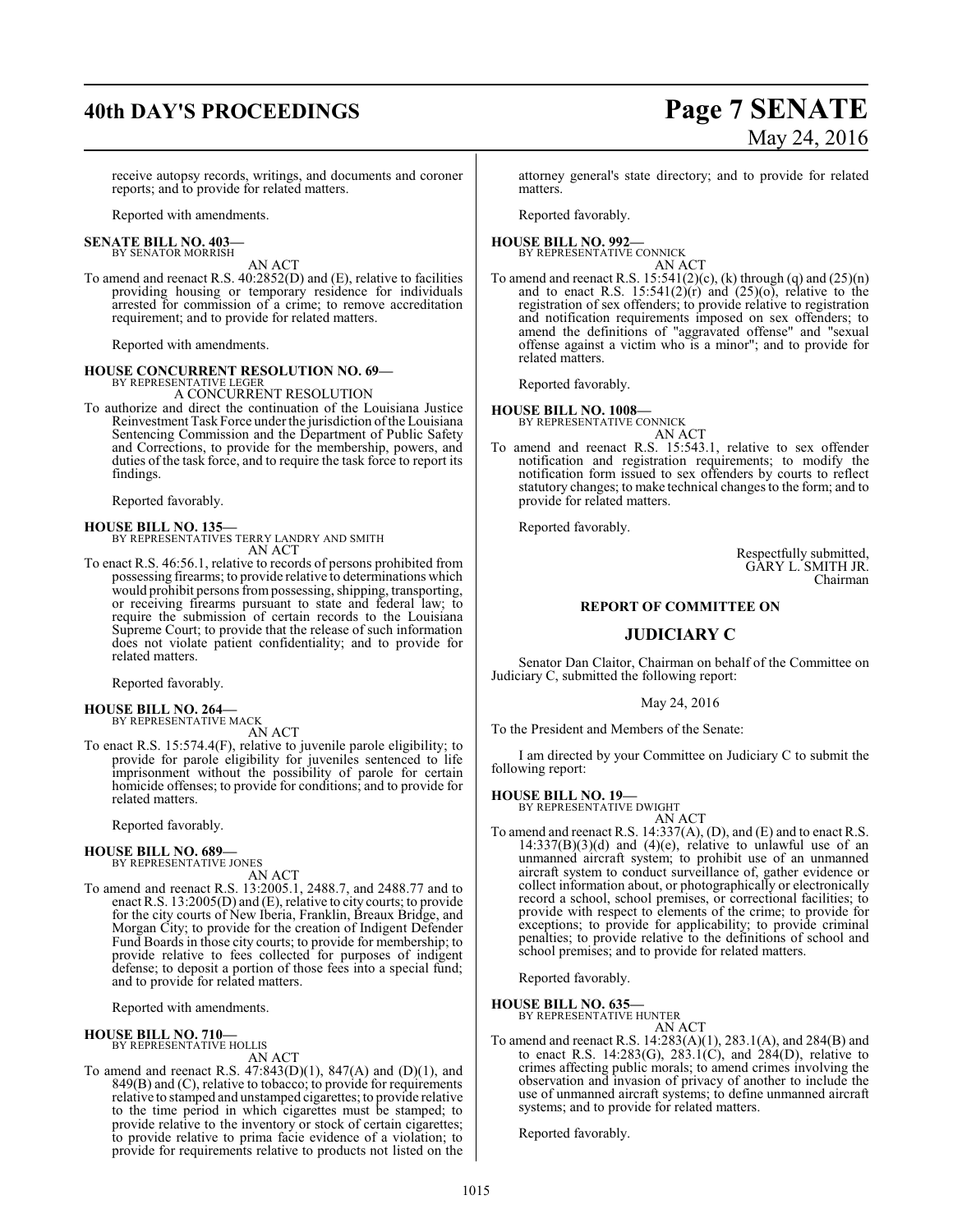receive autopsy records, writings, and documents and coroner reports; and to provide for related matters.

Reported with amendments.

**SENATE BILL NO. 403—**
BY SENATOR MORRISH

AN ACT

To amend and reenact R.S. 40:2852(D) and (E), relative to facilities providing housing or temporary residence for individuals arrested for commission of a crime; to remove accreditation requirement; and to provide for related matters.

Reported with amendments.

**HOUSE CONCURRENT RESOLUTION NO. 69—**
BY REPRESENTATIVE LEGER

A CONCURRENT RESOLUTION

To authorize and direct the continuation of the Louisiana Justice Reinvestment Task Force under the jurisdiction of the Louisiana Sentencing Commission and the Department of Public Safety and Corrections, to provide for the membership, powers, and duties of the task force, and to require the task force to report its findings.

Reported favorably.

**HOUSE BILL NO. 135—**
BY REPRESENTATIVES TERRY LANDRY AND SMITH

AN ACT

To enact R.S. 46:56.1, relative to records of persons prohibited from possessing firearms; to provide relative to determinations which would prohibit persons from possessing, shipping, transporting, or receiving firearms pursuant to state and federal law; to require the submission of certain records to the Louisiana Supreme Court; to provide that the release of such information does not violate patient confidentiality; and to provide for related matters.

Reported favorably.

**HOUSE BILL NO. 264—**
BY REPRESENTATIVE MACK

AN ACT

To enact R.S. 15:574.4(F), relative to juvenile parole eligibility; to provide for parole eligibility for juveniles sentenced to life imprisonment without the possibility of parole for certain homicide offenses; to provide for conditions; and to provide for related matters.

Reported favorably.

**HOUSE BILL NO. 689—**
BY REPRESENTATIVE JONES

AN ACT

To amend and reenact R.S. 13:2005.1, 2488.7, and 2488.77 and to enact R.S. 13:2005(D) and (E), relative to city courts; to provide for the city courts of New Iberia, Franklin, Breaux Bridge, and Morgan City; to provide for the creation of Indigent Defender Fund Boards in those city courts; to provide for membership; to provide relative to fees collected for purposes of indigent defense; to deposit a portion of those fees into a special fund; and to provide for related matters.

Reported with amendments.

**HOUSE BILL NO. 710—**
BY REPRESENTATIVE HOLLIS

AN ACT

To amend and reenact R.S. 47:843(D)(1), 847(A) and (D)(1), and 849(B) and (C), relative to tobacco; to provide for requirements relative to stamped and unstamped cigarettes; to provide relative to the time period in which cigarettes must be stamped; to provide relative to the inventory or stock of certain cigarettes; to provide relative to prima facie evidence of a violation; to provide for requirements relative to products not listed on the attorney general's state directory; and to provide for related matters.

Reported favorably.

**HOUSE BILL NO. 992—**
BY REPRESENTATIVE CONNICK

AN ACT

To amend and reenact R.S. 15:541(2)(c), (k) through (q) and (25)(n) and to enact R.S. 15:541(2)(r) and (25)(o), relative to the registration of sex offenders; to provide relative to registration and notification requirements imposed on sex offenders; to amend the definitions of "aggravated offense" and "sexual offense against a victim who is a minor"; and to provide for related matters.

Reported favorably.

**HOUSE BILL NO. 1008—**
BY REPRESENTATIVE CONNICK

AN ACT

To amend and reenact R.S. 15:543.1, relative to sex offender notification and registration requirements; to modify the notification form issued to sex offenders by courts to reflect statutory changes; to make technical changes to the form; and to provide for related matters.

Reported favorably.

Respectfully submitted,
GARY L. SMITH JR.
Chairman

## REPORT OF COMMITTEE ON

## JUDICIARY C

Senator Dan Claitor, Chairman on behalf of the Committee on Judiciary C, submitted the following report:

May 24, 2016

To the President and Members of the Senate:

I am directed by your Committee on Judiciary C to submit the following report:

**HOUSE BILL NO. 19—**
BY REPRESENTATIVE DWIGHT

AN ACT

To amend and reenact R.S. 14:337(A), (D), and (E) and to enact R.S. 14:337(B)(3)(d) and (4)(e), relative to unlawful use of an unmanned aircraft system; to prohibit use of an unmanned aircraft system to conduct surveillance of, gather evidence or collect information about, or photographically or electronically record a school, school premises, or correctional facilities; to provide with respect to elements of the crime; to provide for exceptions; to provide for applicability; to provide criminal penalties; to provide relative to the definitions of school and school premises; and to provide for related matters.

Reported favorably.

**HOUSE BILL NO. 635—**
BY REPRESENTATIVE HUNTER

AN ACT

To amend and reenact R.S. 14:283(A)(1), 283.1(A), and 284(B) and to enact R.S. 14:283(G), 283.1(C), and 284(D), relative to crimes affecting public morals; to amend crimes involving the observation and invasion of privacy of another to include the use of unmanned aircraft systems; to define unmanned aircraft systems; and to provide for related matters.

Reported favorably.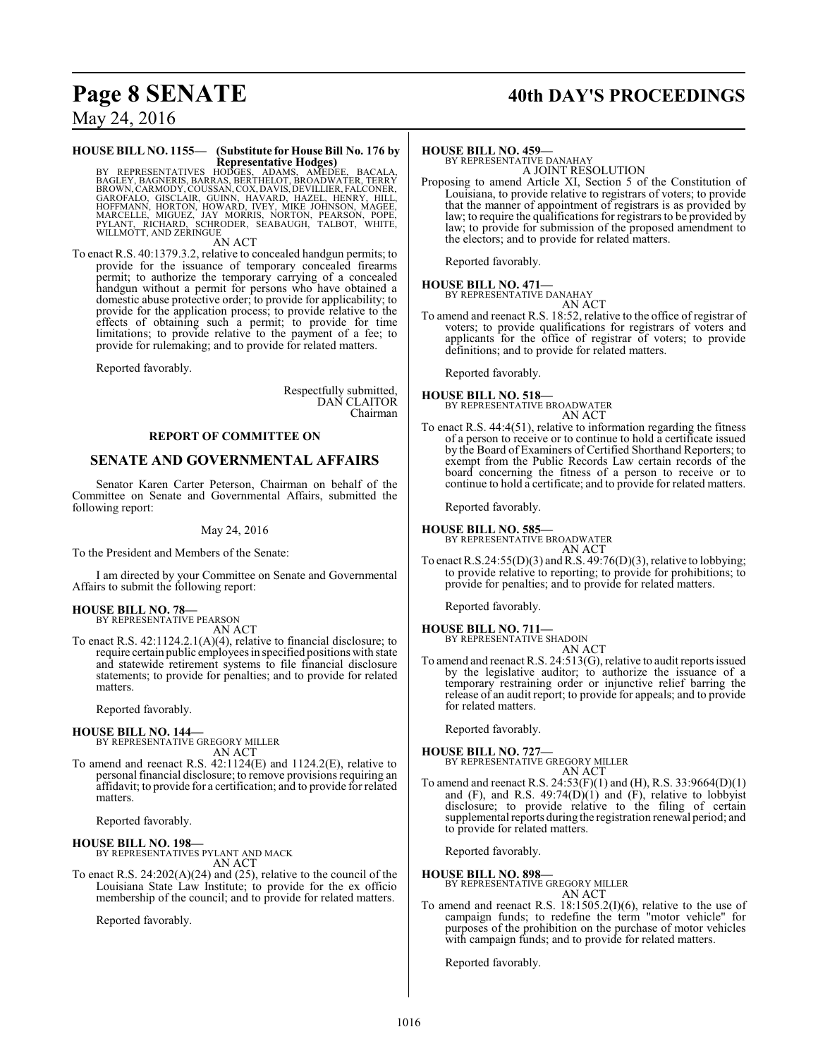**HOUSE BILL NO. 1155— (Substitute for House Bill No. 176 by Representative Hodges)**
BY REPRESENTATIVES HODGES, ADAMS, AMEDEE, BACALA, BAGLEY, BAGNERIS, BARRAS, BERTHELOT, BROADWATER, TERRY BROWN, CARMODY, COUSSAN, COX, DAVIS, DEVILLIER, FALCONER, GAROFALO, GISCLAIR, GUINN, HAVARD, HAZEL, HENRY, HILL, HOFFMANN, HORTON, HOWARD, IVEY, MIKE JOHNSON, MAGEE, MARCELLE, MIGUEZ, JAY MORRIS, NORTON, PEARSON, POPE, PYLANT, RICHARD, SCHRODER, SEABAUGH, TALBOT, WHITE, WILLMOTT, AND ZERINGUE

AN ACT

To enact R.S. 40:1379.3.2, relative to concealed handgun permits; to provide for the issuance of temporary concealed firearms permit; to authorize the temporary carrying of a concealed handgun without a permit for persons who have obtained a domestic abuse protective order; to provide for applicability; to provide for the application process; to provide relative to the effects of obtaining such a permit; to provide for time limitations; to provide relative to the payment of a fee; to provide for rulemaking; and to provide for related matters.

Reported favorably.

Respectfully submitted,
DAN CLAITOR
Chairman

## REPORT OF COMMITTEE ON

## SENATE AND GOVERNMENTAL AFFAIRS

Senator Karen Carter Peterson, Chairman on behalf of the Committee on Senate and Governmental Affairs, submitted the following report:

May 24, 2016

To the President and Members of the Senate:

I am directed by your Committee on Senate and Governmental Affairs to submit the following report:

**HOUSE BILL NO. 78—**
BY REPRESENTATIVE PEARSON

AN ACT

To enact R.S. 42:1124.2.1(A)(4), relative to financial disclosure; to require certain public employees in specified positions with state and statewide retirement systems to file financial disclosure statements; to provide for penalties; and to provide for related matters.

Reported favorably.

**HOUSE BILL NO. 144—**
BY REPRESENTATIVE GREGORY MILLER

AN ACT

To amend and reenact R.S. 42:1124(E) and 1124.2(E), relative to personal financial disclosure; to remove provisions requiring an affidavit; to provide for a certification; and to provide for related matters.

Reported favorably.

**HOUSE BILL NO. 198—**
BY REPRESENTATIVES PYLANT AND MACK

AN ACT

To enact R.S. 24:202(A)(24) and (25), relative to the council of the Louisiana State Law Institute; to provide for the ex officio membership of the council; and to provide for related matters.

Reported favorably.

**HOUSE BILL NO. 459—**
BY REPRESENTATIVE DANAHAY

A JOINT RESOLUTION

Proposing to amend Article XI, Section 5 of the Constitution of Louisiana, to provide relative to registrars of voters; to provide that the manner of appointment of registrars is as provided by law; to require the qualifications for registrars to be provided by law; to provide for submission of the proposed amendment to the electors; and to provide for related matters.

Reported favorably.

**HOUSE BILL NO. 471—**
BY REPRESENTATIVE DANAHAY

AN ACT

To amend and reenact R.S. 18:52, relative to the office of registrar of voters; to provide qualifications for registrars of voters and applicants for the office of registrar of voters; to provide definitions; and to provide for related matters.

Reported favorably.

**HOUSE BILL NO. 518—**
BY REPRESENTATIVE BROADWATER

AN ACT

To enact R.S. 44:4(51), relative to information regarding the fitness of a person to receive or to continue to hold a certificate issued by the Board of Examiners of Certified Shorthand Reporters; to exempt from the Public Records Law certain records of the board concerning the fitness of a person to receive or to continue to hold a certificate; and to provide for related matters.

Reported favorably.

**HOUSE BILL NO. 585—**
BY REPRESENTATIVE BROADWATER

AN ACT

To enact R.S.24:55(D)(3) and R.S. 49:76(D)(3), relative to lobbying; to provide relative to reporting; to provide for prohibitions; to provide for penalties; and to provide for related matters.

Reported favorably.

**HOUSE BILL NO. 711—**
BY REPRESENTATIVE SHADOIN

AN ACT

To amend and reenact R.S. 24:513(G), relative to audit reports issued by the legislative auditor; to authorize the issuance of a temporary restraining order or injunctive relief barring the release of an audit report; to provide for appeals; and to provide for related matters.

Reported favorably.

**HOUSE BILL NO. 727—**
BY REPRESENTATIVE GREGORY MILLER

AN ACT

To amend and reenact R.S. 24:53(F)(1) and (H), R.S. 33:9664(D)(1) and (F), and R.S. 49:74(D)(1) and (F), relative to lobbyist disclosure; to provide relative to the filing of certain supplemental reports during the registration renewal period; and to provide for related matters.

Reported favorably.

**HOUSE BILL NO. 898—**
BY REPRESENTATIVE GREGORY MILLER

AN ACT

To amend and reenact R.S. 18:1505.2(I)(6), relative to the use of campaign funds; to redefine the term "motor vehicle" for purposes of the prohibition on the purchase of motor vehicles with campaign funds; and to provide for related matters.

Reported favorably.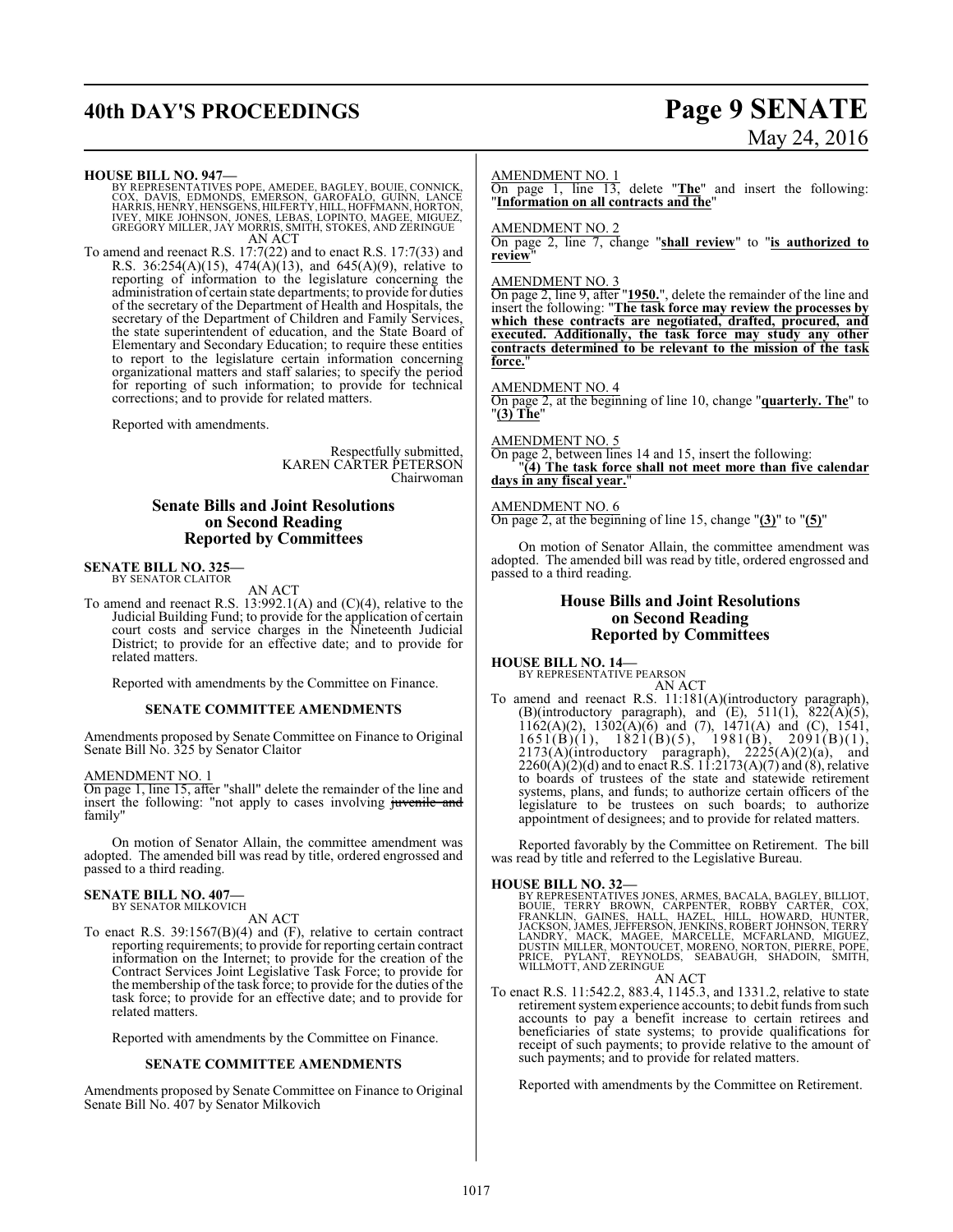**HOUSE BILL NO. 947—**

BY REPRESENTATIVES POPE, AMEDEE, BAGLEY, BOUIE, CONNICK, COX, DAVIS, EDMONDS, EMERSON, GAROFALO, GUINN, LANCE HARRIS, HENRY, HENSGENS, HILFERTY, HILL, HOFFMANN, HORTON, IVEY, MIKE JOHNSON, JONES, LEBAS, LOPINTO, MAGEE, MIGUEZ, GREGORY MILLER, JAY MORRIS, SMITH, STOKES, AND ZERINGUE

AN ACT

To amend and reenact R.S. 17:7(22) and to enact R.S. 17:7(33) and R.S. 36:254(A)(15), 474(A)(13), and 645(A)(9), relative to reporting of information to the legislature concerning the administration of certain state departments; to provide for duties of the secretary of the Department of Health and Hospitals, the secretary of the Department of Children and Family Services, the state superintendent of education, and the State Board of Elementary and Secondary Education; to require these entities to report to the legislature certain information concerning organizational matters and staff salaries; to specify the period for reporting of such information; to provide for technical corrections; and to provide for related matters.

Reported with amendments.

Respectfully submitted,
KAREN CARTER PETERSON
Chairwoman

## Senate Bills and Joint Resolutions on Second Reading Reported by Committees

**SENATE BILL NO. 325—**

BY SENATOR CLAITOR

AN ACT

To amend and reenact R.S. 13:992.1(A) and (C)(4), relative to the Judicial Building Fund; to provide for the application of certain court costs and service charges in the Nineteenth Judicial District; to provide for an effective date; and to provide for related matters.

Reported with amendments by the Committee on Finance.

**SENATE COMMITTEE AMENDMENTS**

Amendments proposed by Senate Committee on Finance to Original Senate Bill No. 325 by Senator Claitor

AMENDMENT NO. 1

On page 1, line 15, after "shall" delete the remainder of the line and insert the following: "not apply to cases involving ~~juvenile and~~ family"

On motion of Senator Allain, the committee amendment was adopted. The amended bill was read by title, ordered engrossed and passed to a third reading.

**SENATE BILL NO. 407—**

BY SENATOR MILKOVICH

AN ACT

To enact R.S. 39:1567(B)(4) and (F), relative to certain contract reporting requirements; to provide for reporting certain contract information on the Internet; to provide for the creation of the Contract Services Joint Legislative Task Force; to provide for the membership of the task force; to provide for the duties of the task force; to provide for an effective date; and to provide for related matters.

Reported with amendments by the Committee on Finance.

**SENATE COMMITTEE AMENDMENTS**

Amendments proposed by Senate Committee on Finance to Original Senate Bill No. 407 by Senator Milkovich

AMENDMENT NO. 1

On page 1, line 13, delete "**The**" and insert the following: "**Information on all contracts and the**"

AMENDMENT NO. 2

On page 2, line 7, change "**shall review**" to "**is authorized to review**"

AMENDMENT NO. 3

On page 2, line 9, after "**1950.**", delete the remainder of the line and insert the following: "**The task force may review the processes by which these contracts are negotiated, drafted, procured, and executed. Additionally, the task force may study any other contracts determined to be relevant to the mission of the task force.**"

AMENDMENT NO. 4

On page 2, at the beginning of line 10, change "**quarterly. The**" to "**(3) The**"

AMENDMENT NO. 5

On page 2, between lines 14 and 15, insert the following:

"**(4) The task force shall not meet more than five calendar days in any fiscal year.**"

AMENDMENT NO. 6

On page 2, at the beginning of line 15, change "**(3)**" to "**(5)**"

On motion of Senator Allain, the committee amendment was adopted. The amended bill was read by title, ordered engrossed and passed to a third reading.

## House Bills and Joint Resolutions on Second Reading Reported by Committees

**HOUSE BILL NO. 14—**

BY REPRESENTATIVE PEARSON

AN ACT

To amend and reenact R.S. 11:181(A)(introductory paragraph), (B)(introductory paragraph), and (E), 511(1), 822(A)(5), 1162(A)(2), 1302(A)(6) and (7), 1471(A) and (C), 1541, 1651(B)(1), 1821(B)(5), 1981(B), 2091(B)(1), 2173(A)(introductory paragraph), 2225(A)(2)(a), and 2260(A)(2)(d) and to enact R.S. 11:2173(A)(7) and (8), relative to boards of trustees of the state and statewide retirement systems, plans, and funds; to authorize certain officers of the legislature to be trustees on such boards; to authorize appointment of designees; and to provide for related matters.

Reported favorably by the Committee on Retirement. The bill was read by title and referred to the Legislative Bureau.

**HOUSE BILL NO. 32—**

BY REPRESENTATIVES JONES, ARMES, BACALA, BAGLEY, BILLIOT, BOUIE, TERRY BROWN, CARPENTER, ROBBY CARTER, COX, FRANKLIN, GAINES, HALL, HAZEL, HILL, HOWARD, HUNTER, JACKSON, JAMES, JEFFERSON, JENKINS, ROBERT JOHNSON, TERRY LANDRY, MACK, MAGEE, MARCELLE, MCFARLAND, MIGUEZ, DUSTIN MILLER, MONTOUCET, MORENO, NORTON, PIERRE, POPE, PRICE, PYLANT, REYNOLDS, SEABAUGH, SHADOIN, SMITH, WILLMOTT, AND ZERINGUE

AN ACT

To enact R.S. 11:542.2, 883.4, 1145.3, and 1331.2, relative to state retirement system experience accounts; to debit funds from such accounts to pay a benefit increase to certain retirees and beneficiaries of state systems; to provide qualifications for receipt of such payments; to provide relative to the amount of such payments; and to provide for related matters.

Reported with amendments by the Committee on Retirement.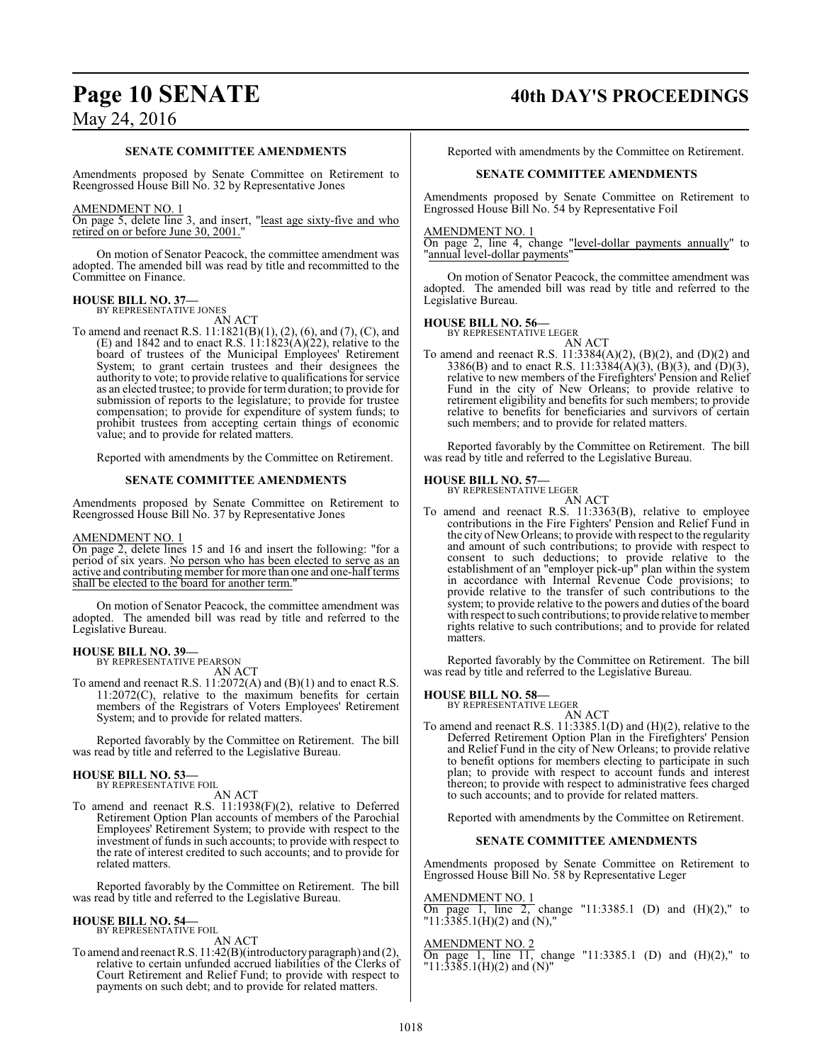### SENATE COMMITTEE AMENDMENTS

Amendments proposed by Senate Committee on Retirement to Reengrossed House Bill No. 32 by Representative Jones

AMENDMENT NO. 1

On page 5, delete line 3, and insert, "least age sixty-five and who retired on or before June 30, 2001."

On motion of Senator Peacock, the committee amendment was adopted. The amended bill was read by title and recommitted to the Committee on Finance.

**HOUSE BILL NO. 37—**
BY REPRESENTATIVE JONES
AN ACT

To amend and reenact R.S. 11:1821(B)(1), (2), (6), and (7), (C), and (E) and 1842 and to enact R.S. 11:1823(A)(22), relative to the board of trustees of the Municipal Employees' Retirement System; to grant certain trustees and their designees the authority to vote; to provide relative to qualifications for service as an elected trustee; to provide for term duration; to provide for submission of reports to the legislature; to provide for trustee compensation; to provide for expenditure of system funds; to prohibit trustees from accepting certain things of economic value; and to provide for related matters.

Reported with amendments by the Committee on Retirement.

### SENATE COMMITTEE AMENDMENTS

Amendments proposed by Senate Committee on Retirement to Reengrossed House Bill No. 37 by Representative Jones

AMENDMENT NO. 1

On page 2, delete lines 15 and 16 and insert the following: "for a period of six years. No person who has been elected to serve as an active and contributing member for more than one and one-half terms shall be elected to the board for another term."

On motion of Senator Peacock, the committee amendment was adopted. The amended bill was read by title and referred to the Legislative Bureau.

**HOUSE BILL NO. 39—**
BY REPRESENTATIVE PEARSON
AN ACT

To amend and reenact R.S. 11:2072(A) and (B)(1) and to enact R.S. 11:2072(C), relative to the maximum benefits for certain members of the Registrars of Voters Employees' Retirement System; and to provide for related matters.

Reported favorably by the Committee on Retirement. The bill was read by title and referred to the Legislative Bureau.

**HOUSE BILL NO. 53—**
BY REPRESENTATIVE FOIL
AN ACT

To amend and reenact R.S. 11:1938(F)(2), relative to Deferred Retirement Option Plan accounts of members of the Parochial Employees' Retirement System; to provide with respect to the investment of funds in such accounts; to provide with respect to the rate of interest credited to such accounts; and to provide for related matters.

Reported favorably by the Committee on Retirement. The bill was read by title and referred to the Legislative Bureau.

**HOUSE BILL NO. 54—**
BY REPRESENTATIVE FOIL
AN ACT

To amend and reenact R.S. 11:42(B)(introductory paragraph) and (2), relative to certain unfunded accrued liabilities of the Clerks of Court Retirement and Relief Fund; to provide with respect to payments on such debt; and to provide for related matters.

Reported with amendments by the Committee on Retirement.

### SENATE COMMITTEE AMENDMENTS

Amendments proposed by Senate Committee on Retirement to Engrossed House Bill No. 54 by Representative Foil

AMENDMENT NO. 1

On page 2, line 4, change "level-dollar payments annually" to "annual level-dollar payments"

On motion of Senator Peacock, the committee amendment was adopted. The amended bill was read by title and referred to the Legislative Bureau.

**HOUSE BILL NO. 56—**
BY REPRESENTATIVE LEGER
AN ACT

To amend and reenact R.S. 11:3384(A)(2), (B)(2), and (D)(2) and 3386(B) and to enact R.S. 11:3384(A)(3), (B)(3), and (D)(3), relative to new members of the Firefighters' Pension and Relief Fund in the city of New Orleans; to provide relative to retirement eligibility and benefits for such members; to provide relative to benefits for beneficiaries and survivors of certain such members; and to provide for related matters.

Reported favorably by the Committee on Retirement. The bill was read by title and referred to the Legislative Bureau.

**HOUSE BILL NO. 57—**
BY REPRESENTATIVE LEGER
AN ACT

To amend and reenact R.S. 11:3363(B), relative to employee contributions in the Fire Fighters' Pension and Relief Fund in the city of New Orleans; to provide with respect to the regularity and amount of such contributions; to provide with respect to consent to such deductions; to provide relative to the establishment of an "employer pick-up" plan within the system in accordance with Internal Revenue Code provisions; to provide relative to the transfer of such contributions to the system; to provide relative to the powers and duties of the board with respect to such contributions; to provide relative to member rights relative to such contributions; and to provide for related matters.

Reported favorably by the Committee on Retirement. The bill was read by title and referred to the Legislative Bureau.

**HOUSE BILL NO. 58—**
BY REPRESENTATIVE LEGER
AN ACT

To amend and reenact R.S. 11:3385.1(D) and (H)(2), relative to the Deferred Retirement Option Plan in the Firefighters' Pension and Relief Fund in the city of New Orleans; to provide relative to benefit options for members electing to participate in such plan; to provide with respect to account funds and interest thereon; to provide with respect to administrative fees charged to such accounts; and to provide for related matters.

Reported with amendments by the Committee on Retirement.

### SENATE COMMITTEE AMENDMENTS

Amendments proposed by Senate Committee on Retirement to Engrossed House Bill No. 58 by Representative Leger

AMENDMENT NO. 1

On page 1, line 2, change "11:3385.1 (D) and (H)(2)," to "11:3385.1(H)(2) and (N),"

AMENDMENT NO. 2

On page 1, line 11, change "11:3385.1 (D) and (H)(2)," to "11:3385.1(H)(2) and (N)"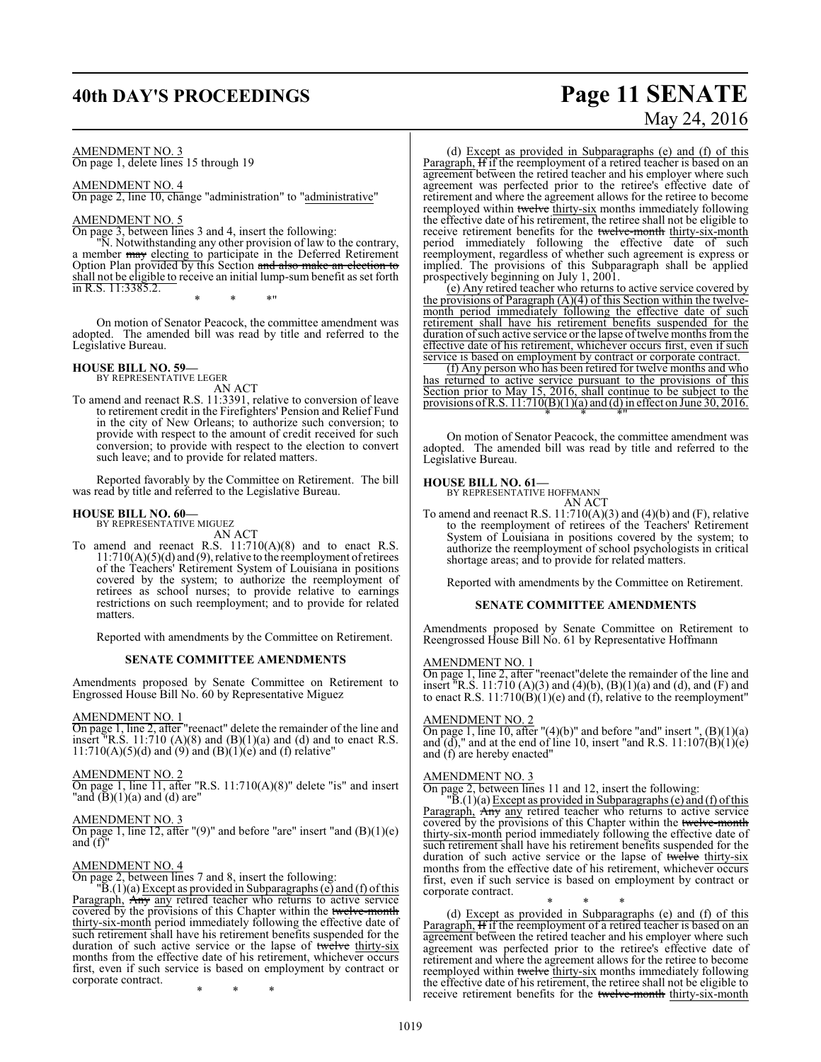AMENDMENT NO. 3
On page 1, delete lines 15 through 19

AMENDMENT NO. 4
On page 2, line 10, change "administration" to "administrative"

AMENDMENT NO. 5
On page 3, between lines 3 and 4, insert the following:

"N. Notwithstanding any other provision of law to the contrary, a member ~~may~~ electing to participate in the Deferred Retirement Option Plan provided by this Section ~~and also make an election to~~ shall not be eligible to receive an initial lump-sum benefit as set forth in R.S. 11:3385.2.

\* \* \*"

On motion of Senator Peacock, the committee amendment was adopted. The amended bill was read by title and referred to the Legislative Bureau.

**HOUSE BILL NO. 59—**
BY REPRESENTATIVE LEGER
AN ACT

To amend and reenact R.S. 11:3391, relative to conversion of leave to retirement credit in the Firefighters' Pension and Relief Fund in the city of New Orleans; to authorize such conversion; to provide with respect to the amount of credit received for such conversion; to provide with respect to the election to convert such leave; and to provide for related matters.

Reported favorably by the Committee on Retirement. The bill was read by title and referred to the Legislative Bureau.

**HOUSE BILL NO. 60—**
BY REPRESENTATIVE MIGUEZ
AN ACT

To amend and reenact R.S. 11:710(A)(8) and to enact R.S. 11:710(A)(5)(d) and (9), relative to the reemployment of retirees of the Teachers' Retirement System of Louisiana in positions covered by the system; to authorize the reemployment of retirees as school nurses; to provide relative to earnings restrictions on such reemployment; and to provide for related matters.

Reported with amendments by the Committee on Retirement.

**SENATE COMMITTEE AMENDMENTS**

Amendments proposed by Senate Committee on Retirement to Engrossed House Bill No. 60 by Representative Miguez

AMENDMENT NO. 1
On page 1, line 2, after "reenact" delete the remainder of the line and insert "R.S. 11:710 (A)(8) and (B)(1)(a) and (d) and to enact R.S. 11:710(A)(5)(d) and (9) and (B)(1)(e) and (f) relative"

AMENDMENT NO. 2
On page 1, line 11, after "R.S. 11:710(A)(8)" delete "is" and insert "and (B)(1)(a) and (d) are"

AMENDMENT NO. 3
On page 1, line 12, after "(9)" and before "are" insert "and (B)(1)(e) and (f)"

AMENDMENT NO. 4
On page 2, between lines 7 and 8, insert the following:

"B.(1)(a) Except as provided in Subparagraphs (e) and (f) of this Paragraph, ~~Any~~ any retired teacher who returns to active service covered by the provisions of this Chapter within the ~~twelve-month~~ thirty-six-month period immediately following the effective date of such retirement shall have his retirement benefits suspended for the duration of such active service or the lapse of ~~twelve~~ thirty-six months from the effective date of his retirement, whichever occurs first, even if such service is based on employment by contract or corporate contract.

\* \* \*

(d) Except as provided in Subparagraphs (e) and (f) of this Paragraph, ~~If~~ if the reemployment of a retired teacher is based on an agreement between the retired teacher and his employer where such agreement was perfected prior to the retiree's effective date of retirement and where the agreement allows for the retiree to become reemployed within ~~twelve~~ thirty-six months immediately following the effective date of his retirement, the retiree shall not be eligible to receive retirement benefits for the ~~twelve-month~~ thirty-six-month period immediately following the effective date of such reemployment, regardless of whether such agreement is express or implied. The provisions of this Subparagraph shall be applied prospectively beginning on July 1, 2001.

(e) Any retired teacher who returns to active service covered by the provisions of Paragraph (A)(4) of this Section within the twelve-month period immediately following the effective date of such retirement shall have his retirement benefits suspended for the duration of such active service or the lapse of twelve months from the effective date of his retirement, whichever occurs first, even if such service is based on employment by contract or corporate contract.

(f) Any person who has been retired for twelve months and who has returned to active service pursuant to the provisions of this Section prior to May 15, 2016, shall continue to be subject to the provisions of R.S. 11:710(B)(1)(a) and (d) in effect on June 30, 2016.

\* \* \*"

On motion of Senator Peacock, the committee amendment was adopted. The amended bill was read by title and referred to the Legislative Bureau.

**HOUSE BILL NO. 61—**
BY REPRESENTATIVE HOFFMANN
AN ACT

To amend and reenact R.S. 11:710(A)(3) and (4)(b) and (F), relative to the reemployment of retirees of the Teachers' Retirement System of Louisiana in positions covered by the system; to authorize the reemployment of school psychologists in critical shortage areas; and to provide for related matters.

Reported with amendments by the Committee on Retirement.

**SENATE COMMITTEE AMENDMENTS**

Amendments proposed by Senate Committee on Retirement to Reengrossed House Bill No. 61 by Representative Hoffmann

AMENDMENT NO. 1
On page 1, line 2, after "reenact"delete the remainder of the line and insert "R.S. 11:710 (A)(3) and (4)(b), (B)(1)(a) and (d), and (F) and to enact R.S. 11:710(B)(1)(e) and (f), relative to the reemployment"

AMENDMENT NO. 2
On page 1, line 10, after "(4)(b)" and before "and" insert ", (B)(1)(a) and (d)," and at the end of line 10, insert "and R.S. 11:107(B)(1)(e) and (f) are hereby enacted"

AMENDMENT NO. 3
On page 2, between lines 11 and 12, insert the following:

"B.(1)(a) Except as provided in Subparagraphs (e) and (f) of this Paragraph, ~~Any~~ any retired teacher who returns to active service covered by the provisions of this Chapter within the ~~twelve-month~~ thirty-six-month period immediately following the effective date of such retirement shall have his retirement benefits suspended for the duration of such active service or the lapse of ~~twelve~~ thirty-six months from the effective date of his retirement, whichever occurs first, even if such service is based on employment by contract or corporate contract.

\* \* \*

(d) Except as provided in Subparagraphs (e) and (f) of this Paragraph, ~~If~~ if the reemployment of a retired teacher is based on an agreement between the retired teacher and his employer where such agreement was perfected prior to the retiree's effective date of retirement and where the agreement allows for the retiree to become reemployed within ~~twelve~~ thirty-six months immediately following the effective date of his retirement, the retiree shall not be eligible to receive retirement benefits for the ~~twelve-month~~ thirty-six-month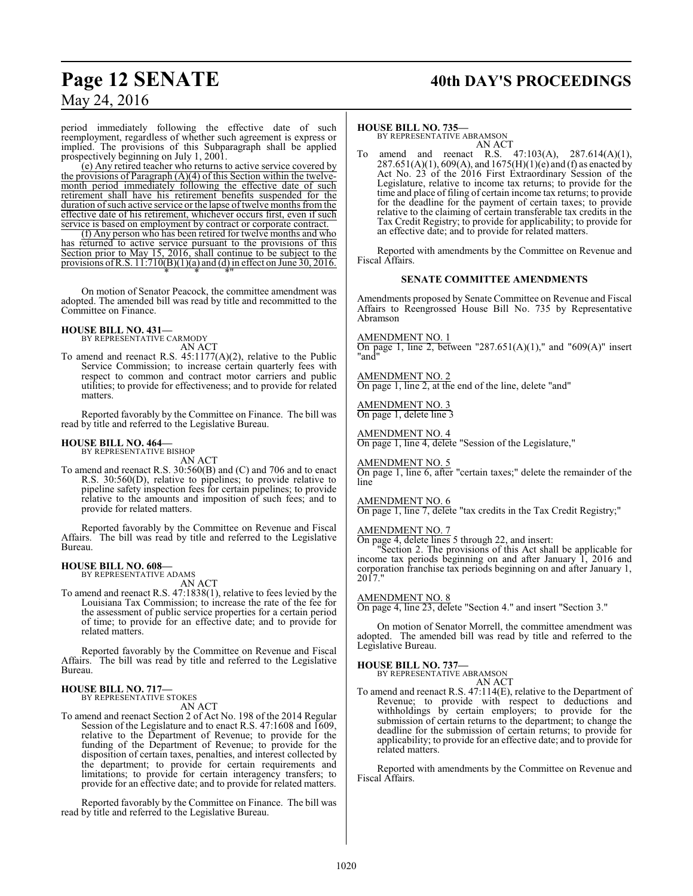period immediately following the effective date of such reemployment, regardless of whether such agreement is express or implied. The provisions of this Subparagraph shall be applied prospectively beginning on July 1, 2001.

(e) Any retired teacher who returns to active service covered by the provisions of Paragraph (A)(4) of this Section within the twelve-month period immediately following the effective date of such retirement shall have his retirement benefits suspended for the duration of such active service or the lapse of twelve months from the effective date of his retirement, whichever occurs first, even if such service is based on employment by contract or corporate contract.

(f) Any person who has been retired for twelve months and who has returned to active service pursuant to the provisions of this Section prior to May 15, 2016, shall continue to be subject to the provisions of R.S. 11:710(B)(1)(a) and (d) in effect on June 30, 2016.

\* \* \*"

On motion of Senator Peacock, the committee amendment was adopted. The amended bill was read by title and recommitted to the Committee on Finance.

**HOUSE BILL NO. 431—**
BY REPRESENTATIVE CARMODY
AN ACT

To amend and reenact R.S. 45:1177(A)(2), relative to the Public Service Commission; to increase certain quarterly fees with respect to common and contract motor carriers and public utilities; to provide for effectiveness; and to provide for related matters.

Reported favorably by the Committee on Finance. The bill was read by title and referred to the Legislative Bureau.

**HOUSE BILL NO. 464—**
BY REPRESENTATIVE BISHOP
AN ACT

To amend and reenact R.S. 30:560(B) and (C) and 706 and to enact R.S. 30:560(D), relative to pipelines; to provide relative to pipeline safety inspection fees for certain pipelines; to provide relative to the amounts and imposition of such fees; and to provide for related matters.

Reported favorably by the Committee on Revenue and Fiscal Affairs. The bill was read by title and referred to the Legislative Bureau.

**HOUSE BILL NO. 608—**
BY REPRESENTATIVE ADAMS
AN ACT

To amend and reenact R.S. 47:1838(1), relative to fees levied by the Louisiana Tax Commission; to increase the rate of the fee for the assessment of public service properties for a certain period of time; to provide for an effective date; and to provide for related matters.

Reported favorably by the Committee on Revenue and Fiscal Affairs. The bill was read by title and referred to the Legislative Bureau.

**HOUSE BILL NO. 717—**
BY REPRESENTATIVE STOKES
AN ACT

To amend and reenact Section 2 of Act No. 198 of the 2014 Regular Session of the Legislature and to enact R.S. 47:1608 and 1609, relative to the Department of Revenue; to provide for the funding of the Department of Revenue; to provide for the disposition of certain taxes, penalties, and interest collected by the department; to provide for certain requirements and limitations; to provide for certain interagency transfers; to provide for an effective date; and to provide for related matters.

Reported favorably by the Committee on Finance. The bill was read by title and referred to the Legislative Bureau.

**HOUSE BILL NO. 735—**
BY REPRESENTATIVE ABRAMSON
AN ACT

To amend and reenact R.S. 47:103(A), 287.614(A)(1), 287.651(A)(1), 609(A), and 1675(H)(1)(e) and (f) as enacted by Act No. 23 of the 2016 First Extraordinary Session of the Legislature, relative to income tax returns; to provide for the time and place of filing of certain income tax returns; to provide for the deadline for the payment of certain taxes; to provide relative to the claiming of certain transferable tax credits in the Tax Credit Registry; to provide for applicability; to provide for an effective date; and to provide for related matters.

Reported with amendments by the Committee on Revenue and Fiscal Affairs.

### SENATE COMMITTEE AMENDMENTS

Amendments proposed by Senate Committee on Revenue and Fiscal Affairs to Reengrossed House Bill No. 735 by Representative Abramson

AMENDMENT NO. 1
On page 1, line 2, between "287.651(A)(1)," and "609(A)" insert "and"

AMENDMENT NO. 2
On page 1, line 2, at the end of the line, delete "and"

AMENDMENT NO. 3
On page 1, delete line 3

AMENDMENT NO. 4
On page 1, line 4, delete "Session of the Legislature,"

AMENDMENT NO. 5
On page 1, line 6, after "certain taxes;" delete the remainder of the line

AMENDMENT NO. 6
On page 1, line 7, delete "tax credits in the Tax Credit Registry;"

AMENDMENT NO. 7
On page 4, delete lines 5 through 22, and insert:

"Section 2. The provisions of this Act shall be applicable for income tax periods beginning on and after January 1, 2016 and corporation franchise tax periods beginning on and after January 1, 2017."

AMENDMENT NO. 8
On page 4, line 23, delete "Section 4." and insert "Section 3."

On motion of Senator Morrell, the committee amendment was adopted. The amended bill was read by title and referred to the Legislative Bureau.

**HOUSE BILL NO. 737—**
BY REPRESENTATIVE ABRAMSON
AN ACT

To amend and reenact R.S. 47:114(E), relative to the Department of Revenue; to provide with respect to deductions and withholdings by certain employers; to provide for the submission of certain returns to the department; to change the deadline for the submission of certain returns; to provide for applicability; to provide for an effective date; and to provide for related matters.

Reported with amendments by the Committee on Revenue and Fiscal Affairs.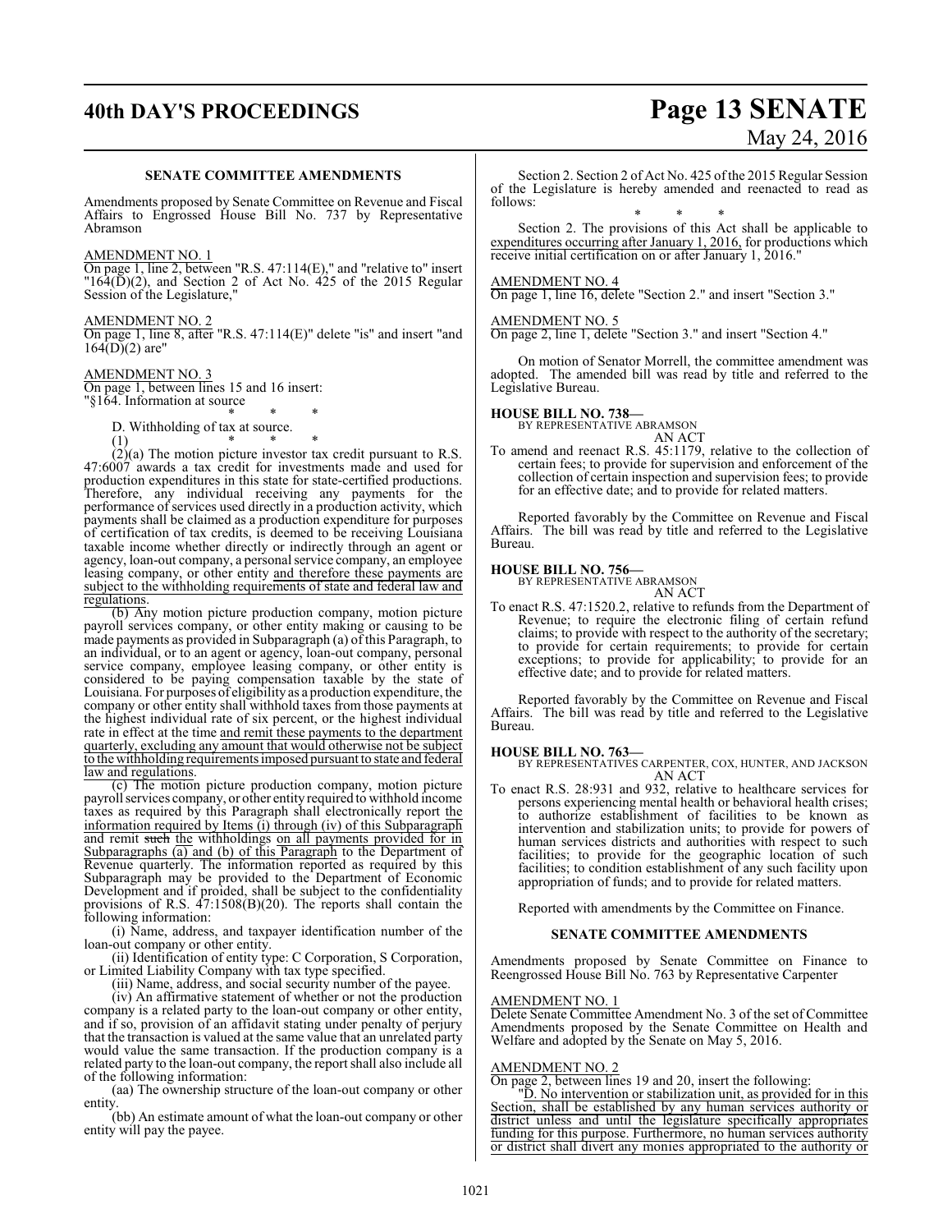**SENATE COMMITTEE AMENDMENTS**

Amendments proposed by Senate Committee on Revenue and Fiscal Affairs to Engrossed House Bill No. 737 by Representative Abramson

AMENDMENT NO. 1

On page 1, line 2, between "R.S. 47:114(E)," and "relative to" insert "164(D)(2), and Section 2 of Act No. 425 of the 2015 Regular Session of the Legislature,"

AMENDMENT NO. 2

On page 1, line 8, after "R.S. 47:114(E)" delete "is" and insert "and 164(D)(2) are"

AMENDMENT NO. 3

On page 1, between lines 15 and 16 insert:

"§164. Information at source

\* \* \*

D. Withholding of tax at source.

(1) \* \* \*

(2)(a) The motion picture investor tax credit pursuant to R.S. 47:6007 awards a tax credit for investments made and used for production expenditures in this state for state-certified productions. Therefore, any individual receiving any payments for the performance of services used directly in a production activity, which payments shall be claimed as a production expenditure for purposes of certification of tax credits, is deemed to be receiving Louisiana taxable income whether directly or indirectly through an agent or agency, loan-out company, a personal service company, an employee leasing company, or other entity and therefore these payments are subject to the withholding requirements of state and federal law and regulations.

(b) Any motion picture production company, motion picture payroll services company, or other entity making or causing to be made payments as provided in Subparagraph (a) of this Paragraph, to an individual, or to an agent or agency, loan-out company, personal service company, employee leasing company, or other entity is considered to be paying compensation taxable by the state of Louisiana. For purposes of eligibility as a production expenditure, the company or other entity shall withhold taxes from those payments at the highest individual rate of six percent, or the highest individual rate in effect at the time and remit these payments to the department quarterly, excluding any amount that would otherwise not be subject to the withholding requirements imposed pursuant to state and federal law and regulations.

(c) The motion picture production company, motion picture payroll services company, or other entity required to withhold income taxes as required by this Paragraph shall electronically report the information required by Items (i) through (iv) of this Subparagraph and remit ~~such~~ the withholdings on all payments provided for in Subparagraphs (a) and (b) of this Paragraph to the Department of Revenue quarterly. The information reported as required by this Subparagraph may be provided to the Department of Economic Development and if proided, shall be subject to the confidentiality provisions of R.S. 47:1508(B)(20). The reports shall contain the following information:

(i) Name, address, and taxpayer identification number of the loan-out company or other entity.

(ii) Identification of entity type: C Corporation, S Corporation, or Limited Liability Company with tax type specified.

(iii) Name, address, and social security number of the payee.

(iv) An affirmative statement of whether or not the production company is a related party to the loan-out company or other entity, and if so, provision of an affidavit stating under penalty of perjury that the transaction is valued at the same value that an unrelated party would value the same transaction. If the production company is a related party to the loan-out company, the report shall also include all of the following information:

(aa) The ownership structure of the loan-out company or other entity.

(bb) An estimate amount of what the loan-out company or other entity will pay the payee.

Section 2. Section 2 of Act No. 425 of the 2015 Regular Session of the Legislature is hereby amended and reenacted to read as follows:

\* \* \*

Section 2. The provisions of this Act shall be applicable to expenditures occurring after January 1, 2016, for productions which receive initial certification on or after January 1, 2016."

AMENDMENT NO. 4

On page 1, line 16, delete "Section 2." and insert "Section 3."

AMENDMENT NO. 5

On page 2, line 1, delete "Section 3." and insert "Section 4."

On motion of Senator Morrell, the committee amendment was adopted. The amended bill was read by title and referred to the Legislative Bureau.

**HOUSE BILL NO. 738—**
BY REPRESENTATIVE ABRAMSON
AN ACT

To amend and reenact R.S. 45:1179, relative to the collection of certain fees; to provide for supervision and enforcement of the collection of certain inspection and supervision fees; to provide for an effective date; and to provide for related matters.

Reported favorably by the Committee on Revenue and Fiscal Affairs. The bill was read by title and referred to the Legislative Bureau.

**HOUSE BILL NO. 756—**
BY REPRESENTATIVE ABRAMSON
AN ACT

To enact R.S. 47:1520.2, relative to refunds from the Department of Revenue; to require the electronic filing of certain refund claims; to provide with respect to the authority of the secretary; to provide for certain requirements; to provide for certain exceptions; to provide for applicability; to provide for an effective date; and to provide for related matters.

Reported favorably by the Committee on Revenue and Fiscal Affairs. The bill was read by title and referred to the Legislative Bureau.

**HOUSE BILL NO. 763—**
BY REPRESENTATIVES CARPENTER, COX, HUNTER, AND JACKSON
AN ACT

To enact R.S. 28:931 and 932, relative to healthcare services for persons experiencing mental health or behavioral health crises; to authorize establishment of facilities to be known as intervention and stabilization units; to provide for powers of human services districts and authorities with respect to such facilities; to provide for the geographic location of such facilities; to condition establishment of any such facility upon appropriation of funds; and to provide for related matters.

Reported with amendments by the Committee on Finance.

**SENATE COMMITTEE AMENDMENTS**

Amendments proposed by Senate Committee on Finance to Reengrossed House Bill No. 763 by Representative Carpenter

AMENDMENT NO. 1

Delete Senate Committee Amendment No. 3 of the set of Committee Amendments proposed by the Senate Committee on Health and Welfare and adopted by the Senate on May 5, 2016.

AMENDMENT NO. 2

On page 2, between lines 19 and 20, insert the following:

"D. No intervention or stabilization unit, as provided for in this Section, shall be established by any human services authority or district unless and until the legislature specifically appropriates funding for this purpose. Furthermore, no human services authority or district shall divert any monies appropriated to the authority or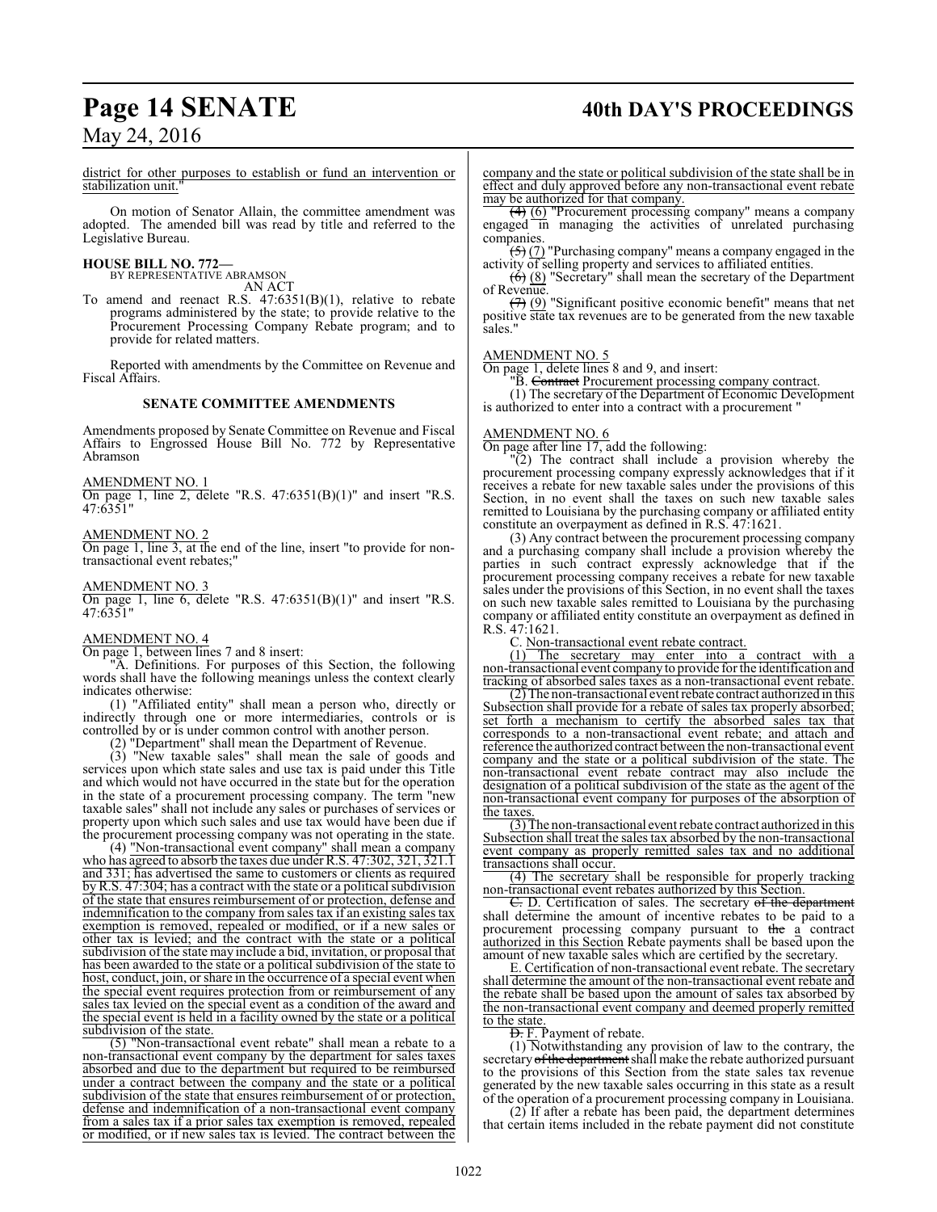district for other purposes to establish or fund an intervention or stabilization unit."

On motion of Senator Allain, the committee amendment was adopted. The amended bill was read by title and referred to the Legislative Bureau.

**HOUSE BILL NO. 772—**
BY REPRESENTATIVE ABRAMSON

AN ACT

To amend and reenact R.S. 47:6351(B)(1), relative to rebate programs administered by the state; to provide relative to the Procurement Processing Company Rebate program; and to provide for related matters.

Reported with amendments by the Committee on Revenue and Fiscal Affairs.

### SENATE COMMITTEE AMENDMENTS

Amendments proposed by Senate Committee on Revenue and Fiscal Affairs to Engrossed House Bill No. 772 by Representative Abramson

AMENDMENT NO. 1
On page 1, line 2, delete "R.S. 47:6351(B)(1)" and insert "R.S. 47:6351"

AMENDMENT NO. 2
On page 1, line 3, at the end of the line, insert "to provide for non-transactional event rebates;"

AMENDMENT NO. 3
On page 1, line 6, delete "R.S. 47:6351(B)(1)" and insert "R.S. 47:6351"

AMENDMENT NO. 4
On page 1, between lines 7 and 8 insert:

"A. Definitions. For purposes of this Section, the following words shall have the following meanings unless the context clearly indicates otherwise:

(1) "Affiliated entity" shall mean a person who, directly or indirectly through one or more intermediaries, controls or is controlled by or is under common control with another person.

(2) "Department" shall mean the Department of Revenue.

(3) "New taxable sales" shall mean the sale of goods and services upon which state sales and use tax is paid under this Title and which would not have occurred in the state but for the operation in the state of a procurement processing company. The term "new taxable sales" shall not include any sales or purchases of services or property upon which such sales and use tax would have been due if the procurement processing company was not operating in the state.

(4) "Non-transactional event company" shall mean a company who has agreed to absorb the taxes due under R.S. 47:302, 321, 321.1 and 331; has advertised the same to customers or clients as required by R.S. 47:304; has a contract with the state or a political subdivision of the state that ensures reimbursement of or protection, defense and indemnification to the company from sales tax if an existing sales tax exemption is removed, repealed or modified, or if a new sales or other tax is levied; and the contract with the state or a political subdivision of the state may include a bid, invitation, or proposal that has been awarded to the state or a political subdivision of the state to host, conduct, join, or share in the occurrence of a special event when the special event requires protection from or reimbursement of any sales tax levied on the special event as a condition of the award and the special event is held in a facility owned by the state or a political subdivision of the state.

(5) "Non-transactional event rebate" shall mean a rebate to a non-transactional event company by the department for sales taxes absorbed and due to the department but required to be reimbursed under a contract between the company and the state or a political subdivision of the state that ensures reimbursement of or protection, defense and indemnification of a non-transactional event company from a sales tax if a prior sales tax exemption is removed, repealed or modified, or if new sales tax is levied. The contract between the company and the state or political subdivision of the state shall be in effect and duly approved before any non-transactional event rebate may be authorized for that company.

~~(4)~~ (6) "Procurement processing company" means a company engaged in managing the activities of unrelated purchasing companies.

~~(5)~~ (7) "Purchasing company" means a company engaged in the activity of selling property and services to affiliated entities.

~~(6)~~ (8) "Secretary" shall mean the secretary of the Department of Revenue.

~~(7)~~ (9) "Significant positive economic benefit" means that net positive state tax revenues are to be generated from the new taxable sales."

AMENDMENT NO. 5
On page 1, delete lines 8 and 9, and insert:

"B. ~~Contract~~ Procurement processing company contract.

(1) The secretary of the Department of Economic Development is authorized to enter into a contract with a procurement "

AMENDMENT NO. 6
On page after line 17, add the following:

"(2) The contract shall include a provision whereby the procurement processing company expressly acknowledges that if it receives a rebate for new taxable sales under the provisions of this Section, in no event shall the taxes on such new taxable sales remitted to Louisiana by the purchasing company or affiliated entity constitute an overpayment as defined in R.S. 47:1621.

(3) Any contract between the procurement processing company and a purchasing company shall include a provision whereby the parties in such contract expressly acknowledge that if the procurement processing company receives a rebate for new taxable sales under the provisions of this Section, in no event shall the taxes on such new taxable sales remitted to Louisiana by the purchasing company or affiliated entity constitute an overpayment as defined in R.S. 47:1621.

C. Non-transactional event rebate contract.

(1) The secretary may enter into a contract with a non-transactional event company to provide for the identification and tracking of absorbed sales taxes as a non-transactional event rebate.

(2) The non-transactional event rebate contract authorized in this Subsection shall provide for a rebate of sales tax properly absorbed; set forth a mechanism to certify the absorbed sales tax that corresponds to a non-transactional event rebate; and attach and reference the authorized contract between the non-transactional event company and the state or a political subdivision of the state. The non-transactional event rebate contract may also include the designation of a political subdivision of the state as the agent of the non-transactional event company for purposes of the absorption of the taxes.

(3) The non-transactional event rebate contract authorized in this Subsection shall treat the sales tax absorbed by the non-transactional event company as properly remitted sales tax and no additional transactions shall occur.

(4) The secretary shall be responsible for properly tracking non-transactional event rebates authorized by this Section.

~~C.~~ D. Certification of sales. The secretary ~~of the department~~ shall determine the amount of incentive rebates to be paid to a procurement processing company pursuant to ~~the~~ a contract authorized in this Section Rebate payments shall be based upon the amount of new taxable sales which are certified by the secretary.

E. Certification of non-transactional event rebate. The secretary shall determine the amount of the non-transactional event rebate and the rebate shall be based upon the amount of sales tax absorbed by the non-transactional event company and deemed properly remitted to the state.

~~D.~~ F. Payment of rebate.

(1) Notwithstanding any provision of law to the contrary, the secretary ~~of the department~~ shall make the rebate authorized pursuant to the provisions of this Section from the state sales tax revenue generated by the new taxable sales occurring in this state as a result of the operation of a procurement processing company in Louisiana.

(2) If after a rebate has been paid, the department determines that certain items included in the rebate payment did not constitute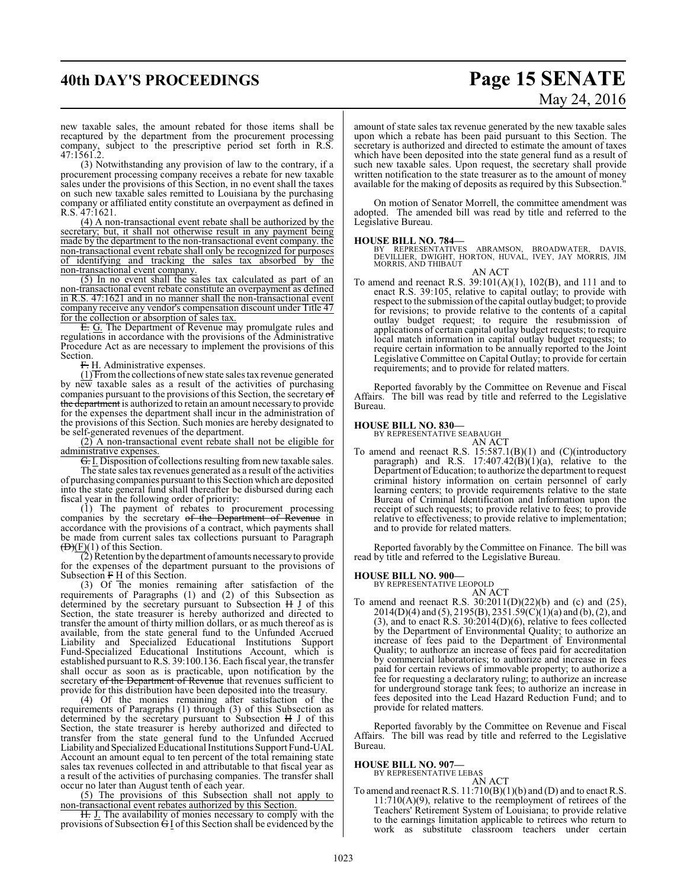new taxable sales, the amount rebated for those items shall be recaptured by the department from the procurement processing company, subject to the prescriptive period set forth in R.S. 47:1561.2.

(3) Notwithstanding any provision of law to the contrary, if a procurement processing company receives a rebate for new taxable sales under the provisions of this Section, in no event shall the taxes on such new taxable sales remitted to Louisiana by the purchasing company or affiliated entity constitute an overpayment as defined in R.S. 47:1621.

(4) A non-transactional event rebate shall be authorized by the secretary; but, it shall not otherwise result in any payment being made by the department to the non-transactional event company. the non-transactional event rebate shall only be recognized for purposes of identifying and tracking the sales tax absorbed by the non-transactional event company.

(5) In no event shall the sales tax calculated as part of an non-transactional event rebate constitute an overpayment as defined in R.S. 47:1621 and in no manner shall the non-transactional event company receive any vendor's compensation discount under Title 47 for the collection or absorption of sales tax.

~~E.~~ G. The Department of Revenue may promulgate rules and regulations in accordance with the provisions of the Administrative Procedure Act as are necessary to implement the provisions of this Section.

~~F.~~ H. Administrative expenses.

(1) From the collections of new state sales tax revenue generated by new taxable sales as a result of the activities of purchasing companies pursuant to the provisions of this Section, the secretary ~~of the department~~ is authorized to retain an amount necessary to provide for the expenses the department shall incur in the administration of the provisions of this Section. Such monies are hereby designated to be self-generated revenues of the department.

(2) A non-transactional event rebate shall not be eligible for administrative expenses.

~~G.~~ I. Disposition of collections resulting from new taxable sales.

The state sales tax revenues generated as a result of the activities of purchasing companies pursuant to this Section which are deposited into the state general fund shall thereafter be disbursed during each fiscal year in the following order of priority:

(1) The payment of rebates to procurement processing companies by the secretary ~~of the Department of Revenue~~ in accordance with the provisions of a contract, which payments shall be made from current sales tax collections pursuant to Paragraph ~~(D)~~(F)(1) of this Section.

(2) Retention by the department of amounts necessary to provide for the expenses of the department pursuant to the provisions of Subsection ~~F~~ H of this Section.

(3) Of the monies remaining after satisfaction of the requirements of Paragraphs (1) and (2) of this Subsection as determined by the secretary pursuant to Subsection ~~H~~ J of this Section, the state treasurer is hereby authorized and directed to transfer the amount of thirty million dollars, or as much thereof as is available, from the state general fund to the Unfunded Accrued Liability and Specialized Educational Institutions Support Fund-Specialized Educational Institutions Account, which is established pursuant to R.S. 39:100.136. Each fiscal year, the transfer shall occur as soon as is practicable, upon notification by the secretary ~~of the Department of Revenue~~ that revenues sufficient to provide for this distribution have been deposited into the treasury.

(4) Of the monies remaining after satisfaction of the requirements of Paragraphs (1) through (3) of this Subsection as determined by the secretary pursuant to Subsection ~~H~~ J of this Section, the state treasurer is hereby authorized and directed to transfer from the state general fund to the Unfunded Accrued Liability and Specialized Educational Institutions Support Fund-UAL Account an amount equal to ten percent of the total remaining state sales tax revenues collected in and attributable to that fiscal year as a result of the activities of purchasing companies. The transfer shall occur no later than August tenth of each year.

(5) The provisions of this Subsection shall not apply to non-transactional event rebates authorized by this Section.

~~H.~~ J. The availability of monies necessary to comply with the provisions of Subsection ~~G~~ I of this Section shall be evidenced by the amount of state sales tax revenue generated by the new taxable sales upon which a rebate has been paid pursuant to this Section. The secretary is authorized and directed to estimate the amount of taxes which have been deposited into the state general fund as a result of such new taxable sales. Upon request, the secretary shall provide written notification to the state treasurer as to the amount of money available for the making of deposits as required by this Subsection."

On motion of Senator Morrell, the committee amendment was adopted. The amended bill was read by title and referred to the Legislative Bureau.

**HOUSE BILL NO. 784—**
BY REPRESENTATIVES ABRAMSON, BROADWATER, DAVIS, DEVILLIER, DWIGHT, HORTON, HUVAL, IVEY, JAY MORRIS, JIM MORRIS, AND THIBAUT

AN ACT

To amend and reenact R.S. 39:101(A)(1), 102(B), and 111 and to enact R.S. 39:105, relative to capital outlay; to provide with respect to the submission of the capital outlay budget; to provide for revisions; to provide relative to the contents of a capital outlay budget request; to require the resubmission of applications of certain capital outlay budget requests; to require local match information in capital outlay budget requests; to require certain information to be annually reported to the Joint Legislative Committee on Capital Outlay; to provide for certain requirements; and to provide for related matters.

Reported favorably by the Committee on Revenue and Fiscal Affairs. The bill was read by title and referred to the Legislative Bureau.

**HOUSE BILL NO. 830—**
BY REPRESENTATIVE SEABAUGH

AN ACT

To amend and reenact R.S. 15:587.1(B)(1) and (C)(introductory paragraph) and R.S. 17:407.42(B)(1)(a), relative to the Department of Education; to authorize the department to request criminal history information on certain personnel of early learning centers; to provide requirements relative to the state Bureau of Criminal Identification and Information upon the receipt of such requests; to provide relative to fees; to provide relative to effectiveness; to provide relative to implementation; and to provide for related matters.

Reported favorably by the Committee on Finance. The bill was read by title and referred to the Legislative Bureau.

**HOUSE BILL NO. 900—**
BY REPRESENTATIVE LEOPOLD

AN ACT

To amend and reenact R.S. 30:2011(D)(22)(b) and (c) and (25), 2014(D)(4) and (5), 2195(B), 2351.59(C)(1)(a) and (b), (2), and (3), and to enact R.S. 30:2014(D)(6), relative to fees collected by the Department of Environmental Quality; to authorize an increase of fees paid to the Department of Environmental Quality; to authorize an increase of fees paid for accreditation by commercial laboratories; to authorize and increase in fees paid for certain reviews of immovable property; to authorize a fee for requesting a declaratory ruling; to authorize an increase for underground storage tank fees; to authorize an increase in fees deposited into the Lead Hazard Reduction Fund; and to provide for related matters.

Reported favorably by the Committee on Revenue and Fiscal Affairs. The bill was read by title and referred to the Legislative Bureau.

**HOUSE BILL NO. 907—**
BY REPRESENTATIVE LEBAS

AN ACT

To amend and reenact R.S. 11:710(B)(1)(b) and (D) and to enact R.S. 11:710(A)(9), relative to the reemployment of retirees of the Teachers' Retirement System of Louisiana; to provide relative to the earnings limitation applicable to retirees who return to work as substitute classroom teachers under certain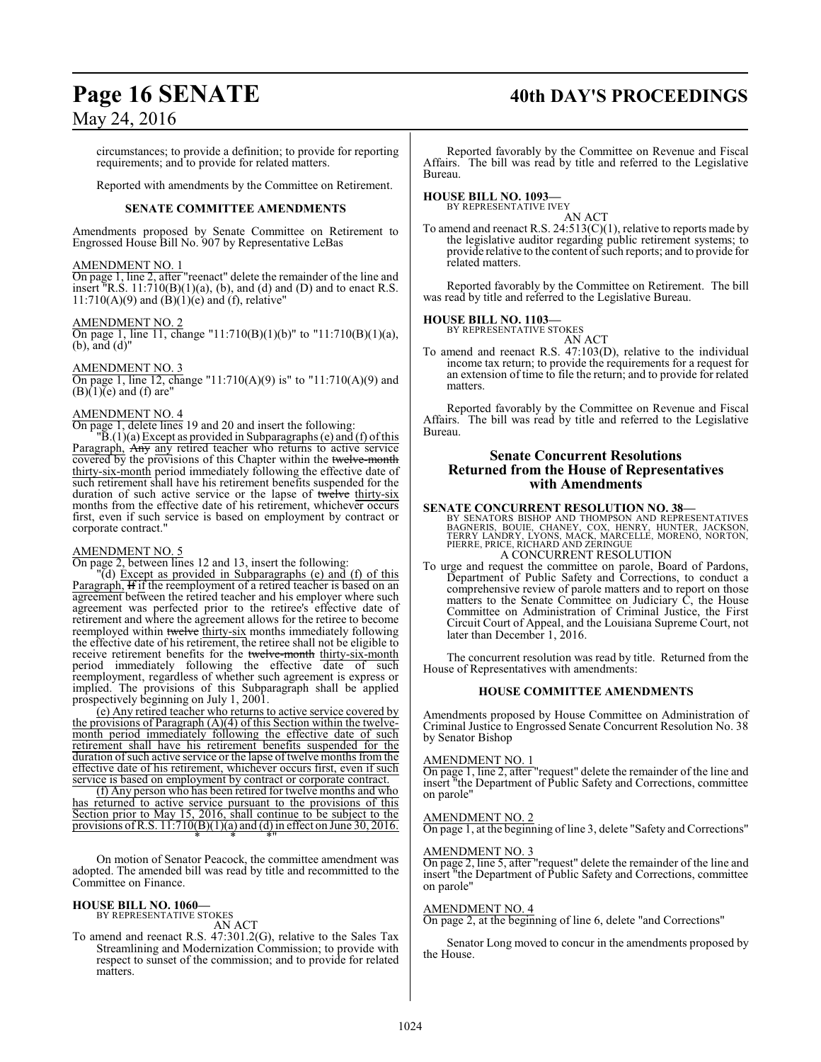circumstances; to provide a definition; to provide for reporting requirements; and to provide for related matters.

Reported with amendments by the Committee on Retirement.

### SENATE COMMITTEE AMENDMENTS

Amendments proposed by Senate Committee on Retirement to Engrossed House Bill No. 907 by Representative LeBas

AMENDMENT NO. 1
On page 1, line 2, after "reenact" delete the remainder of the line and insert "R.S. 11:710(B)(1)(a), (b), and (d) and (D) and to enact R.S. 11:710(A)(9) and (B)(1)(e) and (f), relative"

AMENDMENT NO. 2
On page 1, line 11, change "11:710(B)(1)(b)" to "11:710(B)(1)(a), (b), and (d)"

AMENDMENT NO. 3
On page 1, line 12, change "11:710(A)(9) is" to "11:710(A)(9) and (B)(1)(e) and (f) are"

AMENDMENT NO. 4
On page 1, delete lines 19 and 20 and insert the following:

"B.(1)(a) Except as provided in Subparagraphs (e) and (f) of this Paragraph, ~~Any~~ any retired teacher who returns to active service covered by the provisions of this Chapter within the ~~twelve-month~~ thirty-six-month period immediately following the effective date of such retirement shall have his retirement benefits suspended for the duration of such active service or the lapse of ~~twelve~~ thirty-six months from the effective date of his retirement, whichever occurs first, even if such service is based on employment by contract or corporate contract."

AMENDMENT NO. 5
On page 2, between lines 12 and 13, insert the following:

"(d) Except as provided in Subparagraphs (e) and (f) of this Paragraph, ~~If~~ if the reemployment of a retired teacher is based on an agreement between the retired teacher and his employer where such agreement was perfected prior to the retiree's effective date of retirement and where the agreement allows for the retiree to become reemployed within ~~twelve~~ thirty-six months immediately following the effective date of his retirement, the retiree shall not be eligible to receive retirement benefits for the ~~twelve-month~~ thirty-six-month period immediately following the effective date of such reemployment, regardless of whether such agreement is express or implied. The provisions of this Subparagraph shall be applied prospectively beginning on July 1, 2001.

(e) Any retired teacher who returns to active service covered by the provisions of Paragraph (A)(4) of this Section within the twelve-month period immediately following the effective date of such retirement shall have his retirement benefits suspended for the duration of such active service or the lapse of twelve months from the effective date of his retirement, whichever occurs first, even if such service is based on employment by contract or corporate contract.

(f) Any person who has been retired for twelve months and who has returned to active service pursuant to the provisions of this Section prior to May 15, 2016, shall continue to be subject to the provisions of R.S. 11:710(B)(1)(a) and (d) in effect on June 30, 2016.

\* \* \*"

On motion of Senator Peacock, the committee amendment was adopted. The amended bill was read by title and recommitted to the Committee on Finance.

**HOUSE BILL NO. 1060—**
BY REPRESENTATIVE STOKES
AN ACT

To amend and reenact R.S. 47:301.2(G), relative to the Sales Tax Streamlining and Modernization Commission; to provide with respect to sunset of the commission; and to provide for related matters.

Reported favorably by the Committee on Revenue and Fiscal Affairs. The bill was read by title and referred to the Legislative Bureau.

**HOUSE BILL NO. 1093—**
BY REPRESENTATIVE IVEY
AN ACT

To amend and reenact R.S. 24:513(C)(1), relative to reports made by the legislative auditor regarding public retirement systems; to provide relative to the content of such reports; and to provide for related matters.

Reported favorably by the Committee on Retirement. The bill was read by title and referred to the Legislative Bureau.

**HOUSE BILL NO. 1103—**
BY REPRESENTATIVE STOKES
AN ACT

To amend and reenact R.S. 47:103(D), relative to the individual income tax return; to provide the requirements for a request for an extension of time to file the return; and to provide for related matters.

Reported favorably by the Committee on Revenue and Fiscal Affairs. The bill was read by title and referred to the Legislative Bureau.

## Senate Concurrent Resolutions Returned from the House of Representatives with Amendments

**SENATE CONCURRENT RESOLUTION NO. 38—**
BY SENATORS BISHOP AND THOMPSON AND REPRESENTATIVES BAGNERIS, BOUIE, CHANEY, COX, HENRY, HUNTER, JACKSON, TERRY LANDRY, LYONS, MACK, MARCELLE, MORENO, NORTON, PIERRE, PRICE, RICHARD AND ZERINGUE
A CONCURRENT RESOLUTION

To urge and request the committee on parole, Board of Pardons, Department of Public Safety and Corrections, to conduct a comprehensive review of parole matters and to report on those matters to the Senate Committee on Judiciary C, the House Committee on Administration of Criminal Justice, the First Circuit Court of Appeal, and the Louisiana Supreme Court, not later than December 1, 2016.

The concurrent resolution was read by title. Returned from the House of Representatives with amendments:

### HOUSE COMMITTEE AMENDMENTS

Amendments proposed by House Committee on Administration of Criminal Justice to Engrossed Senate Concurrent Resolution No. 38 by Senator Bishop

AMENDMENT NO. 1
On page 1, line 2, after "request" delete the remainder of the line and insert "the Department of Public Safety and Corrections, committee on parole"

AMENDMENT NO. 2
On page 1, at the beginning of line 3, delete "Safety and Corrections"

AMENDMENT NO. 3
On page 2, line 5, after "request" delete the remainder of the line and insert "the Department of Public Safety and Corrections, committee on parole"

AMENDMENT NO. 4
On page 2, at the beginning of line 6, delete "and Corrections"

Senator Long moved to concur in the amendments proposed by the House.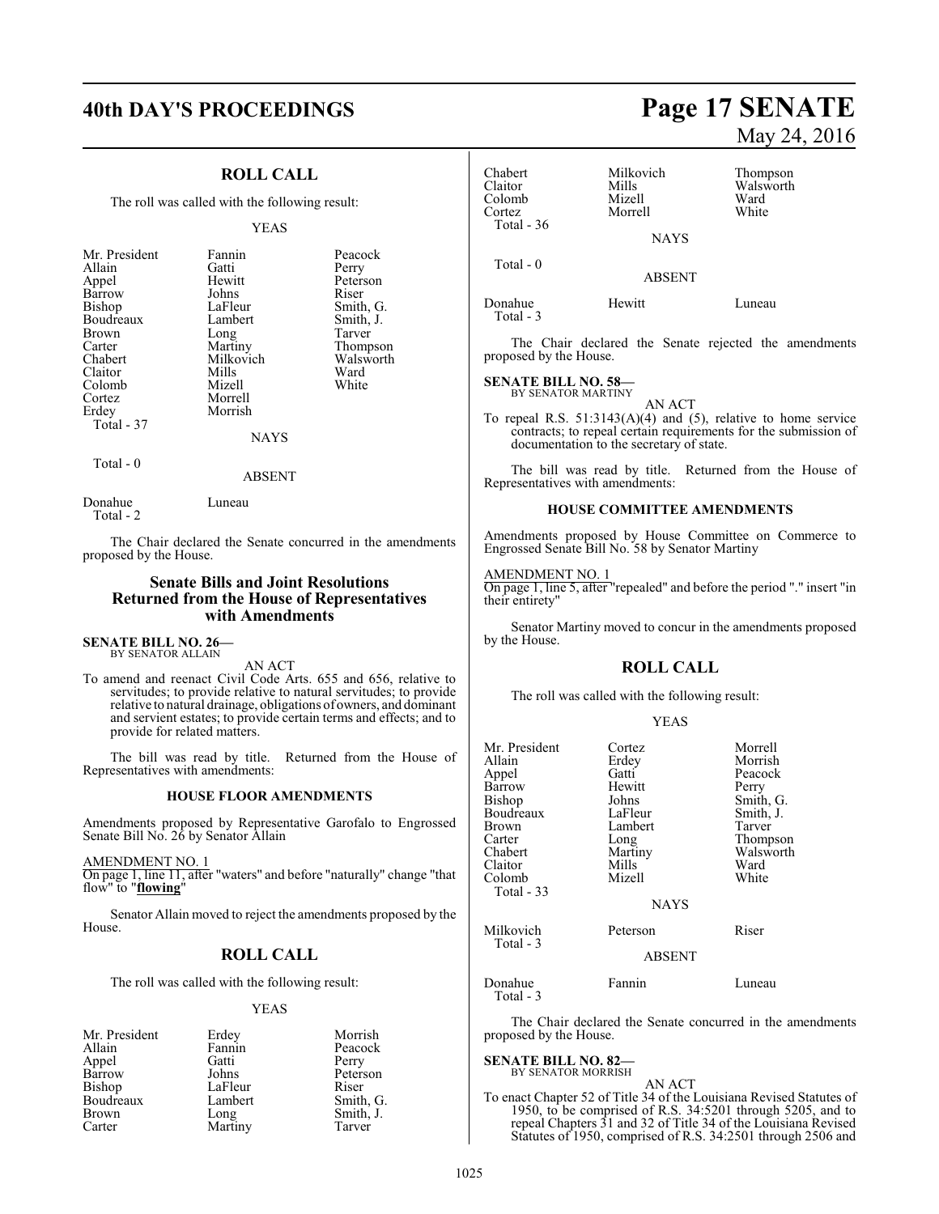## ROLL CALL

The roll was called with the following result:

YEAS

| | | |
|---|---|---|
| Mr. President | Fannin | Peacock |
| Allain | Gatti | Perry |
| Appel | Hewitt | Peterson |
| Barrow | Johns | Riser |
| Bishop | LaFleur | Smith, G. |
| Boudreaux | Lambert | Smith, J. |
| Brown | Long | Tarver |
| Carter | Martiny | Thompson |
| Chabert | Milkovich | Walsworth |
| Claitor | Mills | Ward |
| Colomb | Mizell | White |
| Cortez | Morrell | |
| Erdey | Morrish | |
| Total - 37 | | |

NAYS

Total - 0

ABSENT

| | |
|---|---|
| Donahue | Luneau |
| Total - 2 | |

The Chair declared the Senate concurred in the amendments proposed by the House.

## Senate Bills and Joint Resolutions Returned from the House of Representatives with Amendments

**SENATE BILL NO. 26—**
BY SENATOR ALLAIN

AN ACT

To amend and reenact Civil Code Arts. 655 and 656, relative to servitudes; to provide relative to natural servitudes; to provide relative to natural drainage, obligations of owners, and dominant and servient estates; to provide certain terms and effects; and to provide for related matters.

The bill was read by title. Returned from the House of Representatives with amendments:

### HOUSE FLOOR AMENDMENTS

Amendments proposed by Representative Garofalo to Engrossed Senate Bill No. 26 by Senator Allain

AMENDMENT NO. 1

On page 1, line 11, after "waters" and before "naturally" change "that flow" to "**flowing**"

Senator Allain moved to reject the amendments proposed by the House.

## ROLL CALL

The roll was called with the following result:

YEAS

| | | |
|---|---|---|
| Mr. President | Erdey | Morrish |
| Allain | Fannin | Peacock |
| Appel | Gatti | Perry |
| Barrow | Johns | Peterson |
| Bishop | LaFleur | Riser |
| Boudreaux | Lambert | Smith, G. |
| Brown | Long | Smith, J. |
| Carter | Martiny | Tarver |
| Chabert | Milkovich | Thompson |
| Claitor | Mills | Walsworth |
| Colomb | Mizell | Ward |
| Cortez | Morrell | White |
| Total - 36 | | |

NAYS

Total - 0

ABSENT

| | | |
|---|---|---|
| Donahue | Hewitt | Luneau |
| Total - 3 | | |

The Chair declared the Senate rejected the amendments proposed by the House.

**SENATE BILL NO. 58—**
BY SENATOR MARTINY

AN ACT

To repeal R.S. 51:3143(A)(4) and (5), relative to home service contracts; to repeal certain requirements for the submission of documentation to the secretary of state.

The bill was read by title. Returned from the House of Representatives with amendments:

### HOUSE COMMITTEE AMENDMENTS

Amendments proposed by House Committee on Commerce to Engrossed Senate Bill No. 58 by Senator Martiny

AMENDMENT NO. 1

On page 1, line 5, after "repealed" and before the period "." insert "in their entirety"

Senator Martiny moved to concur in the amendments proposed by the House.

## ROLL CALL

The roll was called with the following result:

YEAS

| | | |
|---|---|---|
| Mr. President | Cortez | Morrell |
| Allain | Erdey | Morrish |
| Appel | Gatti | Peacock |
| Barrow | Hewitt | Perry |
| Bishop | Johns | Smith, G. |
| Boudreaux | LaFleur | Smith, J. |
| Brown | Lambert | Tarver |
| Carter | Long | Thompson |
| Chabert | Martiny | Walsworth |
| Claitor | Mills | Ward |
| Colomb | Mizell | White |
| Total - 33 | | |

NAYS

| | | |
|---|---|---|
| Milkovich | Peterson | Riser |
| Total - 3 | | |

ABSENT

| | | |
|---|---|---|
| Donahue | Fannin | Luneau |
| Total - 3 | | |

The Chair declared the Senate concurred in the amendments proposed by the House.

**SENATE BILL NO. 82—**
BY SENATOR MORRISH

AN ACT

To enact Chapter 52 of Title 34 of the Louisiana Revised Statutes of 1950, to be comprised of R.S. 34:5201 through 5205, and to repeal Chapters 31 and 32 of Title 34 of the Louisiana Revised Statutes of 1950, comprised of R.S. 34:2501 through 2506 and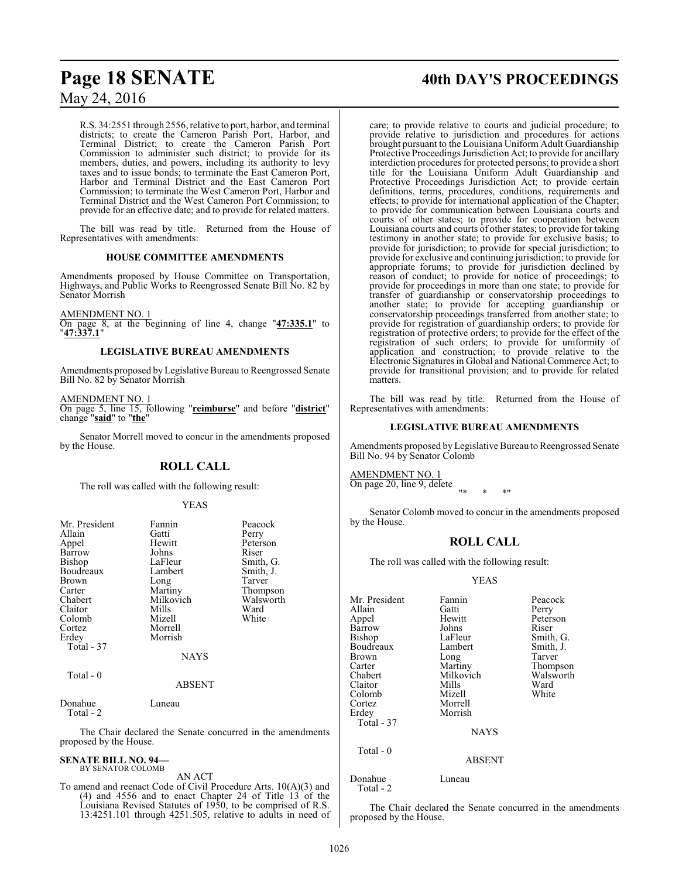R.S. 34:2551 through 2556, relative to port, harbor, and terminal districts; to create the Cameron Parish Port, Harbor, and Terminal District; to create the Cameron Parish Port Commission to administer such district; to provide for its members, duties, and powers, including its authority to levy taxes and to issue bonds; to terminate the East Cameron Port, Harbor and Terminal District and the East Cameron Port Commission; to terminate the West Cameron Port, Harbor and Terminal District and the West Cameron Port Commission; to provide for an effective date; and to provide for related matters.

The bill was read by title. Returned from the House of Representatives with amendments:

**HOUSE COMMITTEE AMENDMENTS**

Amendments proposed by House Committee on Transportation, Highways, and Public Works to Reengrossed Senate Bill No. 82 by Senator Morrish

AMENDMENT NO. 1
On page 8, at the beginning of line 4, change "**47:335.1**" to "**47:337.1**"

**LEGISLATIVE BUREAU AMENDMENTS**

Amendments proposed by Legislative Bureau to Reengrossed Senate Bill No. 82 by Senator Morrish

AMENDMENT NO. 1
On page 5, line 15, following "**reimburse**" and before "**district**" change "**said**" to "**the**"

Senator Morrell moved to concur in the amendments proposed by the House.

## ROLL CALL

The roll was called with the following result:

YEAS

| | | |
|---|---|---|
| Mr. President | Fannin | Peacock |
| Allain | Gatti | Perry |
| Appel | Hewitt | Peterson |
| Barrow | Johns | Riser |
| Bishop | LaFleur | Smith, G. |
| Boudreaux | Lambert | Smith, J. |
| Brown | Long | Tarver |
| Carter | Martiny | Thompson |
| Chabert | Milkovich | Walsworth |
| Claitor | Mills | Ward |
| Colomb | Mizell | White |
| Cortez | Morrell | |
| Erdey | Morrish | |
| Total - 37 | | |

NAYS

Total - 0

ABSENT

Donahue Luneau
Total - 2

The Chair declared the Senate concurred in the amendments proposed by the House.

**SENATE BILL NO. 94—**
BY SENATOR COLOMB

AN ACT

To amend and reenact Code of Civil Procedure Arts. 10(A)(3) and (4) and 4556 and to enact Chapter 24 of Title 13 of the Louisiana Revised Statutes of 1950, to be comprised of R.S. 13:4251.101 through 4251.505, relative to adults in need of care; to provide relative to courts and judicial procedure; to provide relative to jurisdiction and procedures for actions brought pursuant to the Louisiana Uniform Adult Guardianship Protective Proceedings Jurisdiction Act; to provide for ancillary interdiction procedures for protected persons; to provide a short title for the Louisiana Uniform Adult Guardianship and Protective Proceedings Jurisdiction Act; to provide certain definitions, terms, procedures, conditions, requirements and effects; to provide for international application of the Chapter; to provide for communication between Louisiana courts and courts of other states; to provide for cooperation between Louisiana courts and courts of other states; to provide for taking testimony in another state; to provide for exclusive basis; to provide for jurisdiction; to provide for special jurisdiction; to provide for exclusive and continuing jurisdiction; to provide for appropriate forums; to provide for jurisdiction declined by reason of conduct; to provide for notice of proceedings; to provide for proceedings in more than one state; to provide for transfer of guardianship or conservatorship proceedings to another state; to provide for accepting guardianship or conservatorship proceedings transferred from another state; to provide for registration of guardianship orders; to provide for registration of protective orders; to provide for the effect of the registration of such orders; to provide for uniformity of application and construction; to provide relative to the Electronic Signatures in Global and National Commerce Act; to provide for transitional provision; and to provide for related matters.

The bill was read by title. Returned from the House of Representatives with amendments:

**LEGISLATIVE BUREAU AMENDMENTS**

Amendments proposed by Legislative Bureau to Reengrossed Senate Bill No. 94 by Senator Colomb

AMENDMENT NO. 1
On page 20, line 9, delete
"* * *"

Senator Colomb moved to concur in the amendments proposed by the House.

## ROLL CALL

The roll was called with the following result:

YEAS

| | | |
|---|---|---|
| Mr. President | Fannin | Peacock |
| Allain | Gatti | Perry |
| Appel | Hewitt | Peterson |
| Barrow | Johns | Riser |
| Bishop | LaFleur | Smith, G. |
| Boudreaux | Lambert | Smith, J. |
| Brown | Long | Tarver |
| Carter | Martiny | Thompson |
| Chabert | Milkovich | Walsworth |
| Claitor | Mills | Ward |
| Colomb | Mizell | White |
| Cortez | Morrell | |
| Erdey | Morrish | |
| Total - 37 | | |

NAYS

Total - 0

ABSENT

Donahue Luneau
Total - 2

The Chair declared the Senate concurred in the amendments proposed by the House.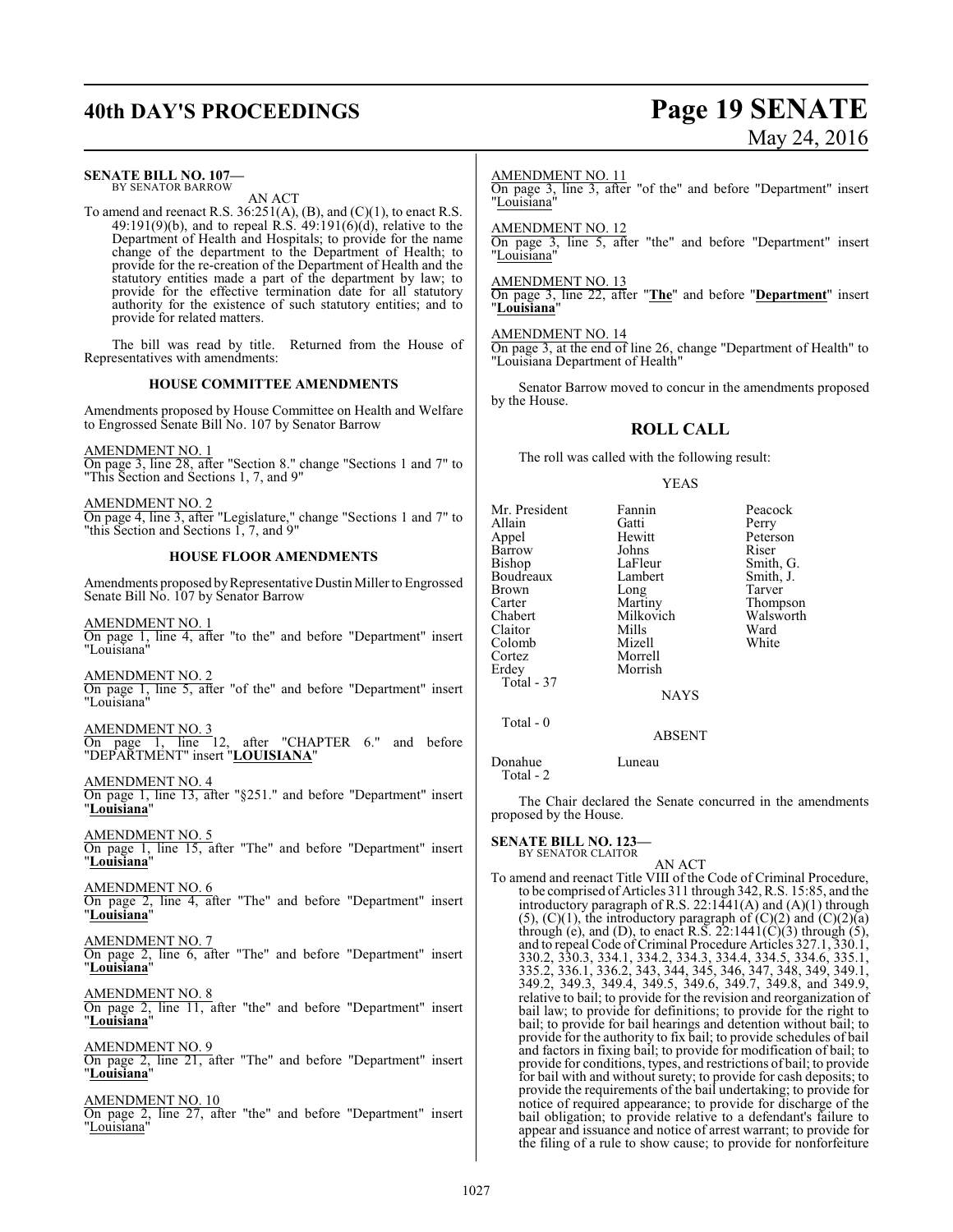**SENATE BILL NO. 107—**
BY SENATOR BARROW

AN ACT

To amend and reenact R.S. 36:251(A), (B), and (C)(1), to enact R.S. 49:191(9)(b), and to repeal R.S. 49:191(6)(d), relative to the Department of Health and Hospitals; to provide for the name change of the department to the Department of Health; to provide for the re-creation of the Department of Health and the statutory entities made a part of the department by law; to provide for the effective termination date for all statutory authority for the existence of such statutory entities; and to provide for related matters.

The bill was read by title. Returned from the House of Representatives with amendments:

### HOUSE COMMITTEE AMENDMENTS

Amendments proposed by House Committee on Health and Welfare to Engrossed Senate Bill No. 107 by Senator Barrow

AMENDMENT NO. 1
On page 3, line 28, after "Section 8." change "Sections 1 and 7" to "This Section and Sections 1, 7, and 9"

AMENDMENT NO. 2
On page 4, line 3, after "Legislature," change "Sections 1 and 7" to "this Section and Sections 1, 7, and 9"

### HOUSE FLOOR AMENDMENTS

Amendments proposed by Representative Dustin Miller to Engrossed Senate Bill No. 107 by Senator Barrow

AMENDMENT NO. 1
On page 1, line 4, after "to the" and before "Department" insert "Louisiana"

AMENDMENT NO. 2
On page 1, line 5, after "of the" and before "Department" insert "Louisiana"

AMENDMENT NO. 3
On page 1, line 12, after "CHAPTER 6." and before "DEPARTMENT" insert "**LOUISIANA**"

AMENDMENT NO. 4
On page 1, line 13, after "§251." and before "Department" insert "**Louisiana**"

AMENDMENT NO. 5
On page 1, line 15, after "The" and before "Department" insert "**Louisiana**"

AMENDMENT NO. 6
On page 2, line 4, after "The" and before "Department" insert "**Louisiana**"

AMENDMENT NO. 7
On page 2, line 6, after "The" and before "Department" insert "**Louisiana**"

AMENDMENT NO. 8
On page 2, line 11, after "the" and before "Department" insert "**Louisiana**"

AMENDMENT NO. 9
On page 2, line 21, after "The" and before "Department" insert "**Louisiana**"

AMENDMENT NO. 10
On page 2, line 27, after "the" and before "Department" insert "Louisiana"

AMENDMENT NO. 11
On page 3, line 3, after "of the" and before "Department" insert "Louisiana"

AMENDMENT NO. 12
On page 3, line 5, after "the" and before "Department" insert "Louisiana"

AMENDMENT NO. 13
On page 3, line 22, after "**The**" and before "**Department**" insert "**Louisiana**"

AMENDMENT NO. 14
On page 3, at the end of line 26, change "Department of Health" to "Louisiana Department of Health"

Senator Barrow moved to concur in the amendments proposed by the House.

## ROLL CALL

The roll was called with the following result:

YEAS

| | | |
|---|---|---|
| Mr. President | Fannin | Peacock |
| Allain | Gatti | Perry |
| Appel | Hewitt | Peterson |
| Barrow | Johns | Riser |
| Bishop | LaFleur | Smith, G. |
| Boudreaux | Lambert | Smith, J. |
| Brown | Long | Tarver |
| Carter | Martiny | Thompson |
| Chabert | Milkovich | Walsworth |
| Claitor | Mills | Ward |
| Colomb | Mizell | White |
| Cortez | Morrell | |
| Erdey | Morrish | |

Total - 37

NAYS

Total - 0

ABSENT

| | |
|---|---|
| Donahue | Luneau |

Total - 2

The Chair declared the Senate concurred in the amendments proposed by the House.

**SENATE BILL NO. 123—**
BY SENATOR CLAITOR

AN ACT

To amend and reenact Title VIII of the Code of Criminal Procedure, to be comprised of Articles 311 through 342, R.S. 15:85, and the introductory paragraph of R.S. 22:1441(A) and (A)(1) through (5), (C)(1), the introductory paragraph of (C)(2) and (C)(2)(a) through (e), and (D), to enact R.S. 22:1441(C)(3) through (5), and to repeal Code of Criminal Procedure Articles 327.1, 330.1, 330.2, 330.3, 334.1, 334.2, 334.3, 334.4, 334.5, 334.6, 335.1, 335.2, 336.1, 336.2, 343, 344, 345, 346, 347, 348, 349, 349.1, 349.2, 349.3, 349.4, 349.5, 349.6, 349.7, 349.8, and 349.9, relative to bail; to provide for the revision and reorganization of bail law; to provide for definitions; to provide for the right to bail; to provide for bail hearings and detention without bail; to provide for the authority to fix bail; to provide schedules of bail and factors in fixing bail; to provide for modification of bail; to provide for conditions, types, and restrictions of bail; to provide for bail with and without surety; to provide for cash deposits; to provide the requirements of the bail undertaking; to provide for notice of required appearance; to provide for discharge of the bail obligation; to provide relative to a defendant's failure to appear and issuance and notice of arrest warrant; to provide for the filing of a rule to show cause; to provide for nonforfeiture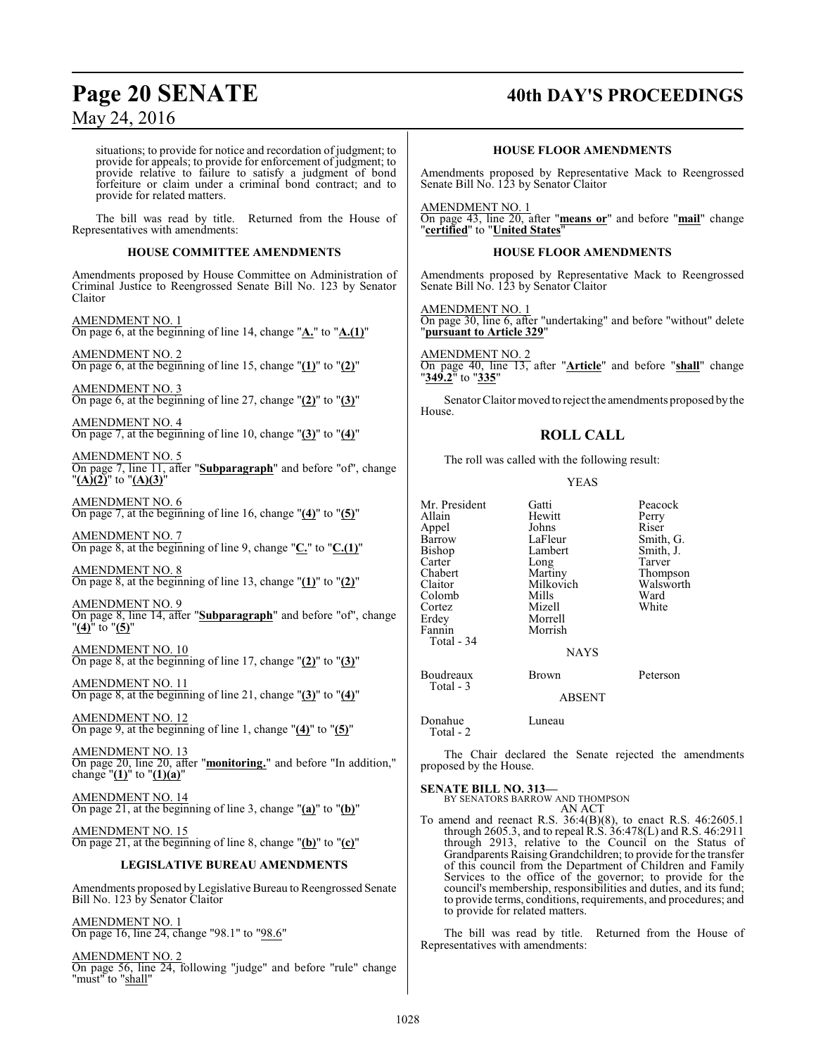situations; to provide for notice and recordation of judgment; to provide for appeals; to provide for enforcement of judgment; to provide relative to failure to satisfy a judgment of bond forfeiture or claim under a criminal bond contract; and to provide for related matters.

The bill was read by title. Returned from the House of Representatives with amendments:

### HOUSE COMMITTEE AMENDMENTS

Amendments proposed by House Committee on Administration of Criminal Justice to Reengrossed Senate Bill No. 123 by Senator Claitor

AMENDMENT NO. 1
On page 6, at the beginning of line 14, change "**A.**" to "**A.(1)**"

AMENDMENT NO. 2
On page 6, at the beginning of line 15, change "**(1)**" to "**(2)**"

AMENDMENT NO. 3
On page 6, at the beginning of line 27, change "**(2)**" to "**(3)**"

AMENDMENT NO. 4
On page 7, at the beginning of line 10, change "**(3)**" to "**(4)**"

AMENDMENT NO. 5
On page 7, line 11, after "**Subparagraph**" and before "of", change "**(A)(2)**" to "**(A)(3)**"

AMENDMENT NO. 6
On page 7, at the beginning of line 16, change "**(4)**" to "**(5)**"

AMENDMENT NO. 7
On page 8, at the beginning of line 9, change "**C.**" to "**C.(1)**"

AMENDMENT NO. 8
On page 8, at the beginning of line 13, change "**(1)**" to "**(2)**"

AMENDMENT NO. 9
On page 8, line 14, after "**Subparagraph**" and before "of", change "**(4)**" to "**(5)**"

AMENDMENT NO. 10
On page 8, at the beginning of line 17, change "**(2)**" to "**(3)**"

AMENDMENT NO. 11
On page 8, at the beginning of line 21, change "**(3)**" to "**(4)**"

AMENDMENT NO. 12
On page 9, at the beginning of line 1, change "**(4)**" to "**(5)**"

AMENDMENT NO. 13
On page 20, line 20, after "**monitoring.**" and before "In addition," change "**(1)**" to "**(1)(a)**"

AMENDMENT NO. 14
On page 21, at the beginning of line 3, change "**(a)**" to "**(b)**"

AMENDMENT NO. 15
On page 21, at the beginning of line 8, change "**(b)**" to "**(c)**"

### LEGISLATIVE BUREAU AMENDMENTS

Amendments proposed by Legislative Bureau to Reengrossed Senate Bill No. 123 by Senator Claitor

AMENDMENT NO. 1
On page 16, line 24, change "98.1" to "98.6"

AMENDMENT NO. 2
On page 56, line 24, following "judge" and before "rule" change "must" to "shall"

### HOUSE FLOOR AMENDMENTS

Amendments proposed by Representative Mack to Reengrossed Senate Bill No. 123 by Senator Claitor

AMENDMENT NO. 1
On page 43, line 20, after "**means or**" and before "**mail**" change "**certified**" to "**United States**"

### HOUSE FLOOR AMENDMENTS

Amendments proposed by Representative Mack to Reengrossed Senate Bill No. 123 by Senator Claitor

AMENDMENT NO. 1
On page 30, line 6, after "undertaking" and before "without" delete "**pursuant to Article 329**"

AMENDMENT NO. 2
On page 40, line 13, after "**Article**" and before "**shall**" change "**349.2**" to "**335**"

Senator Claitor moved to reject the amendments proposed by the House.

## ROLL CALL

The roll was called with the following result:

YEAS

| | | |
|---|---|---|
| Mr. President | Gatti | Peacock |
| Allain | Hewitt | Perry |
| Appel | Johns | Riser |
| Barrow | LaFleur | Smith, G. |
| Bishop | Lambert | Smith, J. |
| Carter | Long | Tarver |
| Chabert | Martiny | Thompson |
| Claitor | Milkovich | Walsworth |
| Colomb | Mills | Ward |
| Cortez | Mizell | White |
| Erdey | Morrell | |
| Fannin | Morrish | |

Total - 34

NAYS

| | | |
|---|---|---|
| Boudreaux | Brown | Peterson |

Total - 3

ABSENT

| | |
|---|---|
| Donahue | Luneau |

Total - 2

The Chair declared the Senate rejected the amendments proposed by the House.

**SENATE BILL NO. 313—**
BY SENATORS BARROW AND THOMPSON
AN ACT

To amend and reenact R.S. 36:4(B)(8), to enact R.S. 46:2605.1 through 2605.3, and to repeal R.S. 36:478(L) and R.S. 46:2911 through 2913, relative to the Council on the Status of Grandparents Raising Grandchildren; to provide for the transfer of this council from the Department of Children and Family Services to the office of the governor; to provide for the council's membership, responsibilities and duties, and its fund; to provide terms, conditions, requirements, and procedures; and to provide for related matters.

The bill was read by title. Returned from the House of Representatives with amendments: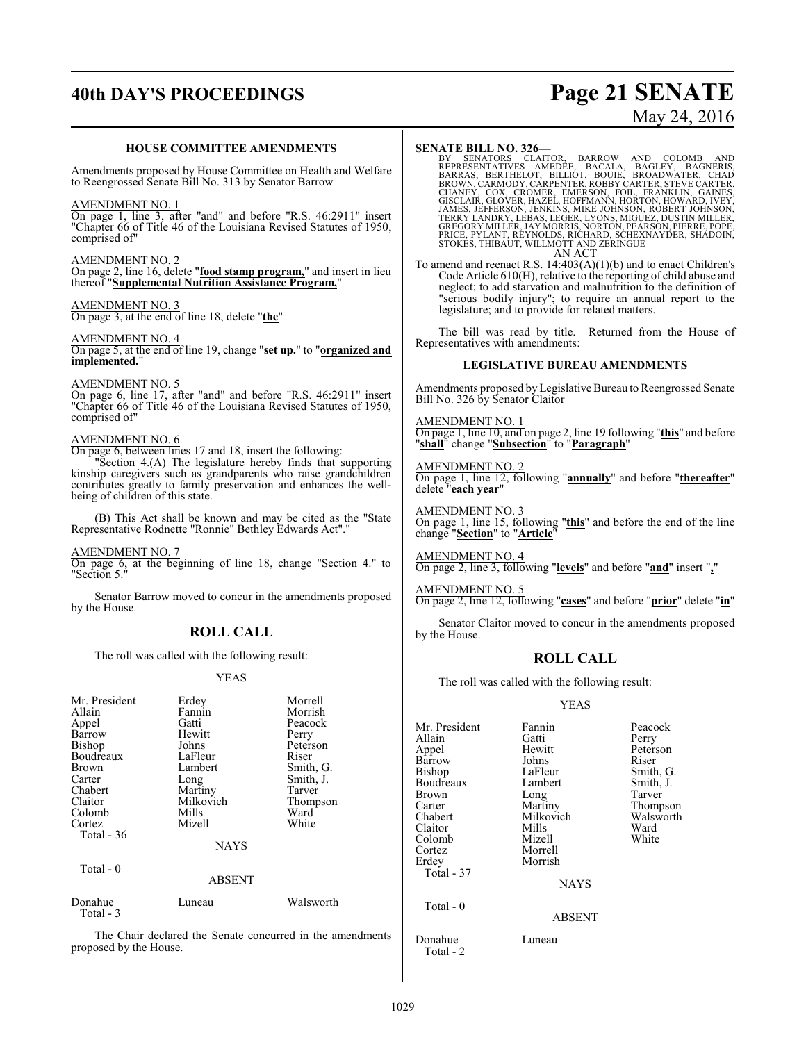### HOUSE COMMITTEE AMENDMENTS

Amendments proposed by House Committee on Health and Welfare to Reengrossed Senate Bill No. 313 by Senator Barrow

AMENDMENT NO. 1

On page 1, line 3, after "and" and before "R.S. 46:2911" insert "Chapter 66 of Title 46 of the Louisiana Revised Statutes of 1950, comprised of"

AMENDMENT NO. 2

On page 2, line 16, delete "**food stamp program,**" and insert in lieu thereof "**Supplemental Nutrition Assistance Program,**"

AMENDMENT NO. 3

On page 3, at the end of line 18, delete "**the**"

AMENDMENT NO. 4

On page 5, at the end of line 19, change "**set up.**" to "**organized and implemented.**"

AMENDMENT NO. 5

On page 6, line 17, after "and" and before "R.S. 46:2911" insert "Chapter 66 of Title 46 of the Louisiana Revised Statutes of 1950, comprised of"

AMENDMENT NO. 6

On page 6, between lines 17 and 18, insert the following:

"Section 4.(A) The legislature hereby finds that supporting kinship caregivers such as grandparents who raise grandchildren contributes greatly to family preservation and enhances the well-being of children of this state.

(B) This Act shall be known and may be cited as the "State Representative Rodnette "Ronnie" Bethley Edwards Act"."

AMENDMENT NO. 7

On page 6, at the beginning of line 18, change "Section 4." to "Section 5."

Senator Barrow moved to concur in the amendments proposed by the House.

## ROLL CALL

The roll was called with the following result:

YEAS

| | | |
|---|---|---|
| Mr. President | Erdey | Morrell |
| Allain | Fannin | Morrish |
| Appel | Gatti | Peacock |
| Barrow | Hewitt | Perry |
| Bishop | Johns | Peterson |
| Boudreaux | LaFleur | Riser |
| Brown | Lambert | Smith, G. |
| Carter | Long | Smith, J. |
| Chabert | Martiny | Tarver |
| Claitor | Milkovich | Thompson |
| Colomb | Mills | Ward |
| Cortez | Mizell | White |

Total - 36

NAYS

Total - 0

ABSENT

| | | |
|---|---|---|
| Donahue | Luneau | Walsworth |

Total - 3

The Chair declared the Senate concurred in the amendments proposed by the House.

**SENATE BILL NO. 326—**

BY SENATORS CLAITOR, BARROW AND COLOMB AND REPRESENTATIVES AMEDEE, BACALA, BAGLEY, BAGNERIS, BARRAS, BERTHELOT, BILLIOT, BOUIE, BROADWATER, CHAD BROWN, CARMODY, CARPENTER, ROBBY CARTER, STEVE CARTER, CHANEY, COX, CROMER, EMERSON, FOIL, FRANKLIN, GAINES, GISCLAIR, GLOVER, HAZEL, HOFFMANN, HORTON, HOWARD, IVEY, JAMES, JEFFERSON, JENKINS, MIKE JOHNSON, ROBERT JOHNSON, TERRY LANDRY, LEBAS, LEGER, LYONS, MIGUEZ, DUSTIN MILLER, GREGORY MILLER, JAY MORRIS, NORTON, PEARSON, PIERRE, POPE, PRICE, PYLANT, REYNOLDS, RICHARD, SCHEXNAYDER, SHADOIN, STOKES, THIBAUT, WILLMOTT AND ZERINGUE

AN ACT

To amend and reenact R.S. 14:403(A)(1)(b) and to enact Children's Code Article 610(H), relative to the reporting of child abuse and neglect; to add starvation and malnutrition to the definition of "serious bodily injury"; to require an annual report to the legislature; and to provide for related matters.

The bill was read by title. Returned from the House of Representatives with amendments:

### LEGISLATIVE BUREAU AMENDMENTS

Amendments proposed by Legislative Bureau to Reengrossed Senate Bill No. 326 by Senator Claitor

AMENDMENT NO. 1

On page 1, line 10, and on page 2, line 19 following "**this**" and before "**shall**" change "**Subsection**" to "**Paragraph**"

AMENDMENT NO. 2

On page 1, line 12, following "**annually**" and before "**thereafter**" delete "**each year**"

AMENDMENT NO. 3

On page 1, line 15, following "**this**" and before the end of the line change "**Section**" to "**Article**"

AMENDMENT NO. 4

On page 2, line 3, following "**levels**" and before "**and**" insert "**,**"

AMENDMENT NO. 5

On page 2, line 12, following "**cases**" and before "**prior**" delete "**in**"

Senator Claitor moved to concur in the amendments proposed by the House.

## ROLL CALL

The roll was called with the following result:

YEAS

| | | |
|---|---|---|
| Mr. President | Fannin | Peacock |
| Allain | Gatti | Perry |
| Appel | Hewitt | Peterson |
| Barrow | Johns | Riser |
| Bishop | LaFleur | Smith, G. |
| Boudreaux | Lambert | Smith, J. |
| Brown | Long | Tarver |
| Carter | Martiny | Thompson |
| Chabert | Milkovich | Walsworth |
| Claitor | Mills | Ward |
| Colomb | Mizell | White |
| Cortez | Morrell | |
| Erdey | Morrish | |

Total - 37

NAYS

Total - 0

ABSENT

| | |
|---|---|
| Donahue | Luneau |

Total - 2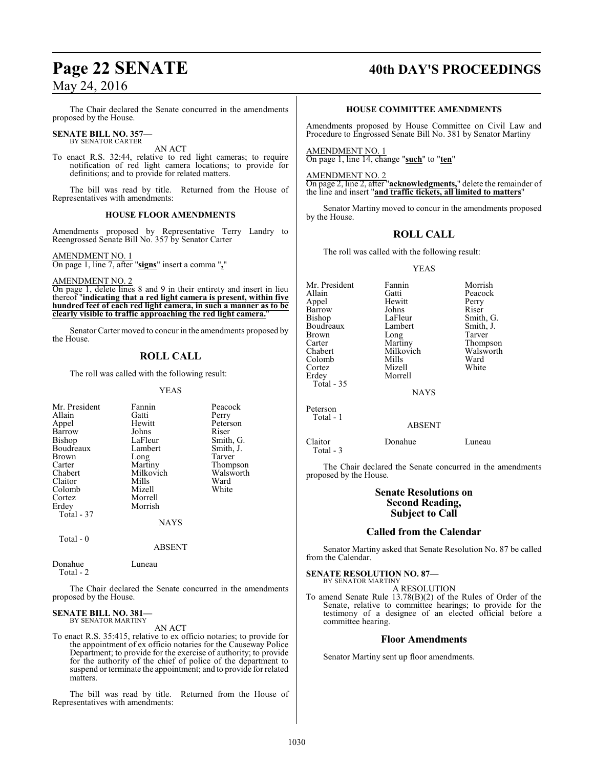The Chair declared the Senate concurred in the amendments proposed by the House.

**SENATE BILL NO. 357—**
BY SENATOR CARTER

AN ACT

To enact R.S. 32:44, relative to red light cameras; to require notification of red light camera locations; to provide for definitions; and to provide for related matters.

The bill was read by title. Returned from the House of Representatives with amendments:

### HOUSE FLOOR AMENDMENTS

Amendments proposed by Representative Terry Landry to Reengrossed Senate Bill No. 357 by Senator Carter

AMENDMENT NO. 1
On page 1, line 7, after "**signs**" insert a comma "**,**"

AMENDMENT NO. 2
On page 1, delete lines 8 and 9 in their entirety and insert in lieu thereof "**indicating that a red light camera is present, within five hundred feet of each red light camera, in such a manner as to be clearly visible to traffic approaching the red light camera.**"

Senator Carter moved to concur in the amendments proposed by the House.

## ROLL CALL

The roll was called with the following result:

YEAS

| | | |
|---|---|---|
| Mr. President | Fannin | Peacock |
| Allain | Gatti | Perry |
| Appel | Hewitt | Peterson |
| Barrow | Johns | Riser |
| Bishop | LaFleur | Smith, G. |
| Boudreaux | Lambert | Smith, J. |
| Brown | Long | Tarver |
| Carter | Martiny | Thompson |
| Chabert | Milkovich | Walsworth |
| Claitor | Mills | Ward |
| Colomb | Mizell | White |
| Cortez | Morrell | |
| Erdey | Morrish | |

Total - 37

NAYS

Total - 0

ABSENT

Donahue Luneau

Total - 2

The Chair declared the Senate concurred in the amendments proposed by the House.

**SENATE BILL NO. 381—**
BY SENATOR MARTINY

AN ACT

To enact R.S. 35:415, relative to ex officio notaries; to provide for the appointment of ex officio notaries for the Causeway Police Department; to provide for the exercise of authority; to provide for the authority of the chief of police of the department to suspend or terminate the appointment; and to provide for related matters.

The bill was read by title. Returned from the House of Representatives with amendments:

### HOUSE COMMITTEE AMENDMENTS

Amendments proposed by House Committee on Civil Law and Procedure to Engrossed Senate Bill No. 381 by Senator Martiny

AMENDMENT NO. 1
On page 1, line 14, change "**such**" to "**ten**"

AMENDMENT NO. 2
On page 2, line 2, after "**acknowledgments,**" delete the remainder of the line and insert "**and traffic tickets, all limited to matters**"

Senator Martiny moved to concur in the amendments proposed by the House.

## ROLL CALL

The roll was called with the following result:

YEAS

| | | |
|---|---|---|
| Mr. President | Fannin | Morrish |
| Allain | Gatti | Peacock |
| Appel | Hewitt | Perry |
| Barrow | Johns | Riser |
| Bishop | LaFleur | Smith, G. |
| Boudreaux | Lambert | Smith, J. |
| Brown | Long | Tarver |
| Carter | Martiny | Thompson |
| Chabert | Milkovich | Walsworth |
| Colomb | Mills | Ward |
| Cortez | Mizell | White |
| Erdey | Morrell | |

Total - 35

NAYS

Peterson

Total - 1

ABSENT

Claitor Donahue Luneau

Total - 3

The Chair declared the Senate concurred in the amendments proposed by the House.

## Senate Resolutions on Second Reading, Subject to Call

## Called from the Calendar

Senator Martiny asked that Senate Resolution No. 87 be called from the Calendar.

**SENATE RESOLUTION NO. 87—**
BY SENATOR MARTINY

A RESOLUTION

To amend Senate Rule 13.78(B)(2) of the Rules of Order of the Senate, relative to committee hearings; to provide for the testimony of a designee of an elected official before a committee hearing.

## Floor Amendments

Senator Martiny sent up floor amendments.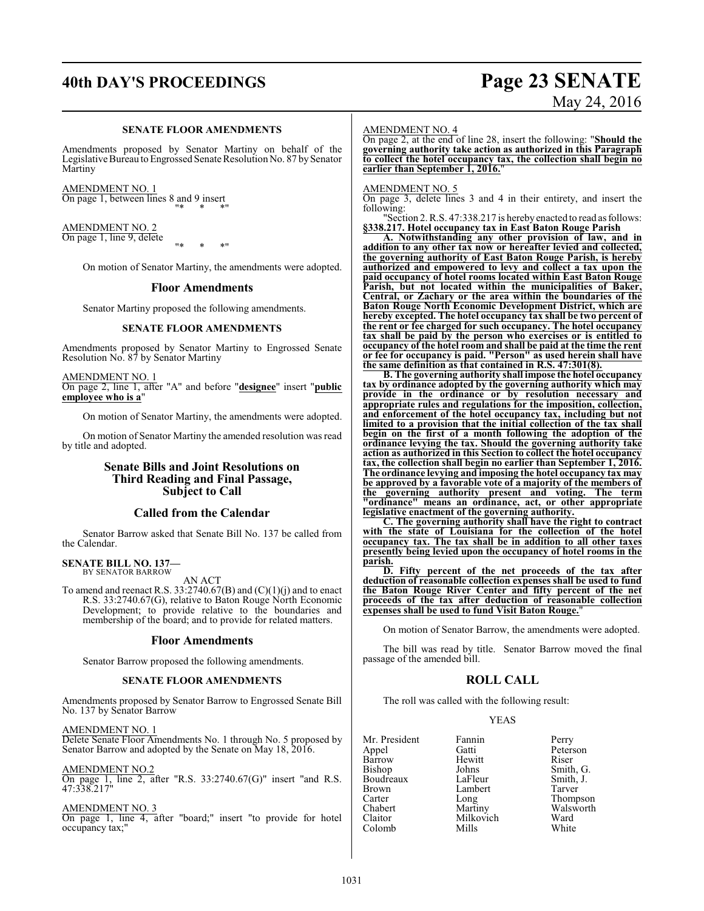**SENATE FLOOR AMENDMENTS**

Amendments proposed by Senator Martiny on behalf of the Legislative Bureau to Engrossed Senate Resolution No. 87 by Senator Martiny

AMENDMENT NO. 1
On page 1, between lines 8 and 9 insert
"* * *"

AMENDMENT NO. 2
On page 1, line 9, delete
"* * *"

On motion of Senator Martiny, the amendments were adopted.

## Floor Amendments

Senator Martiny proposed the following amendments.

**SENATE FLOOR AMENDMENTS**

Amendments proposed by Senator Martiny to Engrossed Senate Resolution No. 87 by Senator Martiny

AMENDMENT NO. 1
On page 2, line 1, after "A" and before "**designee**" insert "**public employee who is a**"

On motion of Senator Martiny, the amendments were adopted.

On motion of Senator Martiny the amended resolution was read by title and adopted.

## Senate Bills and Joint Resolutions on Third Reading and Final Passage, Subject to Call

## Called from the Calendar

Senator Barrow asked that Senate Bill No. 137 be called from the Calendar.

**SENATE BILL NO. 137—**
BY SENATOR BARROW

AN ACT

To amend and reenact R.S. 33:2740.67(B) and (C)(1)(j) and to enact R.S. 33:2740.67(G), relative to Baton Rouge North Economic Development; to provide relative to the boundaries and membership of the board; and to provide for related matters.

## Floor Amendments

Senator Barrow proposed the following amendments.

**SENATE FLOOR AMENDMENTS**

Amendments proposed by Senator Barrow to Engrossed Senate Bill No. 137 by Senator Barrow

AMENDMENT NO. 1
Delete Senate Floor Amendments No. 1 through No. 5 proposed by Senator Barrow and adopted by the Senate on May 18, 2016.

AMENDMENT NO.2
On page 1, line 2, after "R.S. 33:2740.67(G)" insert "and R.S. 47:338.217"

AMENDMENT NO. 3
On page 1, line 4, after "board;" insert "to provide for hotel occupancy tax;"

AMENDMENT NO. 4
On page 2, at the end of line 28, insert the following: "**Should the governing authority take action as authorized in this Paragraph to collect the hotel occupancy tax, the collection shall begin no earlier than September 1, 2016.**"

AMENDMENT NO. 5
On page 3, delete lines 3 and 4 in their entirety, and insert the following:

"Section 2. R.S. 47:338.217 is hereby enacted to read as follows:

**§338.217. Hotel occupancy tax in East Baton Rouge Parish**

**A. Notwithstanding any other provision of law, and in addition to any other tax now or hereafter levied and collected, the governing authority of East Baton Rouge Parish, is hereby authorized and empowered to levy and collect a tax upon the paid occupancy of hotel rooms located within East Baton Rouge Parish, but not located within the municipalities of Baker, Central, or Zachary or the area within the boundaries of the Baton Rouge North Economic Development District, which are hereby excepted. The hotel occupancy tax shall be two percent of the rent or fee charged for such occupancy. The hotel occupancy tax shall be paid by the person who exercises or is entitled to occupancy of the hotel room and shall be paid at the time the rent or fee for occupancy is paid. "Person" as used herein shall have the same definition as that contained in R.S. 47:301(8).**

**B. The governing authority shall impose the hotel occupancy tax by ordinance adopted by the governing authority which may provide in the ordinance or by resolution necessary and appropriate rules and regulations for the imposition, collection, and enforcement of the hotel occupancy tax, including but not limited to a provision that the initial collection of the tax shall begin on the first of a month following the adoption of the ordinance levying the tax. Should the governing authority take action as authorized in this Section to collect the hotel occupancy tax, the collection shall begin no earlier than September 1, 2016. The ordinance levying and imposing the hotel occupancy tax may be approved by a favorable vote of a majority of the members of the governing authority present and voting. The term "ordinance" means an ordinance, act, or other appropriate legislative enactment of the governing authority.**

**C. The governing authority shall have the right to contract with the state of Louisiana for the collection of the hotel occupancy tax. The tax shall be in addition to all other taxes presently being levied upon the occupancy of hotel rooms in the parish.**

**D. Fifty percent of the net proceeds of the tax after deduction of reasonable collection expenses shall be used to fund the Baton Rouge River Center and fifty percent of the net proceeds of the tax after deduction of reasonable collection expenses shall be used to fund Visit Baton Rouge.**"

On motion of Senator Barrow, the amendments were adopted.

The bill was read by title. Senator Barrow moved the final passage of the amended bill.

## ROLL CALL

The roll was called with the following result:

YEAS

| | | |
|---|---|---|
| Mr. President | Fannin | Perry |
| Appel | Gatti | Peterson |
| Barrow | Hewitt | Riser |
| Bishop | Johns | Smith, G. |
| Boudreaux | LaFleur | Smith, J. |
| Brown | Lambert | Tarver |
| Carter | Long | Thompson |
| Chabert | Martiny | Walsworth |
| Claitor | Milkovich | Ward |
| Colomb | Mills | White |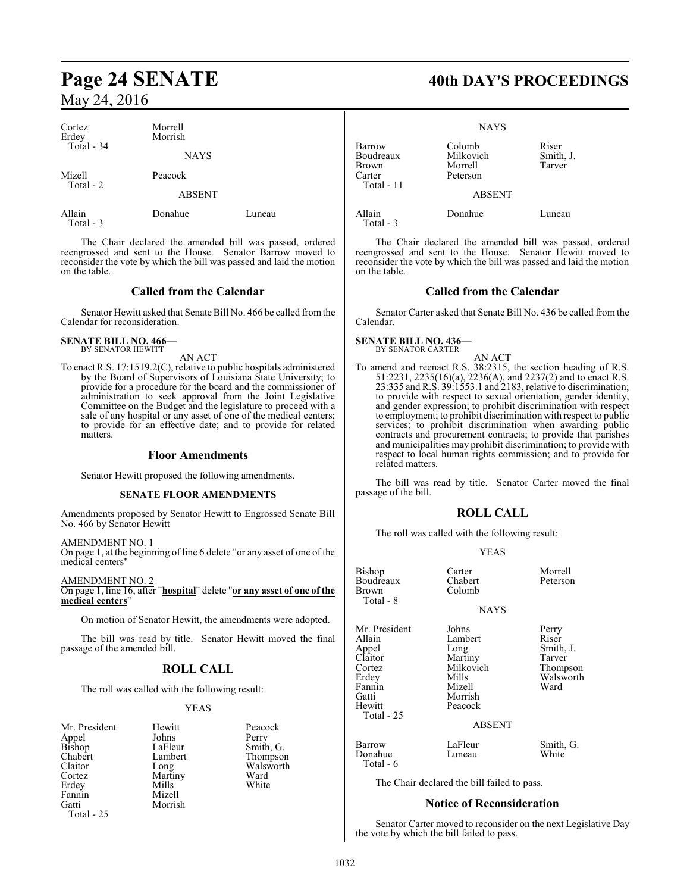| | |
|---|---|
| Cortez | Morrell |
| Erdey | Morrish |
| Total - 34 | |

NAYS

| | |
|---|---|
| Mizell | Peacock |
| Total - 2 | |

ABSENT

| | | |
|---|---|---|
| Allain | Donahue | Luneau |
| Total - 3 | | |

The Chair declared the amended bill was passed, ordered reengrossed and sent to the House. Senator Barrow moved to reconsider the vote by which the bill was passed and laid the motion on the table.

## Called from the Calendar

Senator Hewitt asked that Senate Bill No. 466 be called from the Calendar for reconsideration.

**SENATE BILL NO. 466—**
BY SENATOR HEWITT

AN ACT

To enact R.S. 17:1519.2(C), relative to public hospitals administered by the Board of Supervisors of Louisiana State University; to provide for a procedure for the board and the commissioner of administration to seek approval from the Joint Legislative Committee on the Budget and the legislature to proceed with a sale of any hospital or any asset of one of the medical centers; to provide for an effective date; and to provide for related matters.

## Floor Amendments

Senator Hewitt proposed the following amendments.

### SENATE FLOOR AMENDMENTS

Amendments proposed by Senator Hewitt to Engrossed Senate Bill No. 466 by Senator Hewitt

AMENDMENT NO. 1
On page 1, at the beginning of line 6 delete "or any asset of one of the medical centers"

AMENDMENT NO. 2
On page 1, line 16, after "**hospital**" delete "**or any asset of one of the medical centers**"

On motion of Senator Hewitt, the amendments were adopted.

The bill was read by title. Senator Hewitt moved the final passage of the amended bill.

## ROLL CALL

The roll was called with the following result:

YEAS

| | | |
|---|---|---|
| Mr. President | Hewitt | Peacock |
| Appel | Johns | Perry |
| Bishop | LaFleur | Smith, G. |
| Chabert | Lambert | Thompson |
| Claitor | Long | Walsworth |
| Cortez | Martiny | Ward |
| Erdey | Mills | White |
| Fannin | Mizell | |
| Gatti | Morrish | |
| Total - 25 | | |

NAYS

| | | |
|---|---|---|
| Barrow | Colomb | Riser |
| Boudreaux | Milkovich | Smith, J. |
| Brown | Morrell | Tarver |
| Carter | Peterson | |
| Total - 11 | | |

ABSENT

| | | |
|---|---|---|
| Allain | Donahue | Luneau |
| Total - 3 | | |

The Chair declared the amended bill was passed, ordered reengrossed and sent to the House. Senator Hewitt moved to reconsider the vote by which the bill was passed and laid the motion on the table.

## Called from the Calendar

Senator Carter asked that Senate Bill No. 436 be called from the Calendar.

**SENATE BILL NO. 436—**
BY SENATOR CARTER

AN ACT

To amend and reenact R.S. 38:2315, the section heading of R.S. 51:2231, 2235(16)(a), 2236(A), and 2237(2) and to enact R.S. 23:335 and R.S. 39:1553.1 and 2183, relative to discrimination; to provide with respect to sexual orientation, gender identity, and gender expression; to prohibit discrimination with respect to employment; to prohibit discrimination with respect to public services; to prohibit discrimination when awarding public contracts and procurement contracts; to provide that parishes and municipalities may prohibit discrimination; to provide with respect to local human rights commission; and to provide for related matters.

The bill was read by title. Senator Carter moved the final passage of the bill.

## ROLL CALL

The roll was called with the following result:

YEAS

| | | |
|---|---|---|
| Bishop | Carter | Morrell |
| Boudreaux | Chabert | Peterson |
| Brown | Colomb | |
| Total - 8 | | |

NAYS

| | | |
|---|---|---|
| Mr. President | Johns | Perry |
| Allain | Lambert | Riser |
| Appel | Long | Smith, J. |
| Claitor | Martiny | Tarver |
| Cortez | Milkovich | Thompson |
| Erdey | Mills | Walsworth |
| Fannin | Mizell | Ward |
| Gatti | Morrish | |
| Hewitt | Peacock | |
| Total - 25 | | |

ABSENT

| | | |
|---|---|---|
| Barrow | LaFleur | Smith, G. |
| Donahue | Luneau | White |
| Total - 6 | | |

The Chair declared the bill failed to pass.

## Notice of Reconsideration

Senator Carter moved to reconsider on the next Legislative Day the vote by which the bill failed to pass.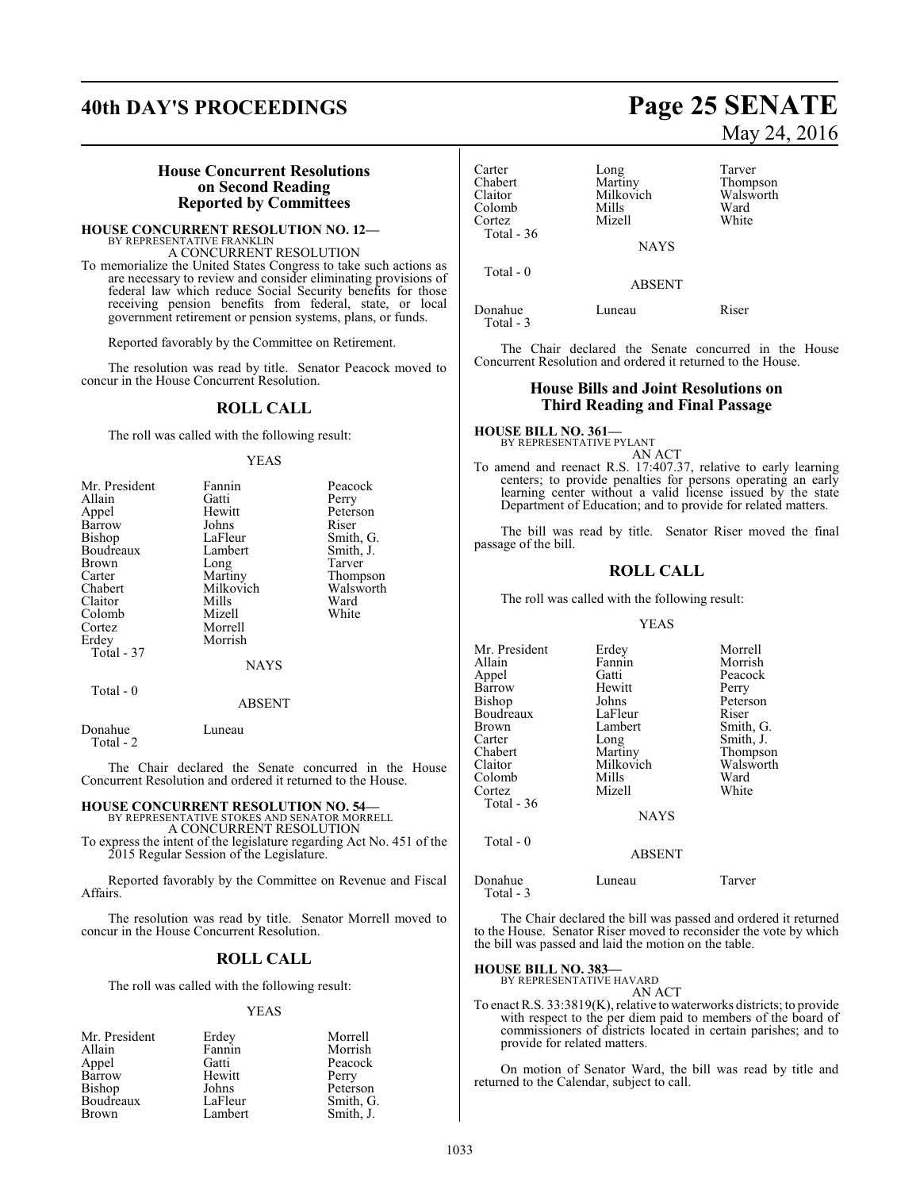### House Concurrent Resolutions on Second Reading Reported by Committees

**HOUSE CONCURRENT RESOLUTION NO. 12—**
BY REPRESENTATIVE FRANKLIN
A CONCURRENT RESOLUTION

To memorialize the United States Congress to take such actions as are necessary to review and consider eliminating provisions of federal law which reduce Social Security benefits for those receiving pension benefits from federal, state, or local government retirement or pension systems, plans, or funds.

Reported favorably by the Committee on Retirement.

The resolution was read by title. Senator Peacock moved to concur in the House Concurrent Resolution.

## ROLL CALL

The roll was called with the following result:

YEAS

| | | |
|---|---|---|
| Mr. President | Fannin | Peacock |
| Allain | Gatti | Perry |
| Appel | Hewitt | Peterson |
| Barrow | Johns | Riser |
| Bishop | LaFleur | Smith, G. |
| Boudreaux | Lambert | Smith, J. |
| Brown | Long | Tarver |
| Carter | Martiny | Thompson |
| Chabert | Milkovich | Walsworth |
| Claitor | Mills | Ward |
| Colomb | Mizell | White |
| Cortez | Morrell | |
| Erdey | Morrish | |
| Total - 37 | | |

NAYS

Total - 0

ABSENT

| | |
|---|---|
| Donahue | Luneau |
| Total - 2 | |

The Chair declared the Senate concurred in the House Concurrent Resolution and ordered it returned to the House.

**HOUSE CONCURRENT RESOLUTION NO. 54—**
BY REPRESENTATIVE STOKES AND SENATOR MORRELL
A CONCURRENT RESOLUTION

To express the intent of the legislature regarding Act No. 451 of the 2015 Regular Session of the Legislature.

Reported favorably by the Committee on Revenue and Fiscal Affairs.

The resolution was read by title. Senator Morrell moved to concur in the House Concurrent Resolution.

## ROLL CALL

The roll was called with the following result:

YEAS

| | | |
|---|---|---|
| Mr. President | Erdey | Morrell |
| Allain | Fannin | Morrish |
| Appel | Gatti | Peacock |
| Barrow | Hewitt | Perry |
| Bishop | Johns | Peterson |
| Boudreaux | LaFleur | Smith, G. |
| Brown | Lambert | Smith, J. |
| Carter | Long | Tarver |
| Chabert | Martiny | Thompson |
| Claitor | Milkovich | Walsworth |
| Colomb | Mills | Ward |
| Cortez | Mizell | White |
| Total - 36 | | |

NAYS

Total - 0

ABSENT

| | | |
|---|---|---|
| Donahue | Luneau | Riser |
| Total - 3 | | |

The Chair declared the Senate concurred in the House Concurrent Resolution and ordered it returned to the House.

### House Bills and Joint Resolutions on Third Reading and Final Passage

**HOUSE BILL NO. 361—**
BY REPRESENTATIVE PYLANT
AN ACT

To amend and reenact R.S. 17:407.37, relative to early learning centers; to provide penalties for persons operating an early learning center without a valid license issued by the state Department of Education; and to provide for related matters.

The bill was read by title. Senator Riser moved the final passage of the bill.

## ROLL CALL

The roll was called with the following result:

YEAS

| | | |
|---|---|---|
| Mr. President | Erdey | Morrell |
| Allain | Fannin | Morrish |
| Appel | Gatti | Peacock |
| Barrow | Hewitt | Perry |
| Bishop | Johns | Peterson |
| Boudreaux | LaFleur | Riser |
| Brown | Lambert | Smith, G. |
| Carter | Long | Smith, J. |
| Chabert | Martiny | Thompson |
| Claitor | Milkovich | Walsworth |
| Colomb | Mills | Ward |
| Cortez | Mizell | White |
| Total - 36 | | |

NAYS

Total - 0

ABSENT

| | | |
|---|---|---|
| Donahue | Luneau | Tarver |
| Total - 3 | | |

The Chair declared the bill was passed and ordered it returned to the House. Senator Riser moved to reconsider the vote by which the bill was passed and laid the motion on the table.

**HOUSE BILL NO. 383—**
BY REPRESENTATIVE HAVARD
AN ACT

To enact R.S. 33:3819(K), relative to waterworks districts; to provide with respect to the per diem paid to members of the board of commissioners of districts located in certain parishes; and to provide for related matters.

On motion of Senator Ward, the bill was read by title and returned to the Calendar, subject to call.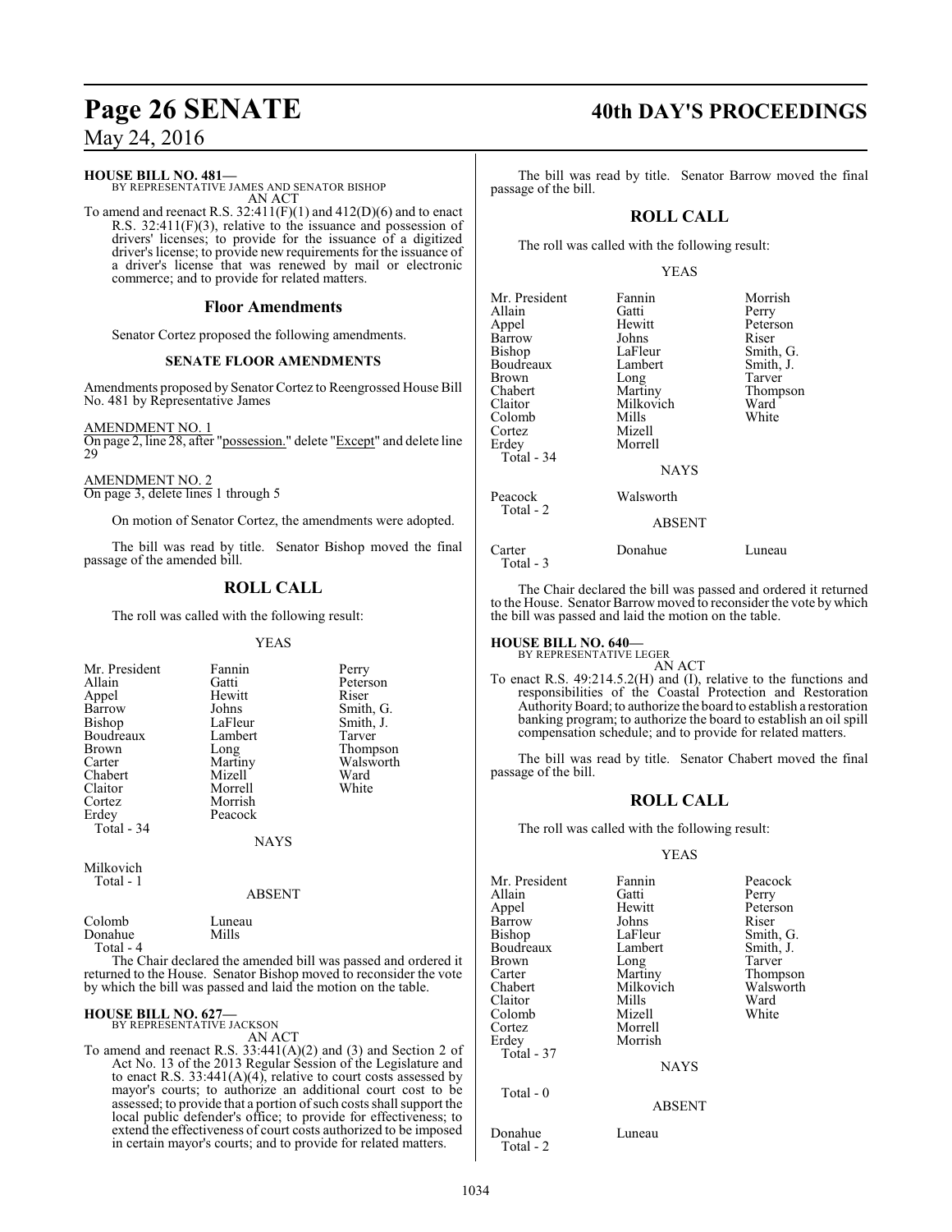**HOUSE BILL NO. 481—**
BY REPRESENTATIVE JAMES AND SENATOR BISHOP
AN ACT

To amend and reenact R.S. 32:411(F)(1) and 412(D)(6) and to enact R.S. 32:411(F)(3), relative to the issuance and possession of drivers' licenses; to provide for the issuance of a digitized driver's license; to provide new requirements for the issuance of a driver's license that was renewed by mail or electronic commerce; and to provide for related matters.

## Floor Amendments

Senator Cortez proposed the following amendments.

### SENATE FLOOR AMENDMENTS

Amendments proposed by Senator Cortez to Reengrossed House Bill No. 481 by Representative James

AMENDMENT NO. 1
On page 2, line 28, after "possession." delete "Except" and delete line 29

AMENDMENT NO. 2
On page 3, delete lines 1 through 5

On motion of Senator Cortez, the amendments were adopted.

The bill was read by title. Senator Bishop moved the final passage of the amended bill.

## ROLL CALL

The roll was called with the following result:

YEAS

| | | |
|---|---|---|
| Mr. President | Fannin | Perry |
| Allain | Gatti | Peterson |
| Appel | Hewitt | Riser |
| Barrow | Johns | Smith, G. |
| Bishop | LaFleur | Smith, J. |
| Boudreaux | Lambert | Tarver |
| Brown | Long | Thompson |
| Carter | Martiny | Walsworth |
| Chabert | Mizell | Ward |
| Claitor | Morrell | White |
| Cortez | Morrish | |
| Erdey | Peacock | |
| Total - 34 | | |

NAYS

Milkovich
Total - 1

ABSENT

| | |
|---|---|
| Colomb | Luneau |
| Donahue | Mills |
| Total - 4 | |

The Chair declared the amended bill was passed and ordered it returned to the House. Senator Bishop moved to reconsider the vote by which the bill was passed and laid the motion on the table.

**HOUSE BILL NO. 627—**
BY REPRESENTATIVE JACKSON
AN ACT

To amend and reenact R.S. 33:441(A)(2) and (3) and Section 2 of Act No. 13 of the 2013 Regular Session of the Legislature and to enact R.S. 33:441(A)(4), relative to court costs assessed by mayor's courts; to authorize an additional court cost to be assessed; to provide that a portion of such costs shall support the local public defender's office; to provide for effectiveness; to extend the effectiveness of court costs authorized to be imposed in certain mayor's courts; and to provide for related matters.

The bill was read by title. Senator Barrow moved the final passage of the bill.

## ROLL CALL

The roll was called with the following result:

YEAS

| | | |
|---|---|---|
| Mr. President | Fannin | Morrish |
| Allain | Gatti | Perry |
| Appel | Hewitt | Peterson |
| Barrow | Johns | Riser |
| Bishop | LaFleur | Smith, G. |
| Boudreaux | Lambert | Smith, J. |
| Brown | Long | Tarver |
| Chabert | Martiny | Thompson |
| Claitor | Milkovich | Ward |
| Colomb | Mills | White |
| Cortez | Mizell | |
| Erdey | Morrell | |
| Total - 34 | | |

NAYS

| | |
|---|---|
| Peacock | Walsworth |
| Total - 2 | |

ABSENT

| | | |
|---|---|---|
| Carter | Donahue | Luneau |
| Total - 3 | | |

The Chair declared the bill was passed and ordered it returned to the House. Senator Barrow moved to reconsider the vote by which the bill was passed and laid the motion on the table.

**HOUSE BILL NO. 640—**
BY REPRESENTATIVE LEGER
AN ACT

To enact R.S. 49:214.5.2(H) and (I), relative to the functions and responsibilities of the Coastal Protection and Restoration Authority Board; to authorize the board to establish a restoration banking program; to authorize the board to establish an oil spill compensation schedule; and to provide for related matters.

The bill was read by title. Senator Chabert moved the final passage of the bill.

## ROLL CALL

The roll was called with the following result:

YEAS

| | | |
|---|---|---|
| Mr. President | Fannin | Peacock |
| Allain | Gatti | Perry |
| Appel | Hewitt | Peterson |
| Barrow | Johns | Riser |
| Bishop | LaFleur | Smith, G. |
| Boudreaux | Lambert | Smith, J. |
| Brown | Long | Tarver |
| Carter | Martiny | Thompson |
| Chabert | Milkovich | Walsworth |
| Claitor | Mills | Ward |
| Colomb | Mizell | White |
| Cortez | Morrell | |
| Erdey | Morrish | |
| Total - 37 | | |

NAYS

Total - 0

ABSENT

| | |
|---|---|
| Donahue | Luneau |
| Total - 2 | |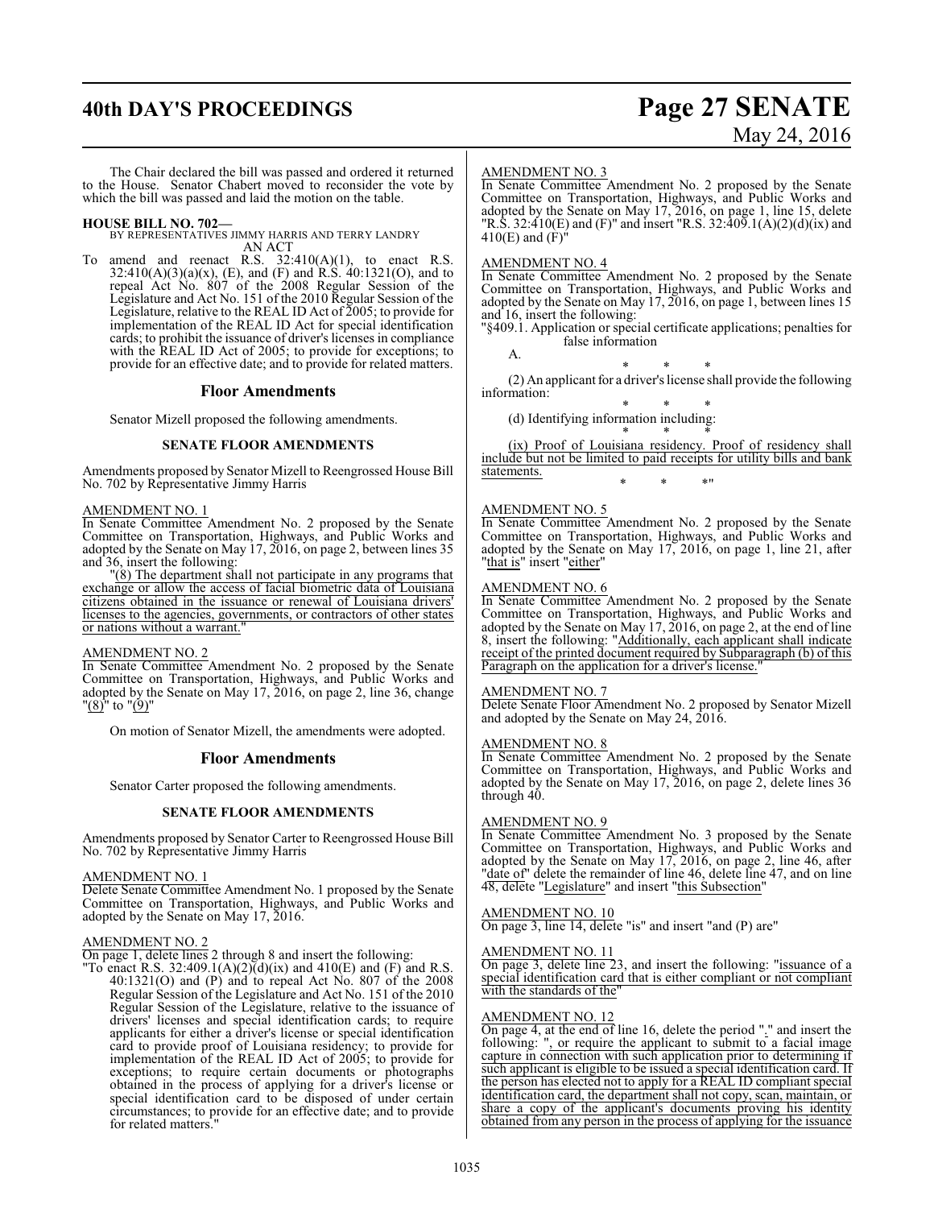The Chair declared the bill was passed and ordered it returned to the House. Senator Chabert moved to reconsider the vote by which the bill was passed and laid the motion on the table.

**HOUSE BILL NO. 702—**
BY REPRESENTATIVES JIMMY HARRIS AND TERRY LANDRY
AN ACT

To amend and reenact R.S. 32:410(A)(1), to enact R.S. 32:410(A)(3)(a)(x), (E), and (F) and R.S. 40:1321(O), and to repeal Act No. 807 of the 2008 Regular Session of the Legislature and Act No. 151 of the 2010 Regular Session of the Legislature, relative to the REAL ID Act of 2005; to provide for implementation of the REAL ID Act for special identification cards; to prohibit the issuance of driver's licenses in compliance with the REAL ID Act of 2005; to provide for exceptions; to provide for an effective date; and to provide for related matters.

## Floor Amendments

Senator Mizell proposed the following amendments.

### SENATE FLOOR AMENDMENTS

Amendments proposed by Senator Mizell to Reengrossed House Bill No. 702 by Representative Jimmy Harris

AMENDMENT NO. 1
In Senate Committee Amendment No. 2 proposed by the Senate Committee on Transportation, Highways, and Public Works and adopted by the Senate on May 17, 2016, on page 2, between lines 35 and 36, insert the following:

"(8) The department shall not participate in any programs that exchange or allow the access of facial biometric data of Louisiana citizens obtained in the issuance or renewal of Louisiana drivers' licenses to the agencies, governments, or contractors of other states or nations without a warrant."

AMENDMENT NO. 2
In Senate Committee Amendment No. 2 proposed by the Senate Committee on Transportation, Highways, and Public Works and adopted by the Senate on May 17, 2016, on page 2, line 36, change "(8)" to "(9)"

On motion of Senator Mizell, the amendments were adopted.

## Floor Amendments

Senator Carter proposed the following amendments.

### SENATE FLOOR AMENDMENTS

Amendments proposed by Senator Carter to Reengrossed House Bill No. 702 by Representative Jimmy Harris

AMENDMENT NO. 1
Delete Senate Committee Amendment No. 1 proposed by the Senate Committee on Transportation, Highways, and Public Works and adopted by the Senate on May 17, 2016.

AMENDMENT NO. 2
On page 1, delete lines 2 through 8 and insert the following:

"To enact R.S. 32:409.1(A)(2)(d)(ix) and 410(E) and (F) and R.S. 40:1321(O) and (P) and to repeal Act No. 807 of the 2008 Regular Session of the Legislature and Act No. 151 of the 2010 Regular Session of the Legislature, relative to the issuance of drivers' licenses and special identification cards; to require applicants for either a driver's license or special identification card to provide proof of Louisiana residency; to provide for implementation of the REAL ID Act of 2005; to provide for exceptions; to require certain documents or photographs obtained in the process of applying for a driver's license or special identification card to be disposed of under certain circumstances; to provide for an effective date; and to provide for related matters."

AMENDMENT NO. 3
In Senate Committee Amendment No. 2 proposed by the Senate Committee on Transportation, Highways, and Public Works and adopted by the Senate on May 17, 2016, on page 1, line 15, delete "R.S. 32:410(E) and (F)" and insert "R.S. 32:409.1(A)(2)(d)(ix) and 410(E) and (F)"

AMENDMENT NO. 4
In Senate Committee Amendment No. 2 proposed by the Senate Committee on Transportation, Highways, and Public Works and adopted by the Senate on May 17, 2016, on page 1, between lines 15 and 16, insert the following:

"§409.1. Application or special certificate applications; penalties for false information

A.

\* \* \*

(2) An applicant for a driver's license shall provide the following information:

\* \* \*

(d) Identifying information including:

\* \* \*

(ix) Proof of Louisiana residency. Proof of residency shall include but not be limited to paid receipts for utility bills and bank statements.

\* \* \*"

AMENDMENT NO. 5
In Senate Committee Amendment No. 2 proposed by the Senate Committee on Transportation, Highways, and Public Works and adopted by the Senate on May 17, 2016, on page 1, line 21, after "that is" insert "either"

AMENDMENT NO. 6
In Senate Committee Amendment No. 2 proposed by the Senate Committee on Transportation, Highways, and Public Works and adopted by the Senate on May 17, 2016, on page 2, at the end of line 8, insert the following: "Additionally, each applicant shall indicate receipt of the printed document required by Subparagraph (b) of this Paragraph on the application for a driver's license."

AMENDMENT NO. 7
Delete Senate Floor Amendment No. 2 proposed by Senator Mizell and adopted by the Senate on May 24, 2016.

AMENDMENT NO. 8
In Senate Committee Amendment No. 2 proposed by the Senate Committee on Transportation, Highways, and Public Works and adopted by the Senate on May 17, 2016, on page 2, delete lines 36 through 40.

AMENDMENT NO. 9
In Senate Committee Amendment No. 3 proposed by the Senate Committee on Transportation, Highways, and Public Works and adopted by the Senate on May 17, 2016, on page 2, line 46, after "date of" delete the remainder of line 46, delete line 47, and on line 48, delete "Legislature" and insert "this Subsection"

AMENDMENT NO. 10
On page 3, line 14, delete "is" and insert "and (P) are"

AMENDMENT NO. 11
On page 3, delete line 23, and insert the following: "issuance of a special identification card that is either compliant or not compliant with the standards of the"

AMENDMENT NO. 12
On page 4, at the end of line 16, delete the period "." and insert the following: ", or require the applicant to submit to a facial image capture in connection with such application prior to determining if such applicant is eligible to be issued a special identification card. If the person has elected not to apply for a REAL ID compliant special identification card, the department shall not copy, scan, maintain, or share a copy of the applicant's documents proving his identity obtained from any person in the process of applying for the issuance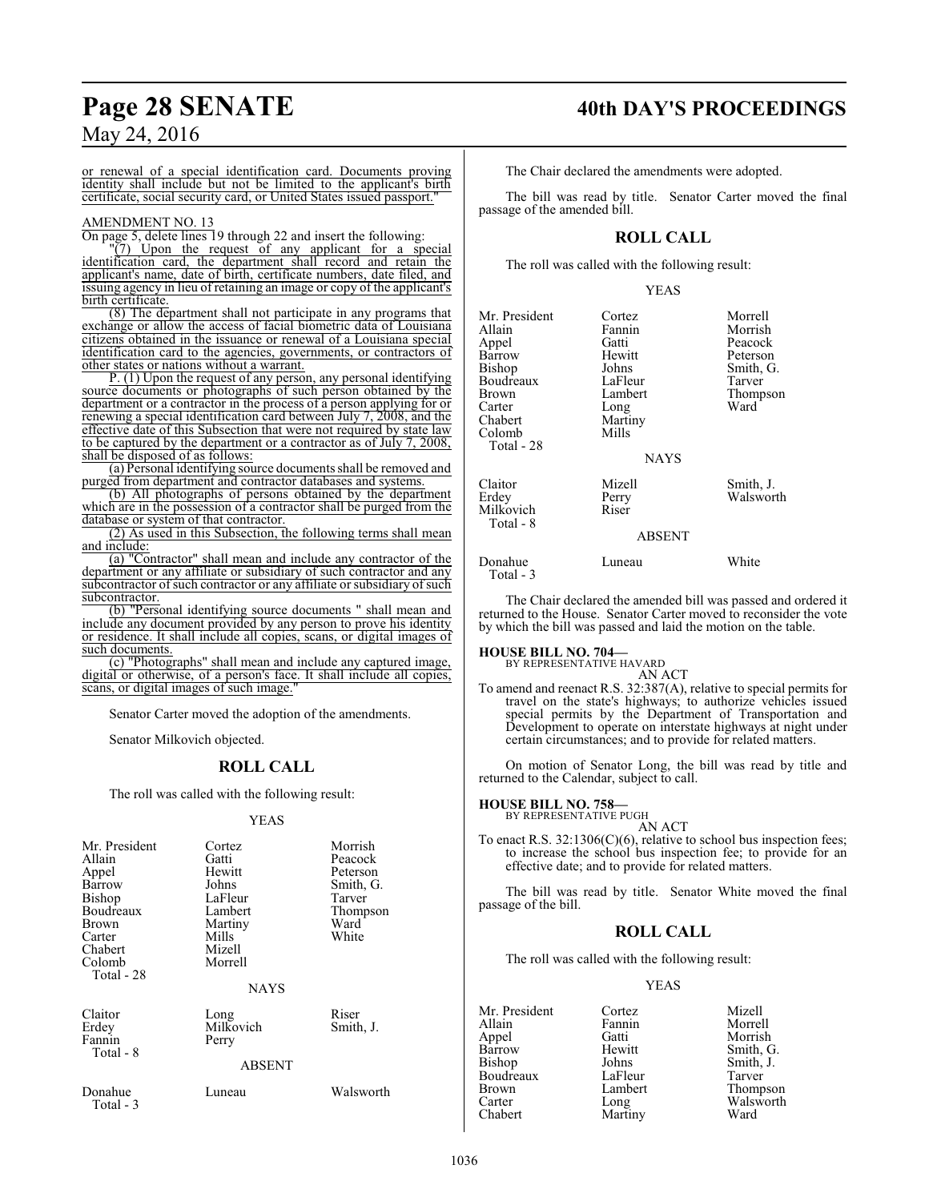or renewal of a special identification card. Documents proving identity shall include but not be limited to the applicant's birth certificate, social security card, or United States issued passport."

AMENDMENT NO. 13

On page 5, delete lines 19 through 22 and insert the following:

"(7) Upon the request of any applicant for a special identification card, the department shall record and retain the applicant's name, date of birth, certificate numbers, date filed, and issuing agency in lieu of retaining an image or copy of the applicant's birth certificate.

(8) The department shall not participate in any programs that exchange or allow the access of facial biometric data of Louisiana citizens obtained in the issuance or renewal of a Louisiana special identification card to the agencies, governments, or contractors of other states or nations without a warrant.

P. (1) Upon the request of any person, any personal identifying source documents or photographs of such person obtained by the department or a contractor in the process of a person applying for or renewing a special identification card between July 7, 2008, and the effective date of this Subsection that were not required by state law to be captured by the department or a contractor as of July 7, 2008, shall be disposed of as follows:

(a) Personal identifying source documents shall be removed and purged from department and contractor databases and systems.

(b) All photographs of persons obtained by the department which are in the possession of a contractor shall be purged from the database or system of that contractor.

(2) As used in this Subsection, the following terms shall mean and include:

(a) "Contractor" shall mean and include any contractor of the department or any affiliate or subsidiary of such contractor and any subcontractor of such contractor or any affiliate or subsidiary of such subcontractor.

(b) "Personal identifying source documents " shall mean and include any document provided by any person to prove his identity or residence. It shall include all copies, scans, or digital images of such documents.

(c) "Photographs" shall mean and include any captured image, digital or otherwise, of a person's face. It shall include all copies, scans, or digital images of such image."

Senator Carter moved the adoption of the amendments.

Senator Milkovich objected.

## ROLL CALL

The roll was called with the following result:

YEAS

| | | |
|---|---|---|
| Mr. President | Cortez | Morrish |
| Allain | Gatti | Peacock |
| Appel | Hewitt | Peterson |
| Barrow | Johns | Smith, G. |
| Bishop | LaFleur | Tarver |
| Boudreaux | Lambert | Thompson |
| Brown | Martiny | Ward |
| Carter | Mills | White |
| Chabert | Mizell | |
| Colomb | Morrell | |
| Total - 28 | | |

NAYS

| | | |
|---|---|---|
| Claitor | Long | Riser |
| Erdey | Milkovich | Smith, J. |
| Fannin | Perry | |
| Total - 8 | | |

ABSENT

| | | |
|---|---|---|
| Donahue | Luneau | Walsworth |
| Total - 3 | | |

The Chair declared the amendments were adopted.

The bill was read by title. Senator Carter moved the final passage of the amended bill.

## ROLL CALL

The roll was called with the following result:

YEAS

| | | |
|---|---|---|
| Mr. President | Cortez | Morrell |
| Allain | Fannin | Morrish |
| Appel | Gatti | Peacock |
| Barrow | Hewitt | Peterson |
| Bishop | Johns | Smith, G. |
| Boudreaux | LaFleur | Tarver |
| Brown | Lambert | Thompson |
| Carter | Long | Ward |
| Chabert | Martiny | |
| Colomb | Mills | |
| Total - 28 | | |

NAYS

| | | |
|---|---|---|
| Claitor | Mizell | Smith, J. |
| Erdey | Perry | Walsworth |
| Milkovich | Riser | |
| Total - 8 | | |

ABSENT

| | | |
|---|---|---|
| Donahue | Luneau | White |
| Total - 3 | | |

The Chair declared the amended bill was passed and ordered it returned to the House. Senator Carter moved to reconsider the vote by which the bill was passed and laid the motion on the table.

**HOUSE BILL NO. 704—**
BY REPRESENTATIVE HAVARD
AN ACT

To amend and reenact R.S. 32:387(A), relative to special permits for travel on the state's highways; to authorize vehicles issued special permits by the Department of Transportation and Development to operate on interstate highways at night under certain circumstances; and to provide for related matters.

On motion of Senator Long, the bill was read by title and returned to the Calendar, subject to call.

**HOUSE BILL NO. 758—**
BY REPRESENTATIVE PUGH
AN ACT

To enact R.S. 32:1306(C)(6), relative to school bus inspection fees; to increase the school bus inspection fee; to provide for an effective date; and to provide for related matters.

The bill was read by title. Senator White moved the final passage of the bill.

## ROLL CALL

The roll was called with the following result:

YEAS

| | | |
|---|---|---|
| Mr. President | Cortez | Mizell |
| Allain | Fannin | Morrell |
| Appel | Gatti | Morrish |
| Barrow | Hewitt | Smith, G. |
| Bishop | Johns | Smith, J. |
| Boudreaux | LaFleur | Tarver |
| Brown | Lambert | Thompson |
| Carter | Long | Walsworth |
| Chabert | Martiny | Ward |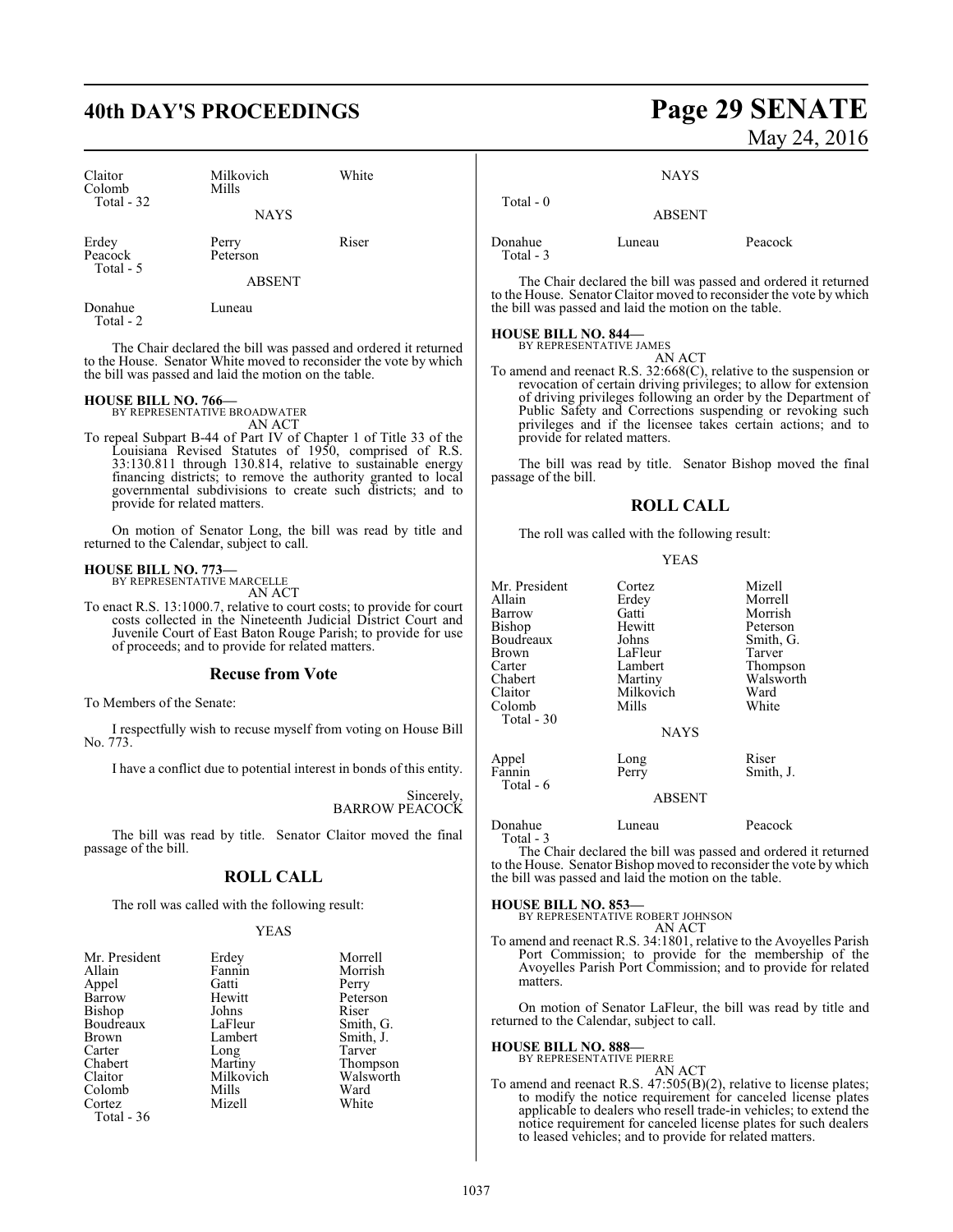| Claitor | Milkovich | White |
|---|---|---|
| Colomb | Mills | |
| Total - 32 | | |

NAYS

| Erdey | Perry | Riser |
|---|---|---|
| Peacock | Peterson | |
| Total - 5 | | |

ABSENT

| Donahue | Luneau |
|---|---|
| Total - 2 | |

The Chair declared the bill was passed and ordered it returned to the House. Senator White moved to reconsider the vote by which the bill was passed and laid the motion on the table.

**HOUSE BILL NO. 766—**
BY REPRESENTATIVE BROADWATER
AN ACT

To repeal Subpart B-44 of Part IV of Chapter 1 of Title 33 of the Louisiana Revised Statutes of 1950, comprised of R.S. 33:130.811 through 130.814, relative to sustainable energy financing districts; to remove the authority granted to local governmental subdivisions to create such districts; and to provide for related matters.

On motion of Senator Long, the bill was read by title and returned to the Calendar, subject to call.

**HOUSE BILL NO. 773—**
BY REPRESENTATIVE MARCELLE
AN ACT

To enact R.S. 13:1000.7, relative to court costs; to provide for court costs collected in the Nineteenth Judicial District Court and Juvenile Court of East Baton Rouge Parish; to provide for use of proceeds; and to provide for related matters.

## Recuse from Vote

To Members of the Senate:

I respectfully wish to recuse myself from voting on House Bill No. 773.

I have a conflict due to potential interest in bonds of this entity.

Sincerely,
BARROW PEACOCK

The bill was read by title. Senator Claitor moved the final passage of the bill.

## ROLL CALL

The roll was called with the following result:

YEAS

| Mr. President | Erdey | Morrell |
|---|---|---|
| Allain | Fannin | Morrish |
| Appel | Gatti | Perry |
| Barrow | Hewitt | Peterson |
| Bishop | Johns | Riser |
| Boudreaux | LaFleur | Smith, G. |
| Brown | Lambert | Smith, J. |
| Carter | Long | Tarver |
| Chabert | Martiny | Thompson |
| Claitor | Milkovich | Walsworth |
| Colomb | Mills | Ward |
| Cortez | Mizell | White |
| Total - 36 | | |

NAYS

Total - 0

ABSENT

| Donahue | Luneau | Peacock |
|---|---|---|
| Total - 3 | | |

The Chair declared the bill was passed and ordered it returned to the House. Senator Claitor moved to reconsider the vote by which the bill was passed and laid the motion on the table.

**HOUSE BILL NO. 844—**
BY REPRESENTATIVE JAMES
AN ACT

To amend and reenact R.S. 32:668(C), relative to the suspension or revocation of certain driving privileges; to allow for extension of driving privileges following an order by the Department of Public Safety and Corrections suspending or revoking such privileges and if the licensee takes certain actions; and to provide for related matters.

The bill was read by title. Senator Bishop moved the final passage of the bill.

## ROLL CALL

The roll was called with the following result:

YEAS

| Mr. President | Cortez | Mizell |
|---|---|---|
| Allain | Erdey | Morrell |
| Barrow | Gatti | Morrish |
| Bishop | Hewitt | Peterson |
| Boudreaux | Johns | Smith, G. |
| Brown | LaFleur | Tarver |
| Carter | Lambert | Thompson |
| Chabert | Martiny | Walsworth |
| Claitor | Milkovich | Ward |
| Colomb | Mills | White |
| Total - 30 | | |

NAYS

| Appel | Long | Riser |
|---|---|---|
| Fannin | Perry | Smith, J. |
| Total - 6 | | |

ABSENT

| Donahue | Luneau | Peacock |
|---|---|---|
| Total - 3 | | |

The Chair declared the bill was passed and ordered it returned to the House. Senator Bishop moved to reconsider the vote by which the bill was passed and laid the motion on the table.

**HOUSE BILL NO. 853—**
BY REPRESENTATIVE ROBERT JOHNSON
AN ACT

To amend and reenact R.S. 34:1801, relative to the Avoyelles Parish Port Commission; to provide for the membership of the Avoyelles Parish Port Commission; and to provide for related matters.

On motion of Senator LaFleur, the bill was read by title and returned to the Calendar, subject to call.

**HOUSE BILL NO. 888—**
BY REPRESENTATIVE PIERRE
AN ACT

To amend and reenact R.S. 47:505(B)(2), relative to license plates; to modify the notice requirement for canceled license plates applicable to dealers who resell trade-in vehicles; to extend the notice requirement for canceled license plates for such dealers to leased vehicles; and to provide for related matters.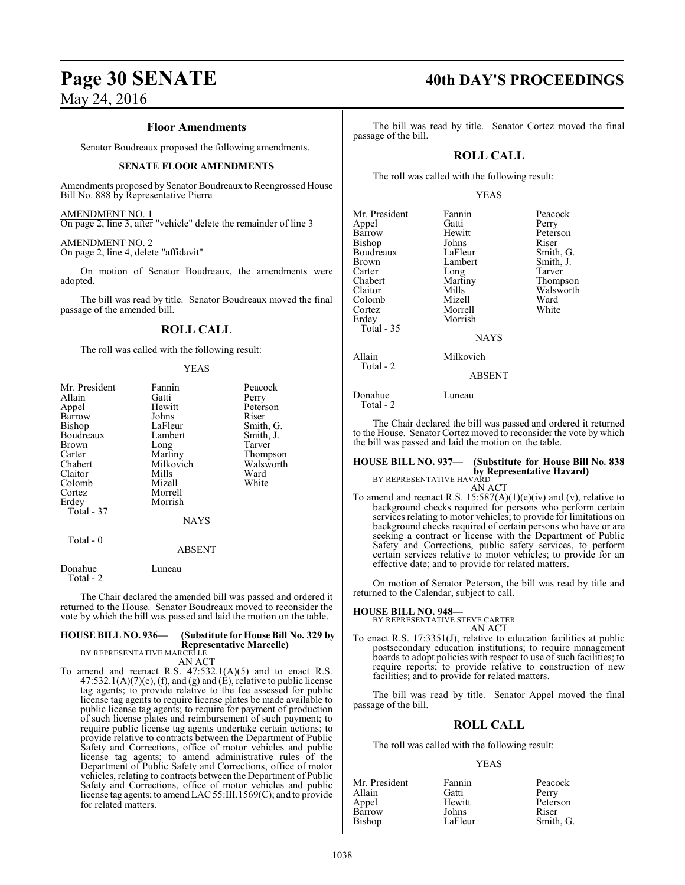### Floor Amendments

Senator Boudreaux proposed the following amendments.

#### SENATE FLOOR AMENDMENTS

Amendments proposed by Senator Boudreaux to Reengrossed House Bill No. 888 by Representative Pierre

AMENDMENT NO. 1
On page 2, line 3, after "vehicle" delete the remainder of line 3

AMENDMENT NO. 2
On page 2, line 4, delete "affidavit"

On motion of Senator Boudreaux, the amendments were adopted.

The bill was read by title. Senator Boudreaux moved the final passage of the amended bill.

### ROLL CALL

The roll was called with the following result:

YEAS

| | | |
|---|---|---|
| Mr. President | Fannin | Peacock |
| Allain | Gatti | Perry |
| Appel | Hewitt | Peterson |
| Barrow | Johns | Riser |
| Bishop | LaFleur | Smith, G. |
| Boudreaux | Lambert | Smith, J. |
| Brown | Long | Tarver |
| Carter | Martiny | Thompson |
| Chabert | Milkovich | Walsworth |
| Claitor | Mills | Ward |
| Colomb | Mizell | White |
| Cortez | Morrell | |
| Erdey | Morrish | |
| Total - 37 | | |

NAYS

Total - 0

ABSENT

| | |
|---|---|
| Donahue | Luneau |
| Total - 2 | |

The Chair declared the amended bill was passed and ordered it returned to the House. Senator Boudreaux moved to reconsider the vote by which the bill was passed and laid the motion on the table.

**HOUSE BILL NO. 936— (Substitute for House Bill No. 329 by Representative Marcelle)**
BY REPRESENTATIVE MARCELLE
AN ACT

To amend and reenact R.S. 47:532.1(A)(5) and to enact R.S. 47:532.1(A)(7)(e), (f), and (g) and (E), relative to public license tag agents; to provide relative to the fee assessed for public license tag agents to require license plates be made available to public license tag agents; to require for payment of production of such license plates and reimbursement of such payment; to require public license tag agents undertake certain actions; to provide relative to contracts between the Department of Public Safety and Corrections, office of motor vehicles and public license tag agents; to amend administrative rules of the Department of Public Safety and Corrections, office of motor vehicles, relating to contracts between the Department of Public Safety and Corrections, office of motor vehicles and public license tag agents; to amend LAC 55:III.1569(C); and to provide for related matters.

The bill was read by title. Senator Cortez moved the final passage of the bill.

### ROLL CALL

The roll was called with the following result:

YEAS

| | | |
|---|---|---|
| Mr. President | Fannin | Peacock |
| Appel | Gatti | Perry |
| Barrow | Hewitt | Peterson |
| Bishop | Johns | Riser |
| Boudreaux | LaFleur | Smith, G. |
| Brown | Lambert | Smith, J. |
| Carter | Long | Tarver |
| Chabert | Martiny | Thompson |
| Claitor | Mills | Walsworth |
| Colomb | Mizell | Ward |
| Cortez | Morrell | White |
| Erdey | Morrish | |
| Total - 35 | | |

NAYS

| | |
|---|---|
| Allain | Milkovich |
| Total - 2 | |

ABSENT

| | |
|---|---|
| Donahue | Luneau |
| Total - 2 | |

The Chair declared the bill was passed and ordered it returned to the House. Senator Cortez moved to reconsider the vote by which the bill was passed and laid the motion on the table.

**HOUSE BILL NO. 937— (Substitute for House Bill No. 838 by Representative Havard)**
BY REPRESENTATIVE HAVARD
AN ACT

To amend and reenact R.S. 15:587(A)(1)(e)(iv) and (v), relative to background checks required for persons who perform certain services relating to motor vehicles; to provide for limitations on background checks required of certain persons who have or are seeking a contract or license with the Department of Public Safety and Corrections, public safety services, to perform certain services relative to motor vehicles; to provide for an effective date; and to provide for related matters.

On motion of Senator Peterson, the bill was read by title and returned to the Calendar, subject to call.

**HOUSE BILL NO. 948—**
BY REPRESENTATIVE STEVE CARTER
AN ACT

To enact R.S. 17:3351(J), relative to education facilities at public postsecondary education institutions; to require management boards to adopt policies with respect to use of such facilities; to require reports; to provide relative to construction of new facilities; and to provide for related matters.

The bill was read by title. Senator Appel moved the final passage of the bill.

### ROLL CALL

The roll was called with the following result:

YEAS

| | | |
|---|---|---|
| Mr. President | Fannin | Peacock |
| Allain | Gatti | Perry |
| Appel | Hewitt | Peterson |
| Barrow | Johns | Riser |
| Bishop | LaFleur | Smith, G. |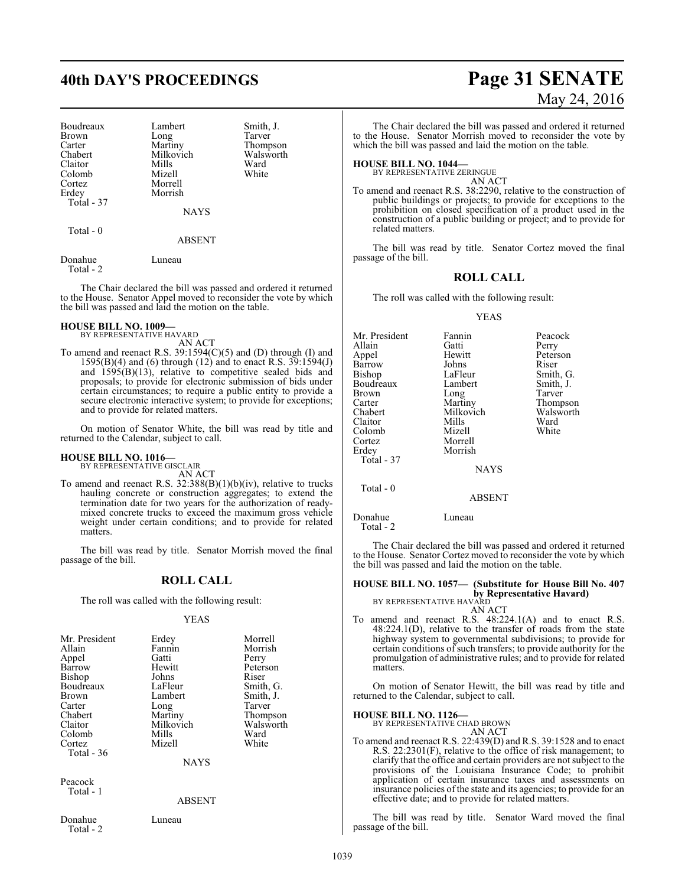| Boudreaux | Lambert | Smith, J. |
|---|---|---|
| Brown | Long | Tarver |
| Carter | Martiny | Thompson |
| Chabert | Milkovich | Walsworth |
| Claitor | Mills | Ward |
| Colomb | Mizell | White |
| Cortez | Morrell | |
| Erdey | Morrish | |
| Total - 37 | | |

NAYS

Total - 0

ABSENT

| Donahue | Luneau |
|---|---|
| Total - 2 | |

The Chair declared the bill was passed and ordered it returned to the House. Senator Appel moved to reconsider the vote by which the bill was passed and laid the motion on the table.

**HOUSE BILL NO. 1009—**
BY REPRESENTATIVE HAVARD
AN ACT

To amend and reenact R.S. 39:1594(C)(5) and (D) through (I) and 1595(B)(4) and (6) through (12) and to enact R.S. 39:1594(J) and 1595(B)(13), relative to competitive sealed bids and proposals; to provide for electronic submission of bids under certain circumstances; to require a public entity to provide a secure electronic interactive system; to provide for exceptions; and to provide for related matters.

On motion of Senator White, the bill was read by title and returned to the Calendar, subject to call.

**HOUSE BILL NO. 1016—**
BY REPRESENTATIVE GISCLAIR
AN ACT

To amend and reenact R.S. 32:388(B)(1)(b)(iv), relative to trucks hauling concrete or construction aggregates; to extend the termination date for two years for the authorization of ready-mixed concrete trucks to exceed the maximum gross vehicle weight under certain conditions; and to provide for related matters.

The bill was read by title. Senator Morrish moved the final passage of the bill.

## ROLL CALL

The roll was called with the following result:

YEAS

| Mr. President | Erdey | Morrell |
|---|---|---|
| Allain | Fannin | Morrish |
| Appel | Gatti | Perry |
| Barrow | Hewitt | Peterson |
| Bishop | Johns | Riser |
| Boudreaux | LaFleur | Smith, G. |
| Brown | Lambert | Smith, J. |
| Carter | Long | Tarver |
| Chabert | Martiny | Thompson |
| Claitor | Milkovich | Walsworth |
| Colomb | Mills | Ward |
| Cortez | Mizell | White |
| Total - 36 | | |

NAYS

| Peacock |
|---|
| Total - 1 |

ABSENT

| Donahue | Luneau |
|---|---|
| Total - 2 | |

The Chair declared the bill was passed and ordered it returned to the House. Senator Morrish moved to reconsider the vote by which the bill was passed and laid the motion on the table.

**HOUSE BILL NO. 1044—**
BY REPRESENTATIVE ZERINGUE
AN ACT

To amend and reenact R.S. 38:2290, relative to the construction of public buildings or projects; to provide for exceptions to the prohibition on closed specification of a product used in the construction of a public building or project; and to provide for related matters.

The bill was read by title. Senator Cortez moved the final passage of the bill.

## ROLL CALL

The roll was called with the following result:

YEAS

| Mr. President | Fannin | Peacock |
|---|---|---|
| Allain | Gatti | Perry |
| Appel | Hewitt | Peterson |
| Barrow | Johns | Riser |
| Bishop | LaFleur | Smith, G. |
| Boudreaux | Lambert | Smith, J. |
| Brown | Long | Tarver |
| Carter | Martiny | Thompson |
| Chabert | Milkovich | Walsworth |
| Claitor | Mills | Ward |
| Colomb | Mizell | White |
| Cortez | Morrell | |
| Erdey | Morrish | |
| Total - 37 | | |

NAYS

Total - 0

ABSENT

| Donahue | Luneau |
|---|---|
| Total - 2 | |

The Chair declared the bill was passed and ordered it returned to the House. Senator Cortez moved to reconsider the vote by which the bill was passed and laid the motion on the table.

**HOUSE BILL NO. 1057— (Substitute for House Bill No. 407 by Representative Havard)**
BY REPRESENTATIVE HAVARD
AN ACT

To amend and reenact R.S. 48:224.1(A) and to enact R.S. 48:224.1(D), relative to the transfer of roads from the state highway system to governmental subdivisions; to provide for certain conditions of such transfers; to provide authority for the promulgation of administrative rules; and to provide for related matters.

On motion of Senator Hewitt, the bill was read by title and returned to the Calendar, subject to call.

**HOUSE BILL NO. 1126—**
BY REPRESENTATIVE CHAD BROWN
AN ACT

To amend and reenact R.S. 22:439(D) and R.S. 39:1528 and to enact R.S. 22:2301(F), relative to the office of risk management; to clarify that the office and certain providers are not subject to the provisions of the Louisiana Insurance Code; to prohibit application of certain insurance taxes and assessments on insurance policies of the state and its agencies; to provide for an effective date; and to provide for related matters.

The bill was read by title. Senator Ward moved the final passage of the bill.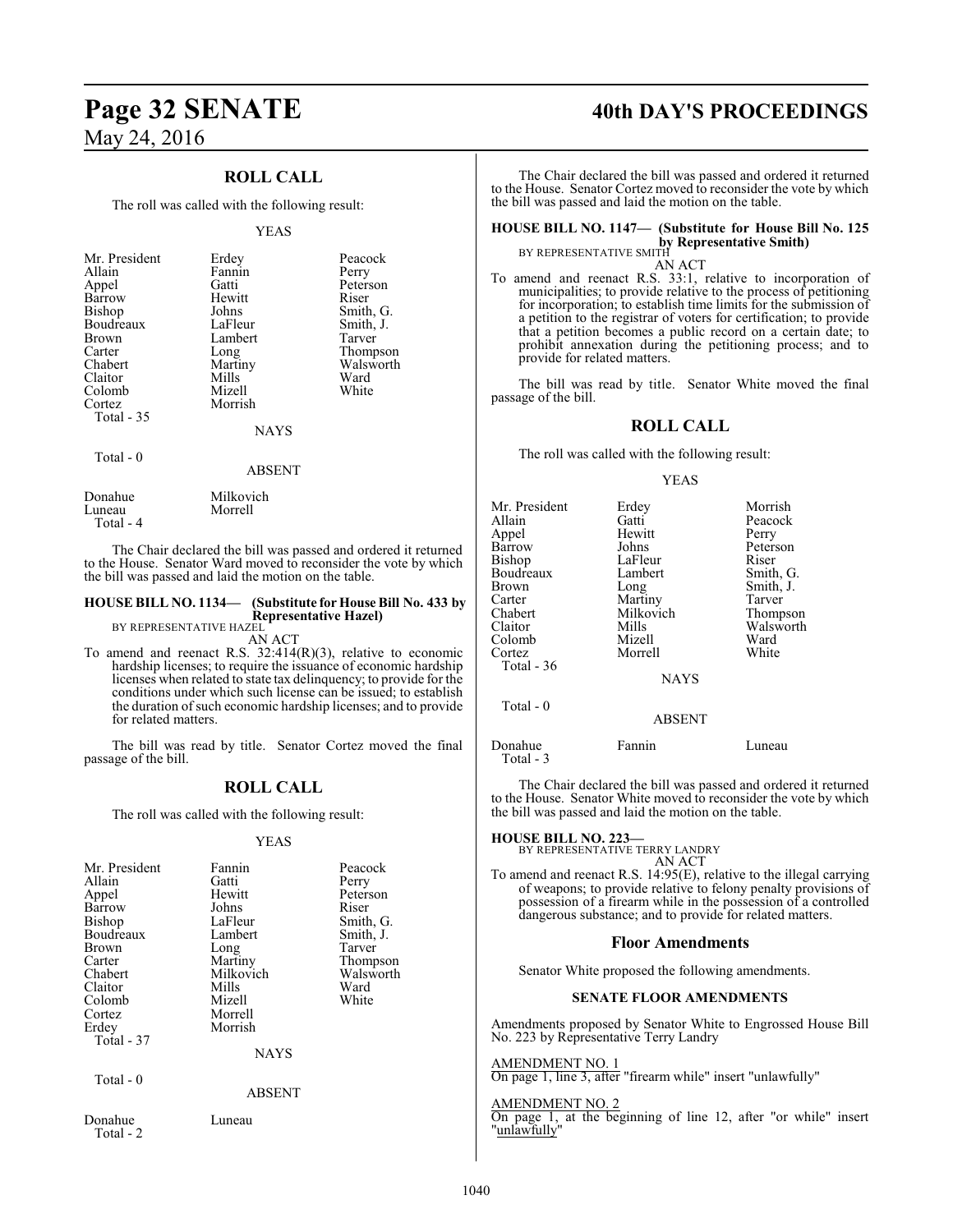## ROLL CALL

The roll was called with the following result:

YEAS

| | | |
|---|---|---|
| Mr. President | Erdey | Peacock |
| Allain | Fannin | Perry |
| Appel | Gatti | Peterson |
| Barrow | Hewitt | Riser |
| Bishop | Johns | Smith, G. |
| Boudreaux | LaFleur | Smith, J. |
| Brown | Lambert | Tarver |
| Carter | Long | Thompson |
| Chabert | Martiny | Walsworth |
| Claitor | Mills | Ward |
| Colomb | Mizell | White |
| Cortez | Morrish | |

Total - 35

NAYS

Total - 0

ABSENT

| | |
|---|---|
| Donahue | Milkovich |
| Luneau | Morrell |

Total - 4

The Chair declared the bill was passed and ordered it returned to the House. Senator Ward moved to reconsider the vote by which the bill was passed and laid the motion on the table.

**HOUSE BILL NO. 1134— (Substitute for House Bill No. 433 by Representative Hazel)**
BY REPRESENTATIVE HAZEL

AN ACT

To amend and reenact R.S. 32:414(R)(3), relative to economic hardship licenses; to require the issuance of economic hardship licenses when related to state tax delinquency; to provide for the conditions under which such license can be issued; to establish the duration of such economic hardship licenses; and to provide for related matters.

The bill was read by title. Senator Cortez moved the final passage of the bill.

## ROLL CALL

The roll was called with the following result:

YEAS

| | | |
|---|---|---|
| Mr. President | Fannin | Peacock |
| Allain | Gatti | Perry |
| Appel | Hewitt | Peterson |
| Barrow | Johns | Riser |
| Bishop | LaFleur | Smith, G. |
| Boudreaux | Lambert | Smith, J. |
| Brown | Long | Tarver |
| Carter | Martiny | Thompson |
| Chabert | Milkovich | Walsworth |
| Claitor | Mills | Ward |
| Colomb | Mizell | White |
| Cortez | Morrell | |
| Erdey | Morrish | |

Total - 37

NAYS

Total - 0

ABSENT

| | |
|---|---|
| Donahue | Luneau |

Total - 2

The Chair declared the bill was passed and ordered it returned to the House. Senator Cortez moved to reconsider the vote by which the bill was passed and laid the motion on the table.

**HOUSE BILL NO. 1147— (Substitute for House Bill No. 125 by Representative Smith)**
BY REPRESENTATIVE SMITH

AN ACT

To amend and reenact R.S. 33:1, relative to incorporation of municipalities; to provide relative to the process of petitioning for incorporation; to establish time limits for the submission of a petition to the registrar of voters for certification; to provide that a petition becomes a public record on a certain date; to prohibit annexation during the petitioning process; and to provide for related matters.

The bill was read by title. Senator White moved the final passage of the bill.

## ROLL CALL

The roll was called with the following result:

YEAS

| | | |
|---|---|---|
| Mr. President | Erdey | Morrish |
| Allain | Gatti | Peacock |
| Appel | Hewitt | Perry |
| Barrow | Johns | Peterson |
| Bishop | LaFleur | Riser |
| Boudreaux | Lambert | Smith, G. |
| Brown | Long | Smith, J. |
| Carter | Martiny | Tarver |
| Chabert | Milkovich | Thompson |
| Claitor | Mills | Walsworth |
| Colomb | Mizell | Ward |
| Cortez | Morrell | White |

Total - 36

NAYS

Total - 0

ABSENT

| | | |
|---|---|---|
| Donahue | Fannin | Luneau |

Total - 3

The Chair declared the bill was passed and ordered it returned to the House. Senator White moved to reconsider the vote by which the bill was passed and laid the motion on the table.

**HOUSE BILL NO. 223—**
BY REPRESENTATIVE TERRY LANDRY

AN ACT

To amend and reenact R.S. 14:95(E), relative to the illegal carrying of weapons; to provide relative to felony penalty provisions of possession of a firearm while in the possession of a controlled dangerous substance; and to provide for related matters.

### Floor Amendments

Senator White proposed the following amendments.

**SENATE FLOOR AMENDMENTS**

Amendments proposed by Senator White to Engrossed House Bill No. 223 by Representative Terry Landry

AMENDMENT NO. 1
On page 1, line 3, after "firearm while" insert "unlawfully"

AMENDMENT NO. 2
On page 1, at the beginning of line 12, after "or while" insert "unlawfully"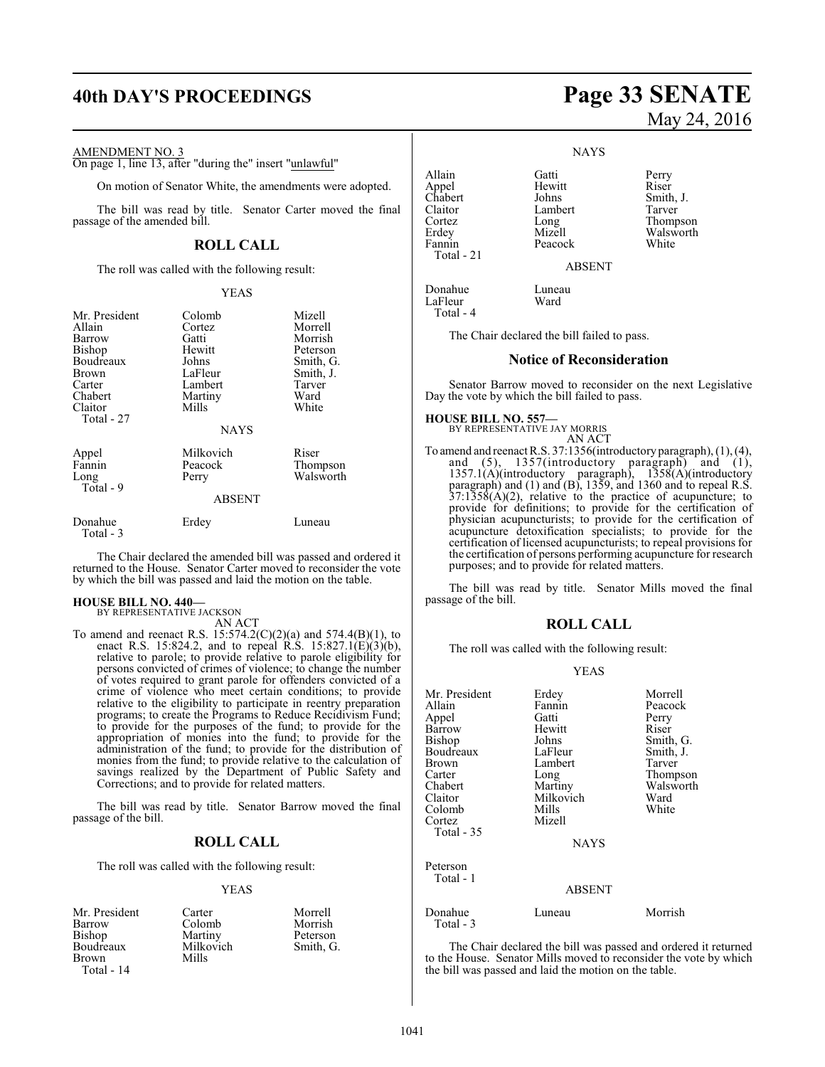AMENDMENT NO. 3

On page 1, line 13, after "during the" insert "unlawful"

On motion of Senator White, the amendments were adopted.

The bill was read by title. Senator Carter moved the final passage of the amended bill.

## ROLL CALL

The roll was called with the following result:

YEAS

| | | |
|---|---|---|
| Mr. President | Colomb | Mizell |
| Allain | Cortez | Morrell |
| Barrow | Gatti | Morrish |
| Bishop | Hewitt | Peterson |
| Boudreaux | Johns | Smith, G. |
| Brown | LaFleur | Smith, J. |
| Carter | Lambert | Tarver |
| Chabert | Martiny | Ward |
| Claitor | Mills | White |
| Total - 27 | | |

NAYS

| | | |
|---|---|---|
| Appel | Milkovich | Riser |
| Fannin | Peacock | Thompson |
| Long | Perry | Walsworth |
| Total - 9 | | |

ABSENT

| | | |
|---|---|---|
| Donahue | Erdey | Luneau |
| Total - 3 | | |

The Chair declared the amended bill was passed and ordered it returned to the House. Senator Carter moved to reconsider the vote by which the bill was passed and laid the motion on the table.

**HOUSE BILL NO. 440—**
BY REPRESENTATIVE JACKSON
AN ACT

To amend and reenact R.S. 15:574.2(C)(2)(a) and 574.4(B)(1), to enact R.S. 15:824.2, and to repeal R.S. 15:827.1(E)(3)(b), relative to parole; to provide relative to parole eligibility for persons convicted of crimes of violence; to change the number of votes required to grant parole for offenders convicted of a crime of violence who meet certain conditions; to provide relative to the eligibility to participate in reentry preparation programs; to create the Programs to Reduce Recidivism Fund; to provide for the purposes of the fund; to provide for the appropriation of monies into the fund; to provide for the administration of the fund; to provide for the distribution of monies from the fund; to provide relative to the calculation of savings realized by the Department of Public Safety and Corrections; and to provide for related matters.

The bill was read by title. Senator Barrow moved the final passage of the bill.

## ROLL CALL

The roll was called with the following result:

YEAS

| | | |
|---|---|---|
| Mr. President | Carter | Morrell |
| Barrow | Colomb | Morrish |
| Bishop | Martiny | Peterson |
| Boudreaux | Milkovich | Smith, G. |
| Brown | Mills | |
| Total - 14 | | |

NAYS

| | | |
|---|---|---|
| Allain | Gatti | Perry |
| Appel | Hewitt | Riser |
| Chabert | Johns | Smith, J. |
| Claitor | Lambert | Tarver |
| Cortez | Long | Thompson |
| Erdey | Mizell | Walsworth |
| Fannin | Peacock | White |
| Total - 21 | | |

ABSENT

| | |
|---|---|
| Donahue | Luneau |
| LaFleur | Ward |
| Total - 4 | |

The Chair declared the bill failed to pass.

### Notice of Reconsideration

Senator Barrow moved to reconsider on the next Legislative Day the vote by which the bill failed to pass.

**HOUSE BILL NO. 557—**
BY REPRESENTATIVE JAY MORRIS
AN ACT

To amend and reenact R.S. 37:1356(introductory paragraph), (1), (4), and (5), 1357(introductory paragraph) and (1), 1357.1(A)(introductory paragraph), 1358(A)(introductory paragraph) and (1) and (B), 1359, and 1360 and to repeal R.S. 37:1358(A)(2), relative to the practice of acupuncture; to provide for definitions; to provide for the certification of physician acupuncturists; to provide for the certification of acupuncture detoxification specialists; to provide for the certification of licensed acupuncturists; to repeal provisions for the certification of persons performing acupuncture for research purposes; and to provide for related matters.

The bill was read by title. Senator Mills moved the final passage of the bill.

## ROLL CALL

The roll was called with the following result:

YEAS

| | | |
|---|---|---|
| Mr. President | Erdey | Morrell |
| Allain | Fannin | Peacock |
| Appel | Gatti | Perry |
| Barrow | Hewitt | Riser |
| Bishop | Johns | Smith, G. |
| Boudreaux | LaFleur | Smith, J. |
| Brown | Lambert | Tarver |
| Carter | Long | Thompson |
| Chabert | Martiny | Walsworth |
| Claitor | Milkovich | Ward |
| Colomb | Mills | White |
| Cortez | Mizell | |
| Total - 35 | | |

NAYS

| |
|---|
| Peterson |
| Total - 1 |

ABSENT

| | | |
|---|---|---|
| Donahue | Luneau | Morrish |
| Total - 3 | | |

The Chair declared the bill was passed and ordered it returned to the House. Senator Mills moved to reconsider the vote by which the bill was passed and laid the motion on the table.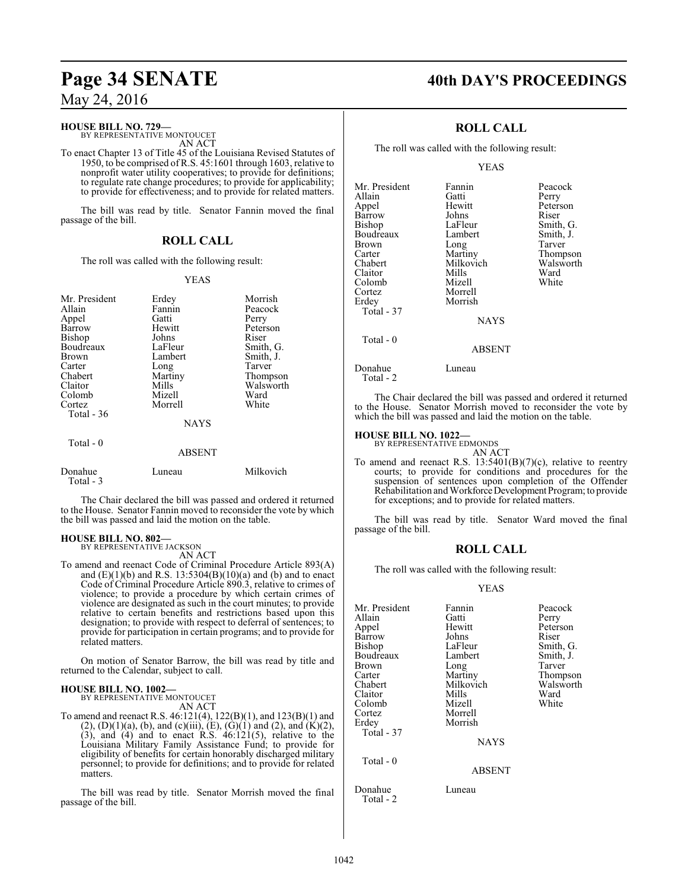**HOUSE BILL NO. 729—**
BY REPRESENTATIVE MONTOUCET
AN ACT

To enact Chapter 13 of Title 45 of the Louisiana Revised Statutes of 1950, to be comprised of R.S. 45:1601 through 1603, relative to nonprofit water utility cooperatives; to provide for definitions; to regulate rate change procedures; to provide for applicability; to provide for effectiveness; and to provide for related matters.

The bill was read by title. Senator Fannin moved the final passage of the bill.

## ROLL CALL

The roll was called with the following result:

YEAS

| | | |
|---|---|---|
| Mr. President | Erdey | Morrish |
| Allain | Fannin | Peacock |
| Appel | Gatti | Perry |
| Barrow | Hewitt | Peterson |
| Bishop | Johns | Riser |
| Boudreaux | LaFleur | Smith, G. |
| Brown | Lambert | Smith, J. |
| Carter | Long | Tarver |
| Chabert | Martiny | Thompson |
| Claitor | Mills | Walsworth |
| Colomb | Mizell | Ward |
| Cortez | Morrell | White |
| Total - 36 | | |

NAYS

Total - 0

ABSENT

| | | |
|---|---|---|
| Donahue | Luneau | Milkovich |
| Total - 3 | | |

The Chair declared the bill was passed and ordered it returned to the House. Senator Fannin moved to reconsider the vote by which the bill was passed and laid the motion on the table.

**HOUSE BILL NO. 802—**
BY REPRESENTATIVE JACKSON
AN ACT

To amend and reenact Code of Criminal Procedure Article 893(A) and (E)(1)(b) and R.S. 13:5304(B)(10)(a) and (b) and to enact Code of Criminal Procedure Article 890.3, relative to crimes of violence; to provide a procedure by which certain crimes of violence are designated as such in the court minutes; to provide relative to certain benefits and restrictions based upon this designation; to provide with respect to deferral of sentences; to provide for participation in certain programs; and to provide for related matters.

On motion of Senator Barrow, the bill was read by title and returned to the Calendar, subject to call.

**HOUSE BILL NO. 1002—**
BY REPRESENTATIVE MONTOUCET
AN ACT

To amend and reenact R.S. 46:121(4), 122(B)(1), and 123(B)(1) and (2), (D)(1)(a), (b), and (c)(iii), (E), (G)(1) and (2), and (K)(2), (3), and (4) and to enact R.S. 46:121(5), relative to the Louisiana Military Family Assistance Fund; to provide for eligibility of benefits for certain honorably discharged military personnel; to provide for definitions; and to provide for related matters.

The bill was read by title. Senator Morrish moved the final passage of the bill.

## ROLL CALL

The roll was called with the following result:

YEAS

| | | |
|---|---|---|
| Mr. President | Fannin | Peacock |
| Allain | Gatti | Perry |
| Appel | Hewitt | Peterson |
| Barrow | Johns | Riser |
| Bishop | LaFleur | Smith, G. |
| Boudreaux | Lambert | Smith, J. |
| Brown | Long | Tarver |
| Carter | Martiny | Thompson |
| Chabert | Milkovich | Walsworth |
| Claitor | Mills | Ward |
| Colomb | Mizell | White |
| Cortez | Morrell | |
| Erdey | Morrish | |
| Total - 37 | | |

NAYS

Total - 0

ABSENT

| | |
|---|---|
| Donahue | Luneau |
| Total - 2 | |

The Chair declared the bill was passed and ordered it returned to the House. Senator Morrish moved to reconsider the vote by which the bill was passed and laid the motion on the table.

**HOUSE BILL NO. 1022—**
BY REPRESENTATIVE EDMONDS
AN ACT

To amend and reenact R.S. 13:5401(B)(7)(c), relative to reentry courts; to provide for conditions and procedures for the suspension of sentences upon completion of the Offender Rehabilitation and Workforce Development Program; to provide for exceptions; and to provide for related matters.

The bill was read by title. Senator Ward moved the final passage of the bill.

## ROLL CALL

The roll was called with the following result:

YEAS

| | | |
|---|---|---|
| Mr. President | Fannin | Peacock |
| Allain | Gatti | Perry |
| Appel | Hewitt | Peterson |
| Barrow | Johns | Riser |
| Bishop | LaFleur | Smith, G. |
| Boudreaux | Lambert | Smith, J. |
| Brown | Long | Tarver |
| Carter | Martiny | Thompson |
| Chabert | Milkovich | Walsworth |
| Claitor | Mills | Ward |
| Colomb | Mizell | White |
| Cortez | Morrell | |
| Erdey | Morrish | |
| Total - 37 | | |

NAYS

Total - 0

ABSENT

| | |
|---|---|
| Donahue | Luneau |
| Total - 2 | |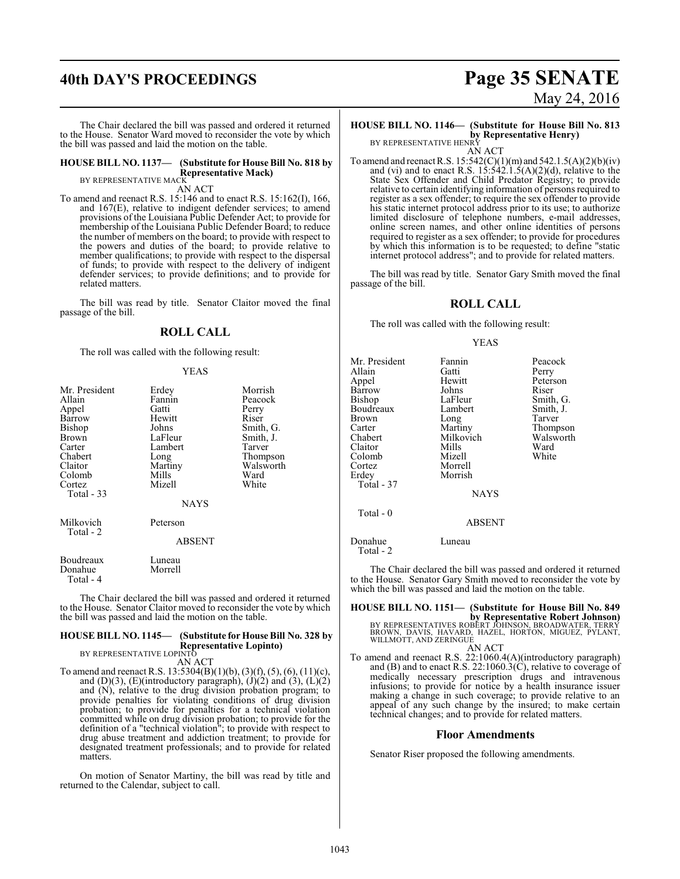The Chair declared the bill was passed and ordered it returned to the House. Senator Ward moved to reconsider the vote by which the bill was passed and laid the motion on the table.

**HOUSE BILL NO. 1137— (Substitute for House Bill No. 818 by Representative Mack)**
BY REPRESENTATIVE MACK

AN ACT

To amend and reenact R.S. 15:146 and to enact R.S. 15:162(I), 166, and 167(E), relative to indigent defender services; to amend provisions of the Louisiana Public Defender Act; to provide for membership of the Louisiana Public Defender Board; to reduce the number of members on the board; to provide with respect to the powers and duties of the board; to provide relative to member qualifications; to provide with respect to the dispersal of funds; to provide with respect to the delivery of indigent defender services; to provide definitions; and to provide for related matters.

The bill was read by title. Senator Claitor moved the final passage of the bill.

## ROLL CALL

The roll was called with the following result:

YEAS

| | | |
|---|---|---|
| Mr. President | Erdey | Morrish |
| Allain | Fannin | Peacock |
| Appel | Gatti | Perry |
| Barrow | Hewitt | Riser |
| Bishop | Johns | Smith, G. |
| Brown | LaFleur | Smith, J. |
| Carter | Lambert | Tarver |
| Chabert | Long | Thompson |
| Claitor | Martiny | Walsworth |
| Colomb | Mills | Ward |
| Cortez | Mizell | White |
| Total - 33 | | |

NAYS

| | |
|---|---|
| Milkovich | Peterson |
| Total - 2 | |

ABSENT

| | |
|---|---|
| Boudreaux | Luneau |
| Donahue | Morrell |
| Total - 4 | |

The Chair declared the bill was passed and ordered it returned to the House. Senator Claitor moved to reconsider the vote by which the bill was passed and laid the motion on the table.

**HOUSE BILL NO. 1145— (Substitute for House Bill No. 328 by Representative Lopinto)**
BY REPRESENTATIVE LOPINTO

AN ACT

To amend and reenact R.S. 13:5304(B)(1)(b), (3)(f), (5), (6), (11)(c), and (D)(3), (E)(introductory paragraph), (J)(2) and (3), (L)(2) and (N), relative to the drug division probation program; to provide penalties for violating conditions of drug division probation; to provide for penalties for a technical violation committed while on drug division probation; to provide for the definition of a "technical violation"; to provide with respect to drug abuse treatment and addiction treatment; to provide for designated treatment professionals; and to provide for related matters.

On motion of Senator Martiny, the bill was read by title and returned to the Calendar, subject to call.

**HOUSE BILL NO. 1146— (Substitute for House Bill No. 813 by Representative Henry)**
BY REPRESENTATIVE HENRY

AN ACT

To amend and reenact R.S. 15:542(C)(1)(m) and 542.1.5(A)(2)(b)(iv) and (vi) and to enact R.S. 15:542.1.5(A)(2)(d), relative to the State Sex Offender and Child Predator Registry; to provide relative to certain identifying information of persons required to register as a sex offender; to require the sex offender to provide his static internet protocol address prior to its use; to authorize limited disclosure of telephone numbers, e-mail addresses, online screen names, and other online identities of persons required to register as a sex offender; to provide for procedures by which this information is to be requested; to define "static internet protocol address"; and to provide for related matters.

The bill was read by title. Senator Gary Smith moved the final passage of the bill.

## ROLL CALL

The roll was called with the following result:

YEAS

| | | |
|---|---|---|
| Mr. President | Fannin | Peacock |
| Allain | Gatti | Perry |
| Appel | Hewitt | Peterson |
| Barrow | Johns | Riser |
| Bishop | LaFleur | Smith, G. |
| Boudreaux | Lambert | Smith, J. |
| Brown | Long | Tarver |
| Carter | Martiny | Thompson |
| Chabert | Milkovich | Walsworth |
| Claitor | Mills | Ward |
| Colomb | Mizell | White |
| Cortez | Morrell | |
| Erdey | Morrish | |
| Total - 37 | | |

NAYS

Total - 0

ABSENT

| | |
|---|---|
| Donahue | Luneau |
| Total - 2 | |

The Chair declared the bill was passed and ordered it returned to the House. Senator Gary Smith moved to reconsider the vote by which the bill was passed and laid the motion on the table.

**HOUSE BILL NO. 1151— (Substitute for House Bill No. 849 by Representative Robert Johnson)**
BY REPRESENTATIVES ROBERT JOHNSON, BROADWATER, TERRY BROWN, DAVIS, HAVARD, HAZEL, HORTON, MIGUEZ, PYLANT, WILLMOTT, AND ZERINGUE

AN ACT

To amend and reenact R.S. 22:1060.4(A)(introductory paragraph) and (B) and to enact R.S. 22:1060.3(C), relative to coverage of medically necessary prescription drugs and intravenous infusions; to provide for notice by a health insurance issuer making a change in such coverage; to provide relative to an appeal of any such change by the insured; to make certain technical changes; and to provide for related matters.

## Floor Amendments

Senator Riser proposed the following amendments.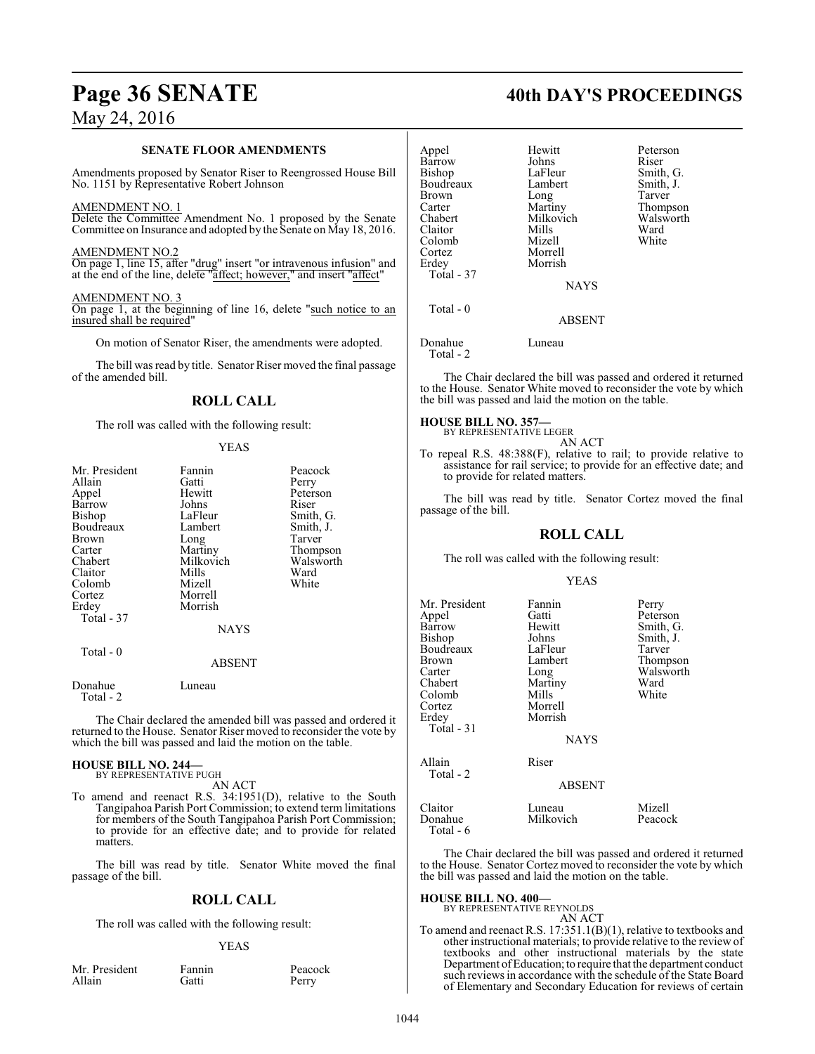### SENATE FLOOR AMENDMENTS

Amendments proposed by Senator Riser to Reengrossed House Bill No. 1151 by Representative Robert Johnson

AMENDMENT NO. 1

Delete the Committee Amendment No. 1 proposed by the Senate Committee on Insurance and adopted by the Senate on May 18, 2016.

AMENDMENT NO.2

On page 1, line 15, after "drug" insert "or intravenous infusion" and at the end of the line, delete "affect; however," and insert "affect"

AMENDMENT NO. 3

On page 1, at the beginning of line 16, delete "such notice to an insured shall be required"

On motion of Senator Riser, the amendments were adopted.

The bill was read by title. Senator Riser moved the final passage of the amended bill.

## ROLL CALL

The roll was called with the following result:

YEAS

| | | |
|---|---|---|
| Mr. President | Fannin | Peacock |
| Allain | Gatti | Perry |
| Appel | Hewitt | Peterson |
| Barrow | Johns | Riser |
| Bishop | LaFleur | Smith, G. |
| Boudreaux | Lambert | Smith, J. |
| Brown | Long | Tarver |
| Carter | Martiny | Thompson |
| Chabert | Milkovich | Walsworth |
| Claitor | Mills | Ward |
| Colomb | Mizell | White |
| Cortez | Morrell | |
| Erdey | Morrish | |

Total - 37

NAYS

Total - 0

ABSENT

Donahue Luneau

Total - 2

The Chair declared the amended bill was passed and ordered it returned to the House. Senator Riser moved to reconsider the vote by which the bill was passed and laid the motion on the table.

**HOUSE BILL NO. 244—**
BY REPRESENTATIVE PUGH

AN ACT

To amend and reenact R.S. 34:1951(D), relative to the South Tangipahoa Parish Port Commission; to extend term limitations for members of the South Tangipahoa Parish Port Commission; to provide for an effective date; and to provide for related matters.

The bill was read by title. Senator White moved the final passage of the bill.

## ROLL CALL

The roll was called with the following result:

YEAS

| | | |
|---|---|---|
| Mr. President | Fannin | Peacock |
| Allain | Gatti | Perry |
| Appel | Hewitt | Peterson |
| Barrow | Johns | Riser |
| Bishop | LaFleur | Smith, G. |
| Boudreaux | Lambert | Smith, J. |
| Brown | Long | Tarver |
| Carter | Martiny | Thompson |
| Chabert | Milkovich | Walsworth |
| Claitor | Mills | Ward |
| Colomb | Mizell | White |
| Cortez | Morrell | |
| Erdey | Morrish | |

Total - 37

NAYS

Total - 0

ABSENT

Donahue Luneau

Total - 2

The Chair declared the bill was passed and ordered it returned to the House. Senator White moved to reconsider the vote by which the bill was passed and laid the motion on the table.

**HOUSE BILL NO. 357—**
BY REPRESENTATIVE LEGER

AN ACT

To repeal R.S. 48:388(F), relative to rail; to provide relative to assistance for rail service; to provide for an effective date; and to provide for related matters.

The bill was read by title. Senator Cortez moved the final passage of the bill.

## ROLL CALL

The roll was called with the following result:

YEAS

| | | |
|---|---|---|
| Mr. President | Fannin | Perry |
| Appel | Gatti | Peterson |
| Barrow | Hewitt | Smith, G. |
| Bishop | Johns | Smith, J. |
| Boudreaux | LaFleur | Tarver |
| Brown | Lambert | Thompson |
| Carter | Long | Walsworth |
| Chabert | Martiny | Ward |
| Colomb | Mills | White |
| Cortez | Morrell | |
| Erdey | Morrish | |

Total - 31

NAYS

Allain Riser

Total - 2

ABSENT

| | | |
|---|---|---|
| Claitor | Luneau | Mizell |
| Donahue | Milkovich | Peacock |

Total - 6

The Chair declared the bill was passed and ordered it returned to the House. Senator Cortez moved to reconsider the vote by which the bill was passed and laid the motion on the table.

**HOUSE BILL NO. 400—**
BY REPRESENTATIVE REYNOLDS

AN ACT

To amend and reenact R.S. 17:351.1(B)(1), relative to textbooks and other instructional materials; to provide relative to the review of textbooks and other instructional materials by the state Department of Education; to require that the department conduct such reviews in accordance with the schedule of the State Board of Elementary and Secondary Education for reviews of certain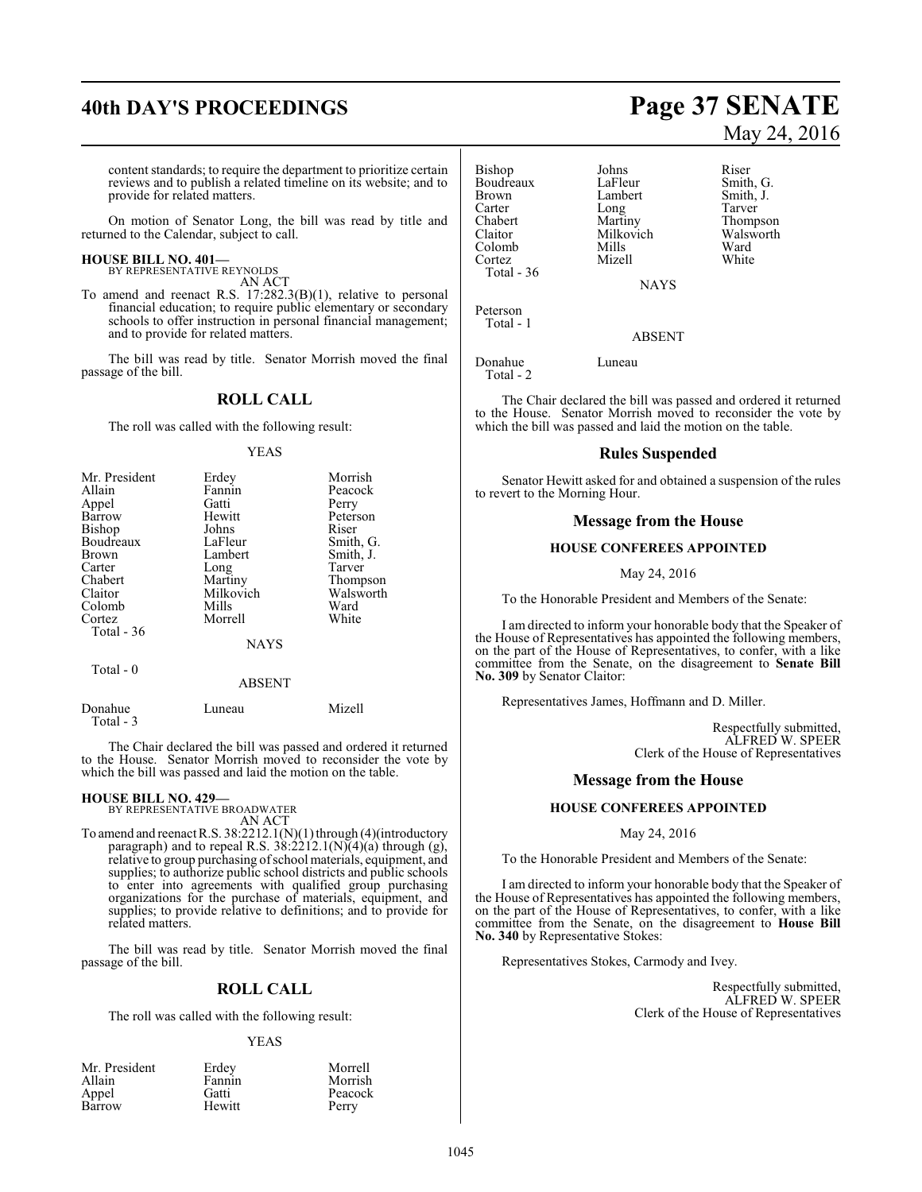content standards; to require the department to prioritize certain reviews and to publish a related timeline on its website; and to provide for related matters.

On motion of Senator Long, the bill was read by title and returned to the Calendar, subject to call.

**HOUSE BILL NO. 401—**
BY REPRESENTATIVE REYNOLDS
AN ACT

To amend and reenact R.S. 17:282.3(B)(1), relative to personal financial education; to require public elementary or secondary schools to offer instruction in personal financial management; and to provide for related matters.

The bill was read by title. Senator Morrish moved the final passage of the bill.

## ROLL CALL

The roll was called with the following result:

YEAS

| | | |
|---|---|---|
| Mr. President | Erdey | Morrish |
| Allain | Fannin | Peacock |
| Appel | Gatti | Perry |
| Barrow | Hewitt | Peterson |
| Bishop | Johns | Riser |
| Boudreaux | LaFleur | Smith, G. |
| Brown | Lambert | Smith, J. |
| Carter | Long | Tarver |
| Chabert | Martiny | Thompson |
| Claitor | Milkovich | Walsworth |
| Colomb | Mills | Ward |
| Cortez | Morrell | White |

Total - 36

NAYS

Total - 0

ABSENT

| | | |
|---|---|---|
| Donahue | Luneau | Mizell |

Total - 3

The Chair declared the bill was passed and ordered it returned to the House. Senator Morrish moved to reconsider the vote by which the bill was passed and laid the motion on the table.

**HOUSE BILL NO. 429—**
BY REPRESENTATIVE BROADWATER
AN ACT

To amend and reenact R.S. 38:2212.1(N)(1) through (4)(introductory paragraph) and to repeal R.S. 38:2212.1(N)(4)(a) through (g), relative to group purchasing of school materials, equipment, and supplies; to authorize public school districts and public schools to enter into agreements with qualified group purchasing organizations for the purchase of materials, equipment, and supplies; to provide relative to definitions; and to provide for related matters.

The bill was read by title. Senator Morrish moved the final passage of the bill.

## ROLL CALL

The roll was called with the following result:

YEAS

| | | |
|---|---|---|
| Mr. President | Erdey | Morrell |
| Allain | Fannin | Morrish |
| Appel | Gatti | Peacock |
| Barrow | Hewitt | Perry |
| Bishop | Johns | Riser |
| Boudreaux | LaFleur | Smith, G. |
| Brown | Lambert | Smith, J. |
| Carter | Long | Tarver |
| Chabert | Martiny | Thompson |
| Claitor | Milkovich | Walsworth |
| Colomb | Mills | Ward |
| Cortez | Mizell | White |

Total - 36

NAYS

Peterson

Total - 1

ABSENT

| | |
|---|---|
| Donahue | Luneau |

Total - 2

The Chair declared the bill was passed and ordered it returned to the House. Senator Morrish moved to reconsider the vote by which the bill was passed and laid the motion on the table.

## Rules Suspended

Senator Hewitt asked for and obtained a suspension of the rules to revert to the Morning Hour.

## Message from the House

### HOUSE CONFEREES APPOINTED

May 24, 2016

To the Honorable President and Members of the Senate:

I am directed to inform your honorable body that the Speaker of the House of Representatives has appointed the following members, on the part of the House of Representatives, to confer, with a like committee from the Senate, on the disagreement to **Senate Bill No. 309** by Senator Claitor:

Representatives James, Hoffmann and D. Miller.

Respectfully submitted,
ALFRED W. SPEER
Clerk of the House of Representatives

## Message from the House

### HOUSE CONFEREES APPOINTED

May 24, 2016

To the Honorable President and Members of the Senate:

I am directed to inform your honorable body that the Speaker of the House of Representatives has appointed the following members, on the part of the House of Representatives, to confer, with a like committee from the Senate, on the disagreement to **House Bill No. 340** by Representative Stokes:

Representatives Stokes, Carmody and Ivey.

Respectfully submitted,
ALFRED W. SPEER
Clerk of the House of Representatives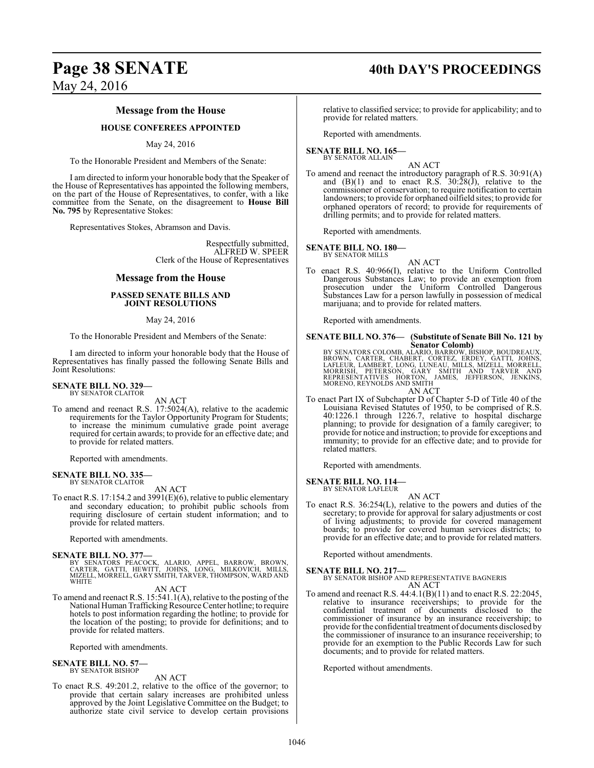## Message from the House

### HOUSE CONFEREES APPOINTED

May 24, 2016

To the Honorable President and Members of the Senate:

I am directed to inform your honorable body that the Speaker of the House of Representatives has appointed the following members, on the part of the House of Representatives, to confer, with a like committee from the Senate, on the disagreement to **House Bill No. 795** by Representative Stokes:

Representatives Stokes, Abramson and Davis.

Respectfully submitted,
ALFRED W. SPEER
Clerk of the House of Representatives

## Message from the House

### PASSED SENATE BILLS AND JOINT RESOLUTIONS

May 24, 2016

To the Honorable President and Members of the Senate:

I am directed to inform your honorable body that the House of Representatives has finally passed the following Senate Bills and Joint Resolutions:

**SENATE BILL NO. 329—**
BY SENATOR CLAITOR

AN ACT

To amend and reenact R.S. 17:5024(A), relative to the academic requirements for the Taylor Opportunity Program for Students; to increase the minimum cumulative grade point average required for certain awards; to provide for an effective date; and to provide for related matters.

Reported with amendments.

**SENATE BILL NO. 335—**
BY SENATOR CLAITOR

AN ACT

To enact R.S. 17:154.2 and 3991(E)(6), relative to public elementary and secondary education; to prohibit public schools from requiring disclosure of certain student information; and to provide for related matters.

Reported with amendments.

**SENATE BILL NO. 377—**
BY SENATORS PEACOCK, ALARIO, APPEL, BARROW, BROWN, CARTER, GATTI, HEWITT, JOHNS, LONG, MILKOVICH, MILLS, MIZELL, MORRELL, GARY SMITH, TARVER, THOMPSON, WARD AND WHITE

AN ACT

To amend and reenact R.S. 15:541.1(A), relative to the posting of the National Human Trafficking Resource Center hotline; to require hotels to post information regarding the hotline; to provide for the location of the posting; to provide for definitions; and to provide for related matters.

Reported with amendments.

**SENATE BILL NO. 57—**
BY SENATOR BISHOP

AN ACT

To enact R.S. 49:201.2, relative to the office of the governor; to provide that certain salary increases are prohibited unless approved by the Joint Legislative Committee on the Budget; to authorize state civil service to develop certain provisions relative to classified service; to provide for applicability; and to provide for related matters.

Reported with amendments.

**SENATE BILL NO. 165—**
BY SENATOR ALLAIN

AN ACT

To amend and reenact the introductory paragraph of R.S. 30:91(A) and (B)(1) and to enact R.S. 30:28(J), relative to the commissioner of conservation; to require notification to certain landowners; to provide for orphaned oilfield sites; to provide for orphaned operators of record; to provide for requirements of drilling permits; and to provide for related matters.

Reported with amendments.

**SENATE BILL NO. 180—**
BY SENATOR MILLS

AN ACT

To enact R.S. 40:966(I), relative to the Uniform Controlled Dangerous Substances Law; to provide an exemption from prosecution under the Uniform Controlled Dangerous Substances Law for a person lawfully in possession of medical marijuana; and to provide for related matters.

Reported with amendments.

**SENATE BILL NO. 376— (Substitute of Senate Bill No. 121 by Senator Colomb)**
BY SENATORS COLOMB, ALARIO, BARROW, BISHOP, BOUDREAUX, BROWN, CARTER, CHABERT, CORTEZ, ERDEY, GATTI, JOHNS, LAFLEUR, LAMBERT, LONG, LUNEAU, MILLS, MIZELL, MORRELL, MORRISH, PETERSON, GARY SMITH AND TARVER AND REPRESENTATIVES HORTON, JAMES, JEFFERSON, JENKINS, MORENO, REYNOLDS AND SMITH

AN ACT

To enact Part IX of Subchapter D of Chapter 5-D of Title 40 of the Louisiana Revised Statutes of 1950, to be comprised of R.S. 40:1226.1 through 1226.7, relative to hospital discharge planning; to provide for designation of a family caregiver; to provide for notice and instruction; to provide for exceptions and immunity; to provide for an effective date; and to provide for related matters.

Reported with amendments.

**SENATE BILL NO. 114—**
BY SENATOR LAFLEUR

AN ACT

To enact R.S. 36:254(L), relative to the powers and duties of the secretary; to provide for approval for salary adjustments or cost of living adjustments; to provide for covered management boards; to provide for covered human services districts; to provide for an effective date; and to provide for related matters.

Reported without amendments.

**SENATE BILL NO. 217—**
BY SENATOR BISHOP AND REPRESENTATIVE BAGNERIS

AN ACT

To amend and reenact R.S. 44:4.1(B)(11) and to enact R.S. 22:2045, relative to insurance receiverships; to provide for the confidential treatment of documents disclosed to the commissioner of insurance by an insurance receivership; to provide for the confidential treatment of documents disclosed by the commissioner of insurance to an insurance receivership; to provide for an exemption to the Public Records Law for such documents; and to provide for related matters.

Reported without amendments.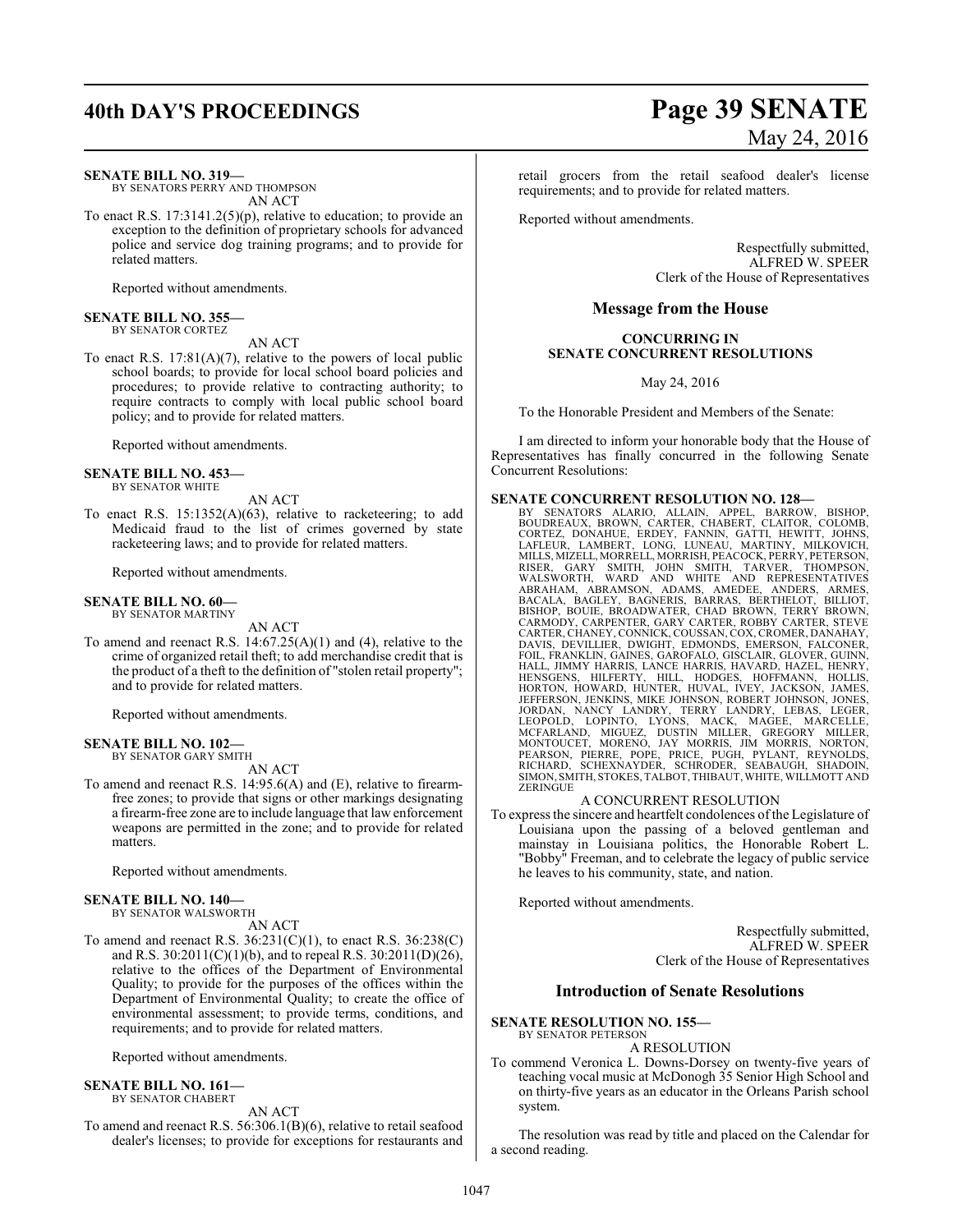**SENATE BILL NO. 319—**
BY SENATORS PERRY AND THOMPSON

AN ACT

To enact R.S. 17:3141.2(5)(p), relative to education; to provide an exception to the definition of proprietary schools for advanced police and service dog training programs; and to provide for related matters.

Reported without amendments.

**SENATE BILL NO. 355—**
BY SENATOR CORTEZ

AN ACT

To enact R.S. 17:81(A)(7), relative to the powers of local public school boards; to provide for local school board policies and procedures; to provide relative to contracting authority; to require contracts to comply with local public school board policy; and to provide for related matters.

Reported without amendments.

**SENATE BILL NO. 453—**
BY SENATOR WHITE

AN ACT

To enact R.S. 15:1352(A)(63), relative to racketeering; to add Medicaid fraud to the list of crimes governed by state racketeering laws; and to provide for related matters.

Reported without amendments.

**SENATE BILL NO. 60—**
BY SENATOR MARTINY

AN ACT

To amend and reenact R.S. 14:67.25(A)(1) and (4), relative to the crime of organized retail theft; to add merchandise credit that is the product of a theft to the definition of "stolen retail property"; and to provide for related matters.

Reported without amendments.

**SENATE BILL NO. 102—**
BY SENATOR GARY SMITH

AN ACT

To amend and reenact R.S. 14:95.6(A) and (E), relative to firearm-free zones; to provide that signs or other markings designating a firearm-free zone are to include language that law enforcement weapons are permitted in the zone; and to provide for related matters.

Reported without amendments.

**SENATE BILL NO. 140—**
BY SENATOR WALSWORTH

AN ACT

To amend and reenact R.S. 36:231(C)(1), to enact R.S. 36:238(C) and R.S. 30:2011(C)(1)(b), and to repeal R.S. 30:2011(D)(26), relative to the offices of the Department of Environmental Quality; to provide for the purposes of the offices within the Department of Environmental Quality; to create the office of environmental assessment; to provide terms, conditions, and requirements; and to provide for related matters.

Reported without amendments.

**SENATE BILL NO. 161—**
BY SENATOR CHABERT

AN ACT

To amend and reenact R.S. 56:306.1(B)(6), relative to retail seafood dealer's licenses; to provide for exceptions for restaurants and retail grocers from the retail seafood dealer's license requirements; and to provide for related matters.

Reported without amendments.

Respectfully submitted,
ALFRED W. SPEER
Clerk of the House of Representatives

## Message from the House

### CONCURRING IN SENATE CONCURRENT RESOLUTIONS

May 24, 2016

To the Honorable President and Members of the Senate:

I am directed to inform your honorable body that the House of Representatives has finally concurred in the following Senate Concurrent Resolutions:

**SENATE CONCURRENT RESOLUTION NO. 128—**
BY SENATORS ALARIO, ALLAIN, APPEL, BARROW, BISHOP, BOUDREAUX, BROWN, CARTER, CHABERT, CLAITOR, COLOMB, CORTEZ, DONAHUE, ERDEY, FANNIN, GATTI, HEWITT, JOHNS, LAFLEUR, LAMBERT, LONG, LUNEAU, MARTINY, MILKOVICH, MILLS, MIZELL, MORRELL, MORRISH, PEACOCK, PERRY, PETERSON, RISER, GARY SMITH, JOHN SMITH, TARVER, THOMPSON, WALSWORTH, WARD AND WHITE AND REPRESENTATIVES ABRAHAM, ABRAMSON, ADAMS, AMEDEE, ANDERS, ARMES, BACALA, BAGLEY, BAGNERIS, BARRAS, BERTHELOT, BILLIOT, BISHOP, BOUIE, BROADWATER, CHAD BROWN, TERRY BROWN, CARMODY, CARPENTER, GARY CARTER, ROBBY CARTER, STEVE CARTER, CHANEY, CONNICK, COUSSAN, COX, CROMER, DANAHAY, DAVIS, DEVILLIER, DWIGHT, EDMONDS, EMERSON, FALCONER, FOIL, FRANKLIN, GAINES, GAROFALO, GISCLAIR, GLOVER, GUINN, HALL, JIMMY HARRIS, LANCE HARRIS, HAVARD, HAZEL, HENRY, HENSGENS, HILFERTY, HILL, HODGES, HOFFMANN, HOLLIS, HORTON, HOWARD, HUNTER, HUVAL, IVEY, JACKSON, JAMES, JEFFERSON, JENKINS, MIKE JOHNSON, ROBERT JOHNSON, JONES, JORDAN, NANCY LANDRY, TERRY LANDRY, LEBAS, LEGER, LEOPOLD, LOPINTO, LYONS, MACK, MAGEE, MARCELLE, MCFARLAND, MIGUEZ, DUSTIN MILLER, GREGORY MILLER, MONTOUCET, MORENO, JAY MORRIS, JIM MORRIS, NORTON, PEARSON, PIERRE, POPE, PRICE, PUGH, PYLANT, REYNOLDS, RICHARD, SCHEXNAYDER, SCHRODER, SEABAUGH, SHADOIN, SIMON, SMITH, STOKES, TALBOT, THIBAUT, WHITE, WILLMOTT AND ZERINGUE

A CONCURRENT RESOLUTION

To express the sincere and heartfelt condolences of the Legislature of Louisiana upon the passing of a beloved gentleman and mainstay in Louisiana politics, the Honorable Robert L. "Bobby" Freeman, and to celebrate the legacy of public service he leaves to his community, state, and nation.

Reported without amendments.

Respectfully submitted,
ALFRED W. SPEER
Clerk of the House of Representatives

## Introduction of Senate Resolutions

**SENATE RESOLUTION NO. 155—**
BY SENATOR PETERSON

A RESOLUTION

To commend Veronica L. Downs-Dorsey on twenty-five years of teaching vocal music at McDonogh 35 Senior High School and on thirty-five years as an educator in the Orleans Parish school system.

The resolution was read by title and placed on the Calendar for a second reading.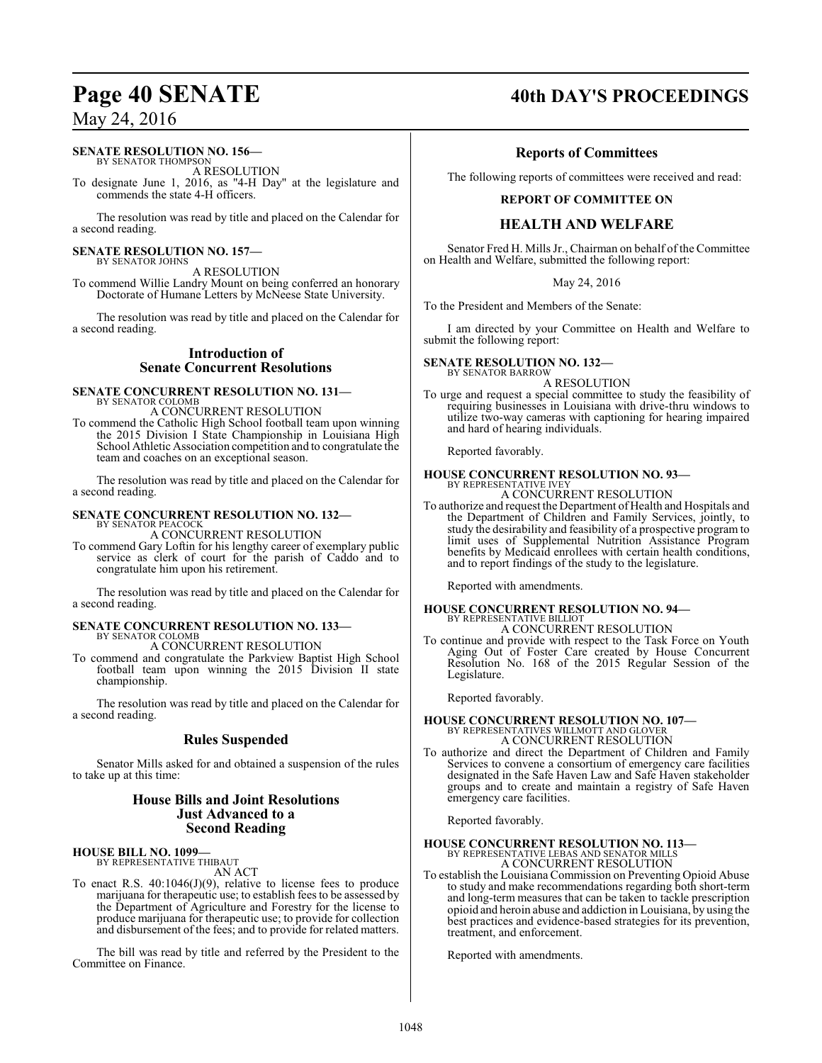**SENATE RESOLUTION NO. 156—**
BY SENATOR THOMPSON

A RESOLUTION

To designate June 1, 2016, as "4-H Day" at the legislature and commends the state 4-H officers.

The resolution was read by title and placed on the Calendar for a second reading.

**SENATE RESOLUTION NO. 157—**
BY SENATOR JOHNS

A RESOLUTION

To commend Willie Landry Mount on being conferred an honorary Doctorate of Humane Letters by McNeese State University.

The resolution was read by title and placed on the Calendar for a second reading.

## Introduction of Senate Concurrent Resolutions

**SENATE CONCURRENT RESOLUTION NO. 131—**
BY SENATOR COLOMB

A CONCURRENT RESOLUTION

To commend the Catholic High School football team upon winning the 2015 Division I State Championship in Louisiana High School Athletic Association competition and to congratulate the team and coaches on an exceptional season.

The resolution was read by title and placed on the Calendar for a second reading.

**SENATE CONCURRENT RESOLUTION NO. 132—**
BY SENATOR PEACOCK

A CONCURRENT RESOLUTION

To commend Gary Loftin for his lengthy career of exemplary public service as clerk of court for the parish of Caddo and to congratulate him upon his retirement.

The resolution was read by title and placed on the Calendar for a second reading.

**SENATE CONCURRENT RESOLUTION NO. 133—**
BY SENATOR COLOMB

A CONCURRENT RESOLUTION

To commend and congratulate the Parkview Baptist High School football team upon winning the 2015 Division II state championship.

The resolution was read by title and placed on the Calendar for a second reading.

## Rules Suspended

Senator Mills asked for and obtained a suspension of the rules to take up at this time:

## House Bills and Joint Resolutions Just Advanced to a Second Reading

**HOUSE BILL NO. 1099—**
BY REPRESENTATIVE THIBAUT

AN ACT

To enact R.S. 40:1046(J)(9), relative to license fees to produce marijuana for therapeutic use; to establish fees to be assessed by the Department of Agriculture and Forestry for the license to produce marijuana for therapeutic use; to provide for collection and disbursement of the fees; and to provide for related matters.

The bill was read by title and referred by the President to the Committee on Finance.

## Reports of Committees

The following reports of committees were received and read:

### REPORT OF COMMITTEE ON

### HEALTH AND WELFARE

Senator Fred H. Mills Jr., Chairman on behalf of the Committee on Health and Welfare, submitted the following report:

May 24, 2016

To the President and Members of the Senate:

I am directed by your Committee on Health and Welfare to submit the following report:

**SENATE RESOLUTION NO. 132—**
BY SENATOR BARROW

A RESOLUTION

To urge and request a special committee to study the feasibility of requiring businesses in Louisiana with drive-thru windows to utilize two-way cameras with captioning for hearing impaired and hard of hearing individuals.

Reported favorably.

**HOUSE CONCURRENT RESOLUTION NO. 93—**
BY REPRESENTATIVE IVEY

A CONCURRENT RESOLUTION

To authorize and request the Department of Health and Hospitals and the Department of Children and Family Services, jointly, to study the desirability and feasibility of a prospective program to limit uses of Supplemental Nutrition Assistance Program benefits by Medicaid enrollees with certain health conditions, and to report findings of the study to the legislature.

Reported with amendments.

**HOUSE CONCURRENT RESOLUTION NO. 94—**
BY REPRESENTATIVE BILLIOT

A CONCURRENT RESOLUTION

To continue and provide with respect to the Task Force on Youth Aging Out of Foster Care created by House Concurrent Resolution No. 168 of the 2015 Regular Session of the Legislature.

Reported favorably.

**HOUSE CONCURRENT RESOLUTION NO. 107—**
BY REPRESENTATIVES WILLMOTT AND GLOVER

A CONCURRENT RESOLUTION

To authorize and direct the Department of Children and Family Services to convene a consortium of emergency care facilities designated in the Safe Haven Law and Safe Haven stakeholder groups and to create and maintain a registry of Safe Haven emergency care facilities.

Reported favorably.

**HOUSE CONCURRENT RESOLUTION NO. 113—**
BY REPRESENTATIVE LEBAS AND SENATOR MILLS

A CONCURRENT RESOLUTION

To establish the Louisiana Commission on Preventing Opioid Abuse to study and make recommendations regarding both short-term and long-term measures that can be taken to tackle prescription opioid and heroin abuse and addiction in Louisiana, by using the best practices and evidence-based strategies for its prevention, treatment, and enforcement.

Reported with amendments.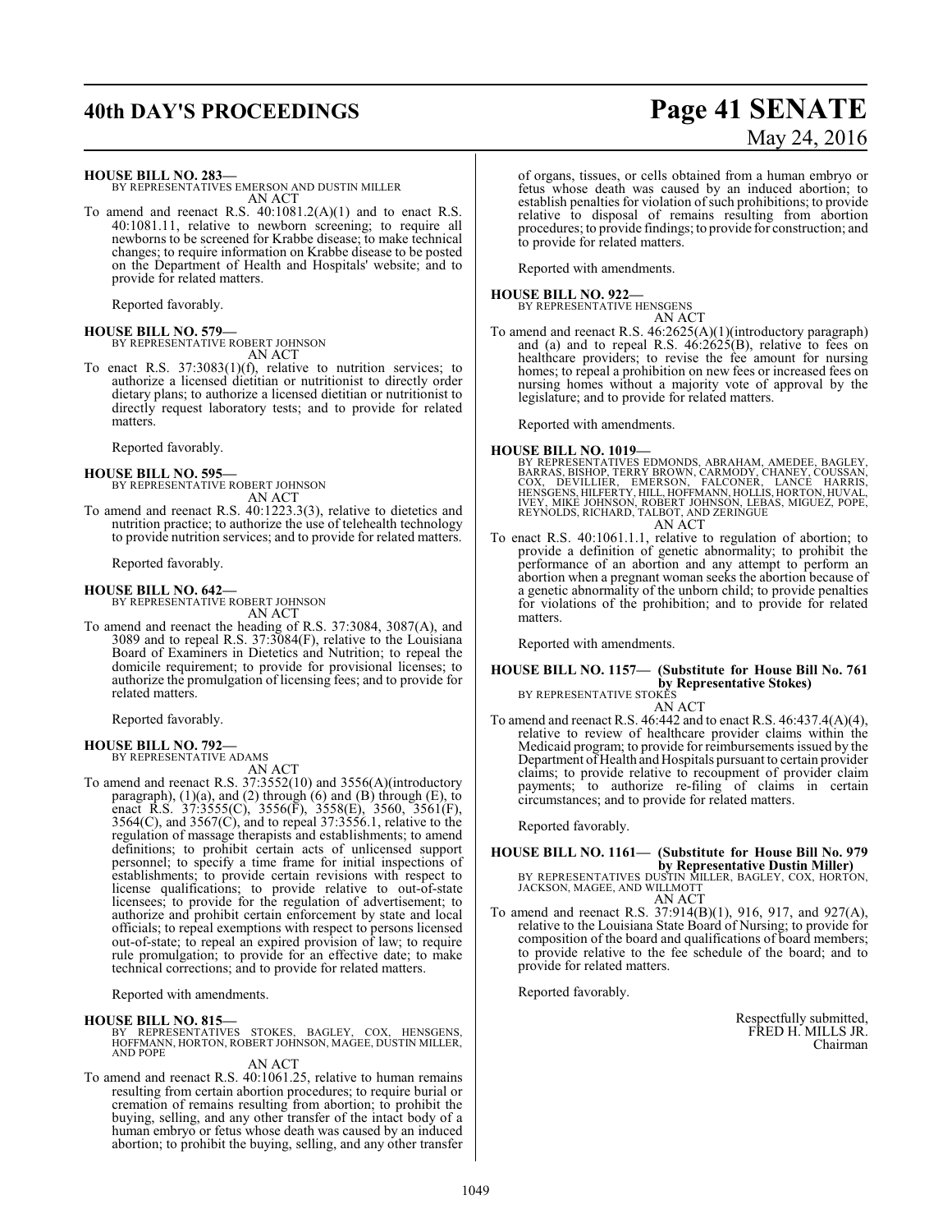**HOUSE BILL NO. 283—**
BY REPRESENTATIVES EMERSON AND DUSTIN MILLER
AN ACT

To amend and reenact R.S. 40:1081.2(A)(1) and to enact R.S. 40:1081.11, relative to newborn screening; to require all newborns to be screened for Krabbe disease; to make technical changes; to require information on Krabbe disease to be posted on the Department of Health and Hospitals' website; and to provide for related matters.

Reported favorably.

**HOUSE BILL NO. 579—**
BY REPRESENTATIVE ROBERT JOHNSON
AN ACT

To enact R.S. 37:3083(1)(f), relative to nutrition services; to authorize a licensed dietitian or nutritionist to directly order dietary plans; to authorize a licensed dietitian or nutritionist to directly request laboratory tests; and to provide for related matters.

Reported favorably.

**HOUSE BILL NO. 595—**
BY REPRESENTATIVE ROBERT JOHNSON
AN ACT

To amend and reenact R.S. 40:1223.3(3), relative to dietetics and nutrition practice; to authorize the use of telehealth technology to provide nutrition services; and to provide for related matters.

Reported favorably.

**HOUSE BILL NO. 642—**
BY REPRESENTATIVE ROBERT JOHNSON
AN ACT

To amend and reenact the heading of R.S. 37:3084, 3087(A), and 3089 and to repeal R.S. 37:3084(F), relative to the Louisiana Board of Examiners in Dietetics and Nutrition; to repeal the domicile requirement; to provide for provisional licenses; to authorize the promulgation of licensing fees; and to provide for related matters.

Reported favorably.

**HOUSE BILL NO. 792—**
BY REPRESENTATIVE ADAMS
AN ACT

To amend and reenact R.S. 37:3552(10) and 3556(A)(introductory paragraph), (1)(a), and (2) through (6) and (B) through (E), to enact R.S. 37:3555(C), 3556(F), 3558(E), 3560, 3561(F), 3564(C), and 3567(C), and to repeal 37:3556.1, relative to the regulation of massage therapists and establishments; to amend definitions; to prohibit certain acts of unlicensed support personnel; to specify a time frame for initial inspections of establishments; to provide certain revisions with respect to license qualifications; to provide relative to out-of-state licensees; to provide for the regulation of advertisement; to authorize and prohibit certain enforcement by state and local officials; to repeal exemptions with respect to persons licensed out-of-state; to repeal an expired provision of law; to require rule promulgation; to provide for an effective date; to make technical corrections; and to provide for related matters.

Reported with amendments.

**HOUSE BILL NO. 815—**
BY REPRESENTATIVES STOKES, BAGLEY, COX, HENSGENS, HOFFMANN, HORTON, ROBERT JOHNSON, MAGEE, DUSTIN MILLER, AND POPE
AN ACT

To amend and reenact R.S. 40:1061.25, relative to human remains resulting from certain abortion procedures; to require burial or cremation of remains resulting from abortion; to prohibit the buying, selling, and any other transfer of the intact body of a human embryo or fetus whose death was caused by an induced abortion; to prohibit the buying, selling, and any other transfer of organs, tissues, or cells obtained from a human embryo or fetus whose death was caused by an induced abortion; to establish penalties for violation of such prohibitions; to provide relative to disposal of remains resulting from abortion procedures; to provide findings; to provide for construction; and to provide for related matters.

Reported with amendments.

**HOUSE BILL NO. 922—**
BY REPRESENTATIVE HENSGENS
AN ACT

To amend and reenact R.S. 46:2625(A)(1)(introductory paragraph) and (a) and to repeal R.S. 46:2625(B), relative to fees on healthcare providers; to revise the fee amount for nursing homes; to repeal a prohibition on new fees or increased fees on nursing homes without a majority vote of approval by the legislature; and to provide for related matters.

Reported with amendments.

**HOUSE BILL NO. 1019—**
BY REPRESENTATIVES EDMONDS, ABRAHAM, AMEDEE, BAGLEY, BARRAS, BISHOP, TERRY BROWN, CARMODY, CHANEY, COUSSAN, COX, DEVILLIER, EMERSON, FALCONER, LANCE HARRIS, HENSGENS, HILFERTY, HILL, HOFFMANN, HOLLIS, HORTON, HUVAL, IVEY, MIKE JOHNSON, ROBERT JOHNSON, LEBAS, MIGUEZ, POPE, REYNOLDS, RICHARD, TALBOT, AND ZERINGUE
AN ACT

To enact R.S. 40:1061.1.1, relative to regulation of abortion; to provide a definition of genetic abnormality; to prohibit the performance of an abortion and any attempt to perform an abortion when a pregnant woman seeks the abortion because of a genetic abnormality of the unborn child; to provide penalties for violations of the prohibition; and to provide for related matters.

Reported with amendments.

**HOUSE BILL NO. 1157— (Substitute for House Bill No. 761 by Representative Stokes)**
BY REPRESENTATIVE STOKES
AN ACT

To amend and reenact R.S. 46:442 and to enact R.S. 46:437.4(A)(4), relative to review of healthcare provider claims within the Medicaid program; to provide for reimbursements issued by the Department of Health and Hospitals pursuant to certain provider claims; to provide relative to recoupment of provider claim payments; to authorize re-filing of claims in certain circumstances; and to provide for related matters.

Reported favorably.

**HOUSE BILL NO. 1161— (Substitute for House Bill No. 979 by Representative Dustin Miller)**
BY REPRESENTATIVES DUSTIN MILLER, BAGLEY, COX, HORTON, JACKSON, MAGEE, AND WILLMOTT
AN ACT

To amend and reenact R.S. 37:914(B)(1), 916, 917, and 927(A), relative to the Louisiana State Board of Nursing; to provide for composition of the board and qualifications of board members; to provide relative to the fee schedule of the board; and to provide for related matters.

Reported favorably.

Respectfully submitted,
FRED H. MILLS JR.
Chairman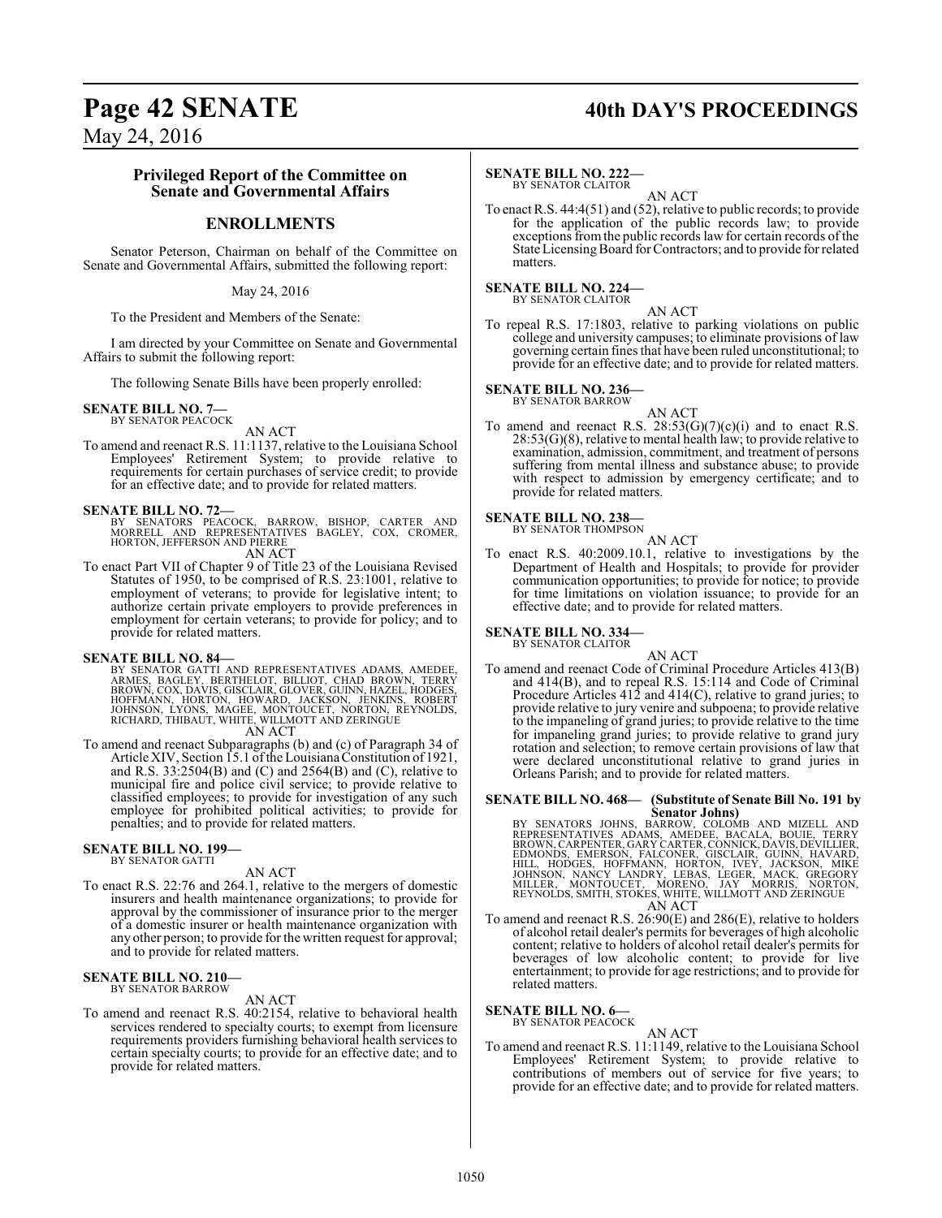### Privileged Report of the Committee on Senate and Governmental Affairs

## ENROLLMENTS

Senator Peterson, Chairman on behalf of the Committee on Senate and Governmental Affairs, submitted the following report:

May 24, 2016

To the President and Members of the Senate:

I am directed by your Committee on Senate and Governmental Affairs to submit the following report:

The following Senate Bills have been properly enrolled:

**SENATE BILL NO. 7—**
BY SENATOR PEACOCK

AN ACT

To amend and reenact R.S. 11:1137, relative to the Louisiana School Employees' Retirement System; to provide relative to requirements for certain purchases of service credit; to provide for an effective date; and to provide for related matters.

**SENATE BILL NO. 72—**
BY SENATORS PEACOCK, BARROW, BISHOP, CARTER AND MORRELL AND REPRESENTATIVES BAGLEY, COX, CROMER, HORTON, JEFFERSON AND PIERRE

AN ACT

To enact Part VII of Chapter 9 of Title 23 of the Louisiana Revised Statutes of 1950, to be comprised of R.S. 23:1001, relative to employment of veterans; to provide for legislative intent; to authorize certain private employers to provide preferences in employment for certain veterans; to provide for policy; and to provide for related matters.

**SENATE BILL NO. 84—**
BY SENATOR GATTI AND REPRESENTATIVES ADAMS, AMEDEE, ARMES, BAGLEY, BERTHELOT, BILLIOT, CHAD BROWN, TERRY BROWN, COX, DAVIS, GISCLAIR, GLOVER, GUINN, HAZEL, HODGES, HOFFMANN, HORTON, HOWARD, JACKSON, JENKINS, ROBERT JOHNSON, LYONS, MAGEE, MONTOUCET, NORTON, REYNOLDS, RICHARD, THIBAUT, WHITE, WILLMOTT AND ZERINGUE

AN ACT

To amend and reenact Subparagraphs (b) and (c) of Paragraph 34 of Article XIV, Section 15.1 of the Louisiana Constitution of 1921, and R.S. 33:2504(B) and (C) and 2564(B) and (C), relative to municipal fire and police civil service; to provide relative to classified employees; to provide for investigation of any such employee for prohibited political activities; to provide for penalties; and to provide for related matters.

**SENATE BILL NO. 199—**
BY SENATOR GATTI

AN ACT

To enact R.S. 22:76 and 264.1, relative to the mergers of domestic insurers and health maintenance organizations; to provide for approval by the commissioner of insurance prior to the merger of a domestic insurer or health maintenance organization with any other person; to provide for the written request for approval; and to provide for related matters.

**SENATE BILL NO. 210—**
BY SENATOR BARROW

AN ACT

To amend and reenact R.S. 40:2154, relative to behavioral health services rendered to specialty courts; to exempt from licensure requirements providers furnishing behavioral health services to certain specialty courts; to provide for an effective date; and to provide for related matters.

**SENATE BILL NO. 222—**
BY SENATOR CLAITOR

AN ACT

To enact R.S. 44:4(51) and (52), relative to public records; to provide for the application of the public records law; to provide exceptions from the public records law for certain records of the State Licensing Board for Contractors; and to provide for related matters.

**SENATE BILL NO. 224—**
BY SENATOR CLAITOR

AN ACT

To repeal R.S. 17:1803, relative to parking violations on public college and university campuses; to eliminate provisions of law governing certain fines that have been ruled unconstitutional; to provide for an effective date; and to provide for related matters.

**SENATE BILL NO. 236—**
BY SENATOR BARROW

AN ACT

To amend and reenact R.S. 28:53(G)(7)(c)(i) and to enact R.S. 28:53(G)(8), relative to mental health law; to provide relative to examination, admission, commitment, and treatment of persons suffering from mental illness and substance abuse; to provide with respect to admission by emergency certificate; and to provide for related matters.

**SENATE BILL NO. 238—**
BY SENATOR THOMPSON

AN ACT

To enact R.S. 40:2009.10.1, relative to investigations by the Department of Health and Hospitals; to provide for provider communication opportunities; to provide for notice; to provide for time limitations on violation issuance; to provide for an effective date; and to provide for related matters.

**SENATE BILL NO. 334—**
BY SENATOR CLAITOR

AN ACT

To amend and reenact Code of Criminal Procedure Articles 413(B) and 414(B), and to repeal R.S. 15:114 and Code of Criminal Procedure Articles 412 and 414(C), relative to grand juries; to provide relative to jury venire and subpoena; to provide relative to the impaneling of grand juries; to provide relative to the time for impaneling grand juries; to provide relative to grand jury rotation and selection; to remove certain provisions of law that were declared unconstitutional relative to grand juries in Orleans Parish; and to provide for related matters.

**SENATE BILL NO. 468— (Substitute of Senate Bill No. 191 by Senator Johns)**
BY SENATORS JOHNS, BARROW, COLOMB AND MIZELL AND REPRESENTATIVES ADAMS, AMEDEE, BACALA, BOUIE, TERRY BROWN, CARPENTER, GARY CARTER, CONNICK, DAVIS, DEVILLIER, EDMONDS, EMERSON, FALCONER, GISCLAIR, GUINN, HAVARD, HILL, HODGES, HOFFMANN, HORTON, IVEY, JACKSON, MIKE JOHNSON, NANCY LANDRY, LEBAS, LEGER, MACK, GREGORY MILLER, MONTOUCET, MORENO, JAY MORRIS, NORTON, REYNOLDS, SMITH, STOKES, WHITE, WILLMOTT AND ZERINGUE

AN ACT

To amend and reenact R.S. 26:90(E) and 286(E), relative to holders of alcohol retail dealer's permits for beverages of high alcoholic content; relative to holders of alcohol retail dealer's permits for beverages of low alcoholic content; to provide for live entertainment; to provide for age restrictions; and to provide for related matters.

**SENATE BILL NO. 6—**
BY SENATOR PEACOCK

AN ACT

To amend and reenact R.S. 11:1149, relative to the Louisiana School Employees' Retirement System; to provide relative to contributions of members out of service for five years; to provide for an effective date; and to provide for related matters.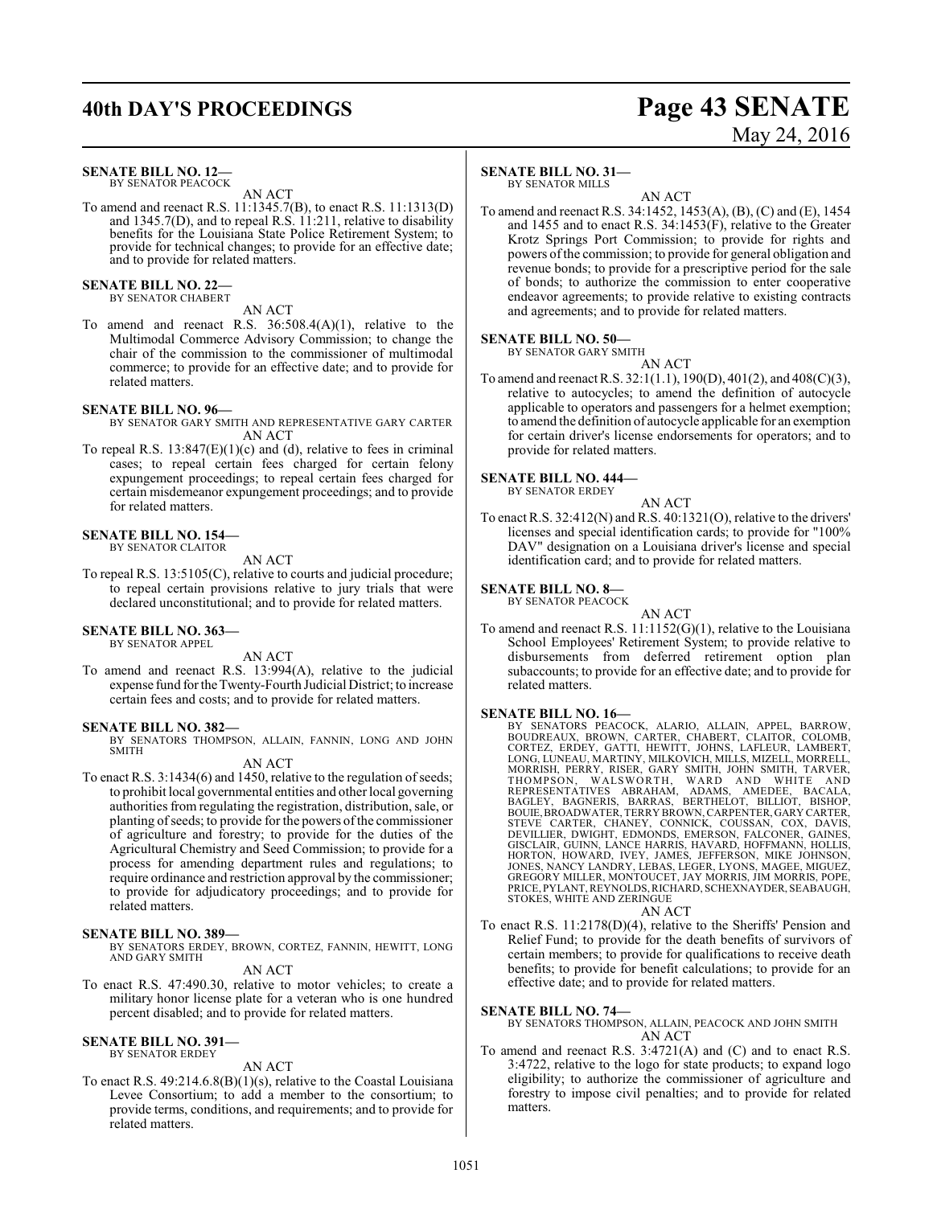**SENATE BILL NO. 12—**
BY SENATOR PEACOCK

AN ACT

To amend and reenact R.S. 11:1345.7(B), to enact R.S. 11:1313(D) and 1345.7(D), and to repeal R.S. 11:211, relative to disability benefits for the Louisiana State Police Retirement System; to provide for technical changes; to provide for an effective date; and to provide for related matters.

**SENATE BILL NO. 22—**
BY SENATOR CHABERT

AN ACT

To amend and reenact R.S. 36:508.4(A)(1), relative to the Multimodal Commerce Advisory Commission; to change the chair of the commission to the commissioner of multimodal commerce; to provide for an effective date; and to provide for related matters.

**SENATE BILL NO. 96—**
BY SENATOR GARY SMITH AND REPRESENTATIVE GARY CARTER

AN ACT

To repeal R.S. 13:847(E)(1)(c) and (d), relative to fees in criminal cases; to repeal certain fees charged for certain felony expungement proceedings; to repeal certain fees charged for certain misdemeanor expungement proceedings; and to provide for related matters.

**SENATE BILL NO. 154—**
BY SENATOR CLAITOR

AN ACT

To repeal R.S. 13:5105(C), relative to courts and judicial procedure; to repeal certain provisions relative to jury trials that were declared unconstitutional; and to provide for related matters.

**SENATE BILL NO. 363—**
BY SENATOR APPEL

AN ACT

To amend and reenact R.S. 13:994(A), relative to the judicial expense fund for the Twenty-Fourth Judicial District; to increase certain fees and costs; and to provide for related matters.

**SENATE BILL NO. 382—**
BY SENATORS THOMPSON, ALLAIN, FANNIN, LONG AND JOHN SMITH

AN ACT

To enact R.S. 3:1434(6) and 1450, relative to the regulation of seeds; to prohibit local governmental entities and other local governing authorities from regulating the registration, distribution, sale, or planting of seeds; to provide for the powers of the commissioner of agriculture and forestry; to provide for the duties of the Agricultural Chemistry and Seed Commission; to provide for a process for amending department rules and regulations; to require ordinance and restriction approval by the commissioner; to provide for adjudicatory proceedings; and to provide for related matters.

**SENATE BILL NO. 389—**
BY SENATORS ERDEY, BROWN, CORTEZ, FANNIN, HEWITT, LONG AND GARY SMITH

AN ACT

To enact R.S. 47:490.30, relative to motor vehicles; to create a military honor license plate for a veteran who is one hundred percent disabled; and to provide for related matters.

**SENATE BILL NO. 391—**
BY SENATOR ERDEY

AN ACT

To enact R.S. 49:214.6.8(B)(1)(s), relative to the Coastal Louisiana Levee Consortium; to add a member to the consortium; to provide terms, conditions, and requirements; and to provide for related matters.

**SENATE BILL NO. 31—**
BY SENATOR MILLS

AN ACT

To amend and reenact R.S. 34:1452, 1453(A), (B), (C) and (E), 1454 and 1455 and to enact R.S. 34:1453(F), relative to the Greater Krotz Springs Port Commission; to provide for rights and powers of the commission; to provide for general obligation and revenue bonds; to provide for a prescriptive period for the sale of bonds; to authorize the commission to enter cooperative endeavor agreements; to provide relative to existing contracts and agreements; and to provide for related matters.

**SENATE BILL NO. 50—**
BY SENATOR GARY SMITH

AN ACT

To amend and reenact R.S. 32:1(1.1), 190(D), 401(2), and 408(C)(3), relative to autocycles; to amend the definition of autocycle applicable to operators and passengers for a helmet exemption; to amend the definition of autocycle applicable for an exemption for certain driver's license endorsements for operators; and to provide for related matters.

**SENATE BILL NO. 444—**
BY SENATOR ERDEY

AN ACT

To enact R.S. 32:412(N) and R.S. 40:1321(O), relative to the drivers' licenses and special identification cards; to provide for "100% DAV" designation on a Louisiana driver's license and special identification card; and to provide for related matters.

**SENATE BILL NO. 8—**
BY SENATOR PEACOCK

AN ACT

To amend and reenact R.S. 11:1152(G)(1), relative to the Louisiana School Employees' Retirement System; to provide relative to disbursements from deferred retirement option plan subaccounts; to provide for an effective date; and to provide for related matters.

**SENATE BILL NO. 16—**
BY SENATORS PEACOCK, ALARIO, ALLAIN, APPEL, BARROW, BOUDREAUX, BROWN, CARTER, CHABERT, CLAITOR, COLOMB, CORTEZ, ERDEY, GATTI, HEWITT, JOHNS, LAFLEUR, LAMBERT, LONG, LUNEAU, MARTINY, MILKOVICH, MILLS, MIZELL, MORRELL, MORRISH, PERRY, RISER, GARY SMITH, JOHN SMITH, TARVER, THOMPSON, WALSWORTH, WARD AND WHITE AND REPRESENTATIVES ABRAHAM, ADAMS, AMEDEE, BACALA, BAGLEY, BAGNERIS, BARRAS, BERTHELOT, BILLIOT, BISHOP, BOUIE, BROADWATER, TERRY BROWN, CARPENTER, GARY CARTER, STEVE CARTER, CHANEY, CONNICK, COUSSAN, COX, DAVIS, DEVILLIER, DWIGHT, EDMONDS, EMERSON, FALCONER, GAINES, GISCLAIR, GUINN, LANCE HARRIS, HAVARD, HOFFMANN, HOLLIS, HORTON, HOWARD, IVEY, JAMES, JEFFERSON, MIKE JOHNSON, JONES, NANCY LANDRY, LEBAS, LEGER, LYONS, MAGEE, MIGUEZ, GREGORY MILLER, MONTOUCET, JAY MORRIS, JIM MORRIS, POPE, PRICE, PYLANT, REYNOLDS, RICHARD, SCHEXNAYDER, SEABAUGH, STOKES, WHITE AND ZERINGUE

AN ACT

To enact R.S. 11:2178(D)(4), relative to the Sheriffs' Pension and Relief Fund; to provide for the death benefits of survivors of certain members; to provide for qualifications to receive death benefits; to provide for benefit calculations; to provide for an effective date; and to provide for related matters.

**SENATE BILL NO. 74—**
BY SENATORS THOMPSON, ALLAIN, PEACOCK AND JOHN SMITH

AN ACT

To amend and reenact R.S. 3:4721(A) and (C) and to enact R.S. 3:4722, relative to the logo for state products; to expand logo eligibility; to authorize the commissioner of agriculture and forestry to impose civil penalties; and to provide for related matters.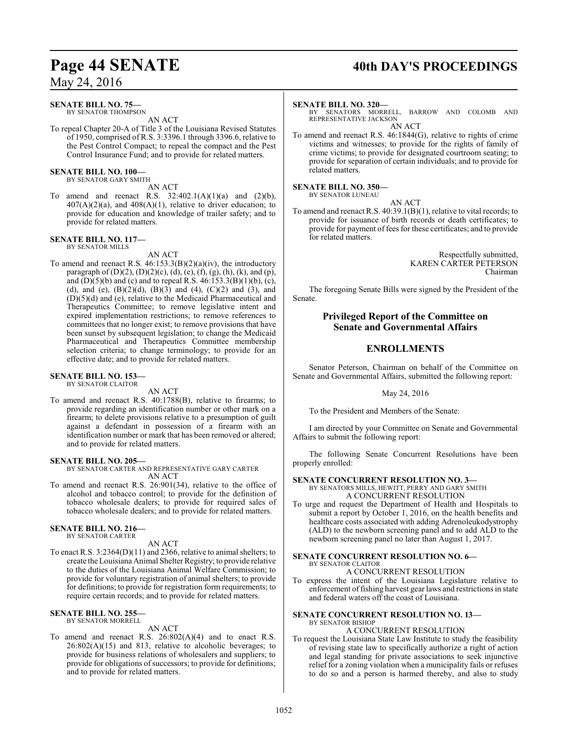**SENATE BILL NO. 75—**
BY SENATOR THOMPSON

AN ACT

To repeal Chapter 20-A of Title 3 of the Louisiana Revised Statutes of 1950, comprised of R.S. 3:3396.1 through 3396.6, relative to the Pest Control Compact; to repeal the compact and the Pest Control Insurance Fund; and to provide for related matters.

**SENATE BILL NO. 100—**
BY SENATOR GARY SMITH

AN ACT

To amend and reenact R.S. 32:402.1(A)(1)(a) and (2)(b), 407(A)(2)(a), and 408(A)(1), relative to driver education; to provide for education and knowledge of trailer safety; and to provide for related matters.

**SENATE BILL NO. 117—**
BY SENATOR MILLS

AN ACT

To amend and reenact R.S. 46:153.3(B)(2)(a)(iv), the introductory paragraph of (D)(2), (D)(2)(c), (d), (e), (f), (g), (h), (k), and (p), and (D)(5)(b) and (c) and to repeal R.S. 46:153.3(B)(1)(b), (c), (d), and (e), (B)(2)(d), (B)(3) and (4), (C)(2) and (3), and (D)(5)(d) and (e), relative to the Medicaid Pharmaceutical and Therapeutics Committee; to remove legislative intent and expired implementation restrictions; to remove references to committees that no longer exist; to remove provisions that have been sunset by subsequent legislation; to change the Medicaid Pharmaceutical and Therapeutics Committee membership selection criteria; to change terminology; to provide for an effective date; and to provide for related matters.

**SENATE BILL NO. 153—**
BY SENATOR CLAITOR

AN ACT

To amend and reenact R.S. 40:1788(B), relative to firearms; to provide regarding an identification number or other mark on a firearm; to delete provisions relative to a presumption of guilt against a defendant in possession of a firearm with an identification number or mark that has been removed or altered; and to provide for related matters.

**SENATE BILL NO. 205—**
BY SENATOR CARTER AND REPRESENTATIVE GARY CARTER

AN ACT

To amend and reenact R.S. 26:901(34), relative to the office of alcohol and tobacco control; to provide for the definition of tobacco wholesale dealers; to provide for required sales of tobacco wholesale dealers; and to provide for related matters.

**SENATE BILL NO. 216—**
BY SENATOR CARTER

AN ACT

To enact R.S. 3:2364(D)(11) and 2366, relative to animal shelters; to create the Louisiana Animal Shelter Registry; to provide relative to the duties of the Louisiana Animal Welfare Commission; to provide for voluntary registration of animal shelters; to provide for definitions; to provide for registration form requirements; to require certain records; and to provide for related matters.

**SENATE BILL NO. 255—**
BY SENATOR MORRELL

AN ACT

To amend and reenact R.S. 26:802(A)(4) and to enact R.S. 26:802(A)(15) and 813, relative to alcoholic beverages; to provide for business relations of wholesalers and suppliers; to provide for obligations of successors; to provide for definitions; and to provide for related matters.

**SENATE BILL NO. 320—**
BY SENATORS MORRELL, BARROW AND COLOMB AND REPRESENTATIVE JACKSON

AN ACT

To amend and reenact R.S. 46:1844(G), relative to rights of crime victims and witnesses; to provide for the rights of family of crime victims; to provide for designated courtroom seating; to provide for separation of certain individuals; and to provide for related matters.

**SENATE BILL NO. 350—**
BY SENATOR LUNEAU

AN ACT

To amend and reenact R.S. 40:39.1(B)(1), relative to vital records; to provide for issuance of birth records or death certificates; to provide for payment of fees for these certificates; and to provide for related matters.

Respectfully submitted,
KAREN CARTER PETERSON
Chairman

The foregoing Senate Bills were signed by the President of the Senate.

## Privileged Report of the Committee on Senate and Governmental Affairs

## ENROLLMENTS

Senator Peterson, Chairman on behalf of the Committee on Senate and Governmental Affairs, submitted the following report:

May 24, 2016

To the President and Members of the Senate:

I am directed by your Committee on Senate and Governmental Affairs to submit the following report:

The following Senate Concurrent Resolutions have been properly enrolled:

**SENATE CONCURRENT RESOLUTION NO. 3—**
BY SENATORS MILLS, HEWITT, PERRY AND GARY SMITH

A CONCURRENT RESOLUTION

To urge and request the Department of Health and Hospitals to submit a report by October 1, 2016, on the health benefits and healthcare costs associated with adding Adrenoleukodystrophy (ALD) to the newborn screening panel and to add ALD to the newborn screening panel no later than August 1, 2017.

**SENATE CONCURRENT RESOLUTION NO. 6—**
BY SENATOR CLAITOR

A CONCURRENT RESOLUTION

To express the intent of the Louisiana Legislature relative to enforcement of fishing harvest gear laws and restrictions in state and federal waters off the coast of Louisiana.

**SENATE CONCURRENT RESOLUTION NO. 13—**
BY SENATOR BISHOP

A CONCURRENT RESOLUTION

To request the Louisiana State Law Institute to study the feasibility of revising state law to specifically authorize a right of action and legal standing for private associations to seek injunctive relief for a zoning violation when a municipality fails or refuses to do so and a person is harmed thereby, and also to study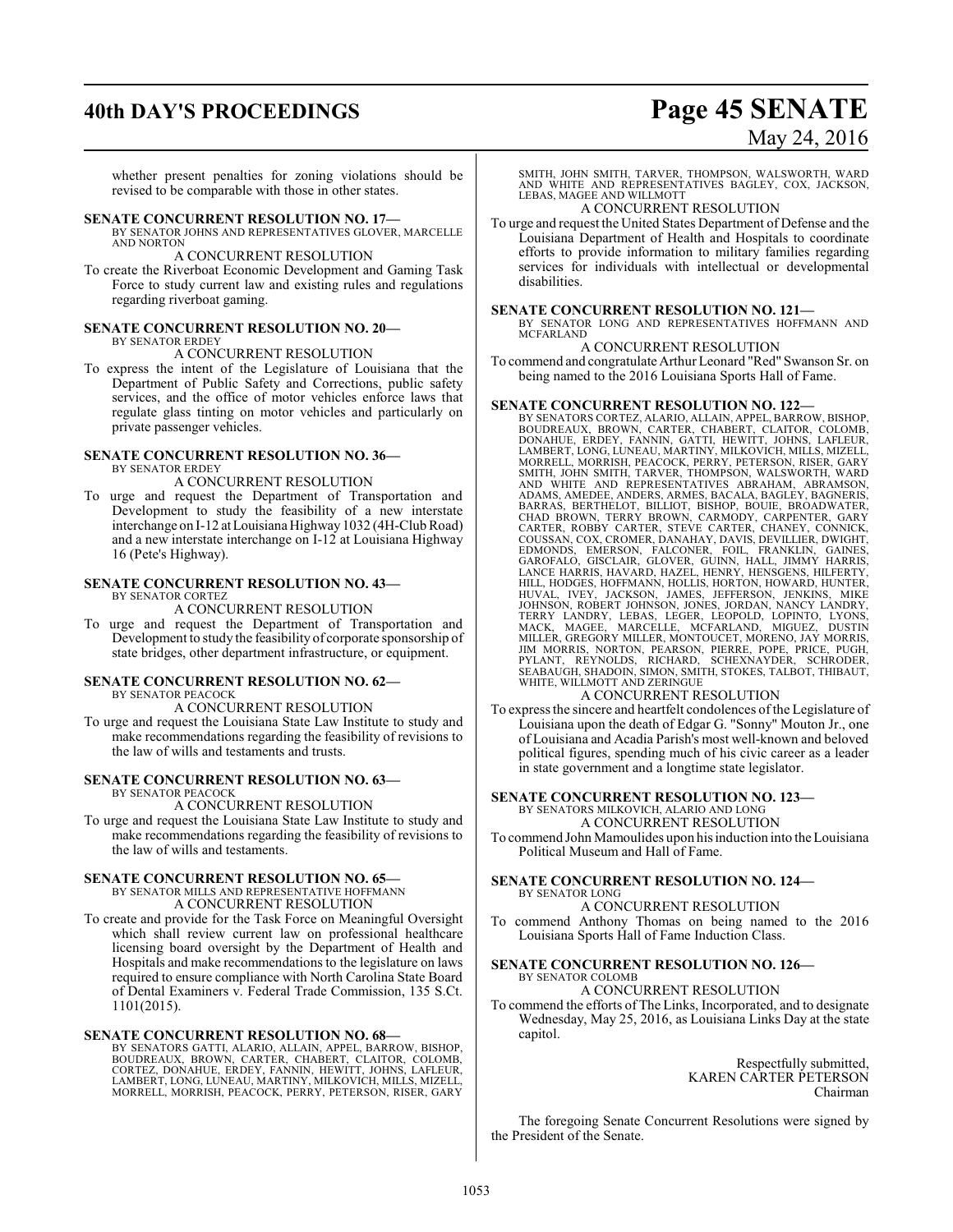whether present penalties for zoning violations should be revised to be comparable with those in other states.

**SENATE CONCURRENT RESOLUTION NO. 17—**
BY SENATOR JOHNS AND REPRESENTATIVES GLOVER, MARCELLE AND NORTON

A CONCURRENT RESOLUTION

To create the Riverboat Economic Development and Gaming Task Force to study current law and existing rules and regulations regarding riverboat gaming.

**SENATE CONCURRENT RESOLUTION NO. 20—**
BY SENATOR ERDEY

A CONCURRENT RESOLUTION

To express the intent of the Legislature of Louisiana that the Department of Public Safety and Corrections, public safety services, and the office of motor vehicles enforce laws that regulate glass tinting on motor vehicles and particularly on private passenger vehicles.

**SENATE CONCURRENT RESOLUTION NO. 36—**
BY SENATOR ERDEY

A CONCURRENT RESOLUTION

To urge and request the Department of Transportation and Development to study the feasibility of a new interstate interchange on I-12 at Louisiana Highway 1032 (4H-Club Road) and a new interstate interchange on I-12 at Louisiana Highway 16 (Pete's Highway).

**SENATE CONCURRENT RESOLUTION NO. 43—**
BY SENATOR CORTEZ

A CONCURRENT RESOLUTION

To urge and request the Department of Transportation and Development to study the feasibility of corporate sponsorship of state bridges, other department infrastructure, or equipment.

**SENATE CONCURRENT RESOLUTION NO. 62—**
BY SENATOR PEACOCK

A CONCURRENT RESOLUTION

To urge and request the Louisiana State Law Institute to study and make recommendations regarding the feasibility of revisions to the law of wills and testaments and trusts.

**SENATE CONCURRENT RESOLUTION NO. 63—**
BY SENATOR PEACOCK

A CONCURRENT RESOLUTION

To urge and request the Louisiana State Law Institute to study and make recommendations regarding the feasibility of revisions to the law of wills and testaments.

**SENATE CONCURRENT RESOLUTION NO. 65—**
BY SENATOR MILLS AND REPRESENTATIVE HOFFMANN

A CONCURRENT RESOLUTION

To create and provide for the Task Force on Meaningful Oversight which shall review current law on professional healthcare licensing board oversight by the Department of Health and Hospitals and make recommendations to the legislature on laws required to ensure compliance with North Carolina State Board of Dental Examiners v. Federal Trade Commission, 135 S.Ct. 1101(2015).

**SENATE CONCURRENT RESOLUTION NO. 68—**
BY SENATORS GATTI, ALARIO, ALLAIN, APPEL, BARROW, BISHOP, BOUDREAUX, BROWN, CARTER, CHABERT, CLAITOR, COLOMB, CORTEZ, DONAHUE, ERDEY, FANNIN, HEWITT, JOHNS, LAFLEUR, LAMBERT, LONG, LUNEAU, MARTINY, MILKOVICH, MILLS, MIZELL, MORRELL, MORRISH, PEACOCK, PERRY, PETERSON, RISER, GARY SMITH, JOHN SMITH, TARVER, THOMPSON, WALSWORTH, WARD AND WHITE AND REPRESENTATIVES BAGLEY, COX, JACKSON, LEBAS, MAGEE AND WILLMOTT

A CONCURRENT RESOLUTION

To urge and request the United States Department of Defense and the Louisiana Department of Health and Hospitals to coordinate efforts to provide information to military families regarding services for individuals with intellectual or developmental disabilities.

**SENATE CONCURRENT RESOLUTION NO. 121—**
BY SENATOR LONG AND REPRESENTATIVES HOFFMANN AND MCFARLAND

A CONCURRENT RESOLUTION

To commend and congratulate Arthur Leonard "Red" Swanson Sr. on being named to the 2016 Louisiana Sports Hall of Fame.

**SENATE CONCURRENT RESOLUTION NO. 122—**
BY SENATORS CORTEZ, ALARIO, ALLAIN, APPEL, BARROW, BISHOP, BOUDREAUX, BROWN, CARTER, CHABERT, CLAITOR, COLOMB, DONAHUE, ERDEY, FANNIN, GATTI, HEWITT, JOHNS, LAFLEUR, LAMBERT, LONG, LUNEAU, MARTINY, MILKOVICH, MILLS, MIZELL, MORRELL, MORRISH, PEACOCK, PERRY, PETERSON, RISER, GARY SMITH, JOHN SMITH, TARVER, THOMPSON, WALSWORTH, WARD AND WHITE AND REPRESENTATIVES ABRAHAM, ABRAMSON, ADAMS, AMEDEE, ANDERS, ARMES, BACALA, BAGLEY, BAGNERIS, BARRAS, BERTHELOT, BILLIOT, BISHOP, BOUIE, BROADWATER, CHAD BROWN, TERRY BROWN, CARMODY, CARPENTER, GARY CARTER, ROBBY CARTER, STEVE CARTER, CHANEY, CONNICK, COUSSAN, COX, CROMER, DANAHAY, DAVIS, DEVILLIER, DWIGHT, EDMONDS, EMERSON, FALCONER, FOIL, FRANKLIN, GAINES, GAROFALO, GISCLAIR, GLOVER, GUINN, HALL, JIMMY HARRIS, LANCE HARRIS, HAVARD, HAZEL, HENRY, HENSGENS, HILFERTY, HILL, HODGES, HOFFMANN, HOLLIS, HORTON, HOWARD, HUNTER, HUVAL, IVEY, JACKSON, JAMES, JEFFERSON, JENKINS, MIKE JOHNSON, ROBERT JOHNSON, JONES, JORDAN, NANCY LANDRY, TERRY LANDRY, LEBAS, LEGER, LEOPOLD, LOPINTO, LYONS, MACK, MAGEE, MARCELLE, MCFARLAND, MIGUEZ, DUSTIN MILLER, GREGORY MILLER, MONTOUCET, MORENO, JAY MORRIS, JIM MORRIS, NORTON, PEARSON, PIERRE, POPE, PRICE, PUGH, PYLANT, REYNOLDS, RICHARD, SCHEXNAYDER, SCHRODER, SEABAUGH, SHADOIN, SIMON, SMITH, STOKES, TALBOT, THIBAUT, WHITE, WILLMOTT AND ZERINGUE

A CONCURRENT RESOLUTION

To express the sincere and heartfelt condolences of the Legislature of Louisiana upon the death of Edgar G. "Sonny" Mouton Jr., one of Louisiana and Acadia Parish's most well-known and beloved political figures, spending much of his civic career as a leader in state government and a longtime state legislator.

**SENATE CONCURRENT RESOLUTION NO. 123—**
BY SENATORS MILKOVICH, ALARIO AND LONG

A CONCURRENT RESOLUTION

To commend John Mamoulides upon his induction into the Louisiana Political Museum and Hall of Fame.

**SENATE CONCURRENT RESOLUTION NO. 124—**
BY SENATOR LONG

A CONCURRENT RESOLUTION

To commend Anthony Thomas on being named to the 2016 Louisiana Sports Hall of Fame Induction Class.

**SENATE CONCURRENT RESOLUTION NO. 126—**
BY SENATOR COLOMB

A CONCURRENT RESOLUTION

To commend the efforts of The Links, Incorporated, and to designate Wednesday, May 25, 2016, as Louisiana Links Day at the state capitol.

Respectfully submitted,
KAREN CARTER PETERSON
Chairman

The foregoing Senate Concurrent Resolutions were signed by the President of the Senate.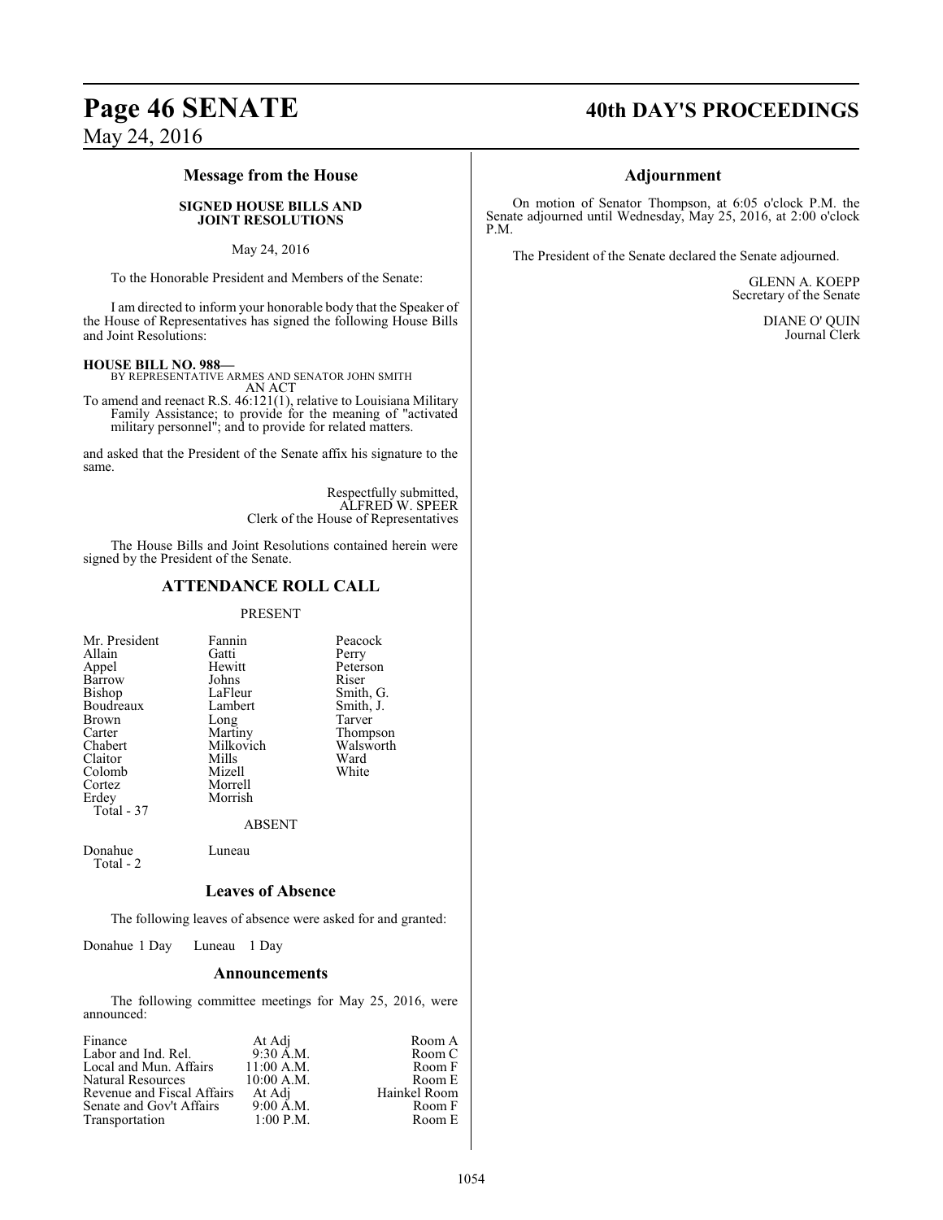## Message from the House

**SIGNED HOUSE BILLS AND JOINT RESOLUTIONS**

May 24, 2016

To the Honorable President and Members of the Senate:

I am directed to inform your honorable body that the Speaker of the House of Representatives has signed the following House Bills and Joint Resolutions:

**HOUSE BILL NO. 988—**
BY REPRESENTATIVE ARMES AND SENATOR JOHN SMITH
AN ACT
To amend and reenact R.S. 46:121(1), relative to Louisiana Military Family Assistance; to provide for the meaning of "activated military personnel"; and to provide for related matters.

and asked that the President of the Senate affix his signature to the same.

Respectfully submitted,
ALFRED W. SPEER
Clerk of the House of Representatives

The House Bills and Joint Resolutions contained herein were signed by the President of the Senate.

## ATTENDANCE ROLL CALL

PRESENT

| | | |
|---|---|---|
| Mr. President | Fannin | Peacock |
| Allain | Gatti | Perry |
| Appel | Hewitt | Peterson |
| Barrow | Johns | Riser |
| Bishop | LaFleur | Smith, G. |
| Boudreaux | Lambert | Smith, J. |
| Brown | Long | Tarver |
| Carter | Martiny | Thompson |
| Chabert | Milkovich | Walsworth |
| Claitor | Mills | Ward |
| Colomb | Mizell | White |
| Cortez | Morrell | |
| Erdey | Morrish | |

Total - 37

ABSENT

| | |
|---|---|
| Donahue | Luneau |

Total - 2

## Leaves of Absence

The following leaves of absence were asked for and granted:

Donahue 1 Day Luneau 1 Day

## Announcements

The following committee meetings for May 25, 2016, were announced:

| | | |
|---|---|---|
| Finance | At Adj | Room A |
| Labor and Ind. Rel. | 9:30 A.M. | Room C |
| Local and Mun. Affairs | 11:00 A.M. | Room F |
| Natural Resources | 10:00 A.M. | Room E |
| Revenue and Fiscal Affairs | At Adj | Hainkel Room |
| Senate and Gov't Affairs | 9:00 A.M. | Room F |
| Transportation | 1:00 P.M. | Room E |

## Adjournment

On motion of Senator Thompson, at 6:05 o'clock P.M. the Senate adjourned until Wednesday, May 25, 2016, at 2:00 o'clock P.M.

The President of the Senate declared the Senate adjourned.

GLENN A. KOEPP
Secretary of the Senate

DIANE O' QUIN
Journal Clerk